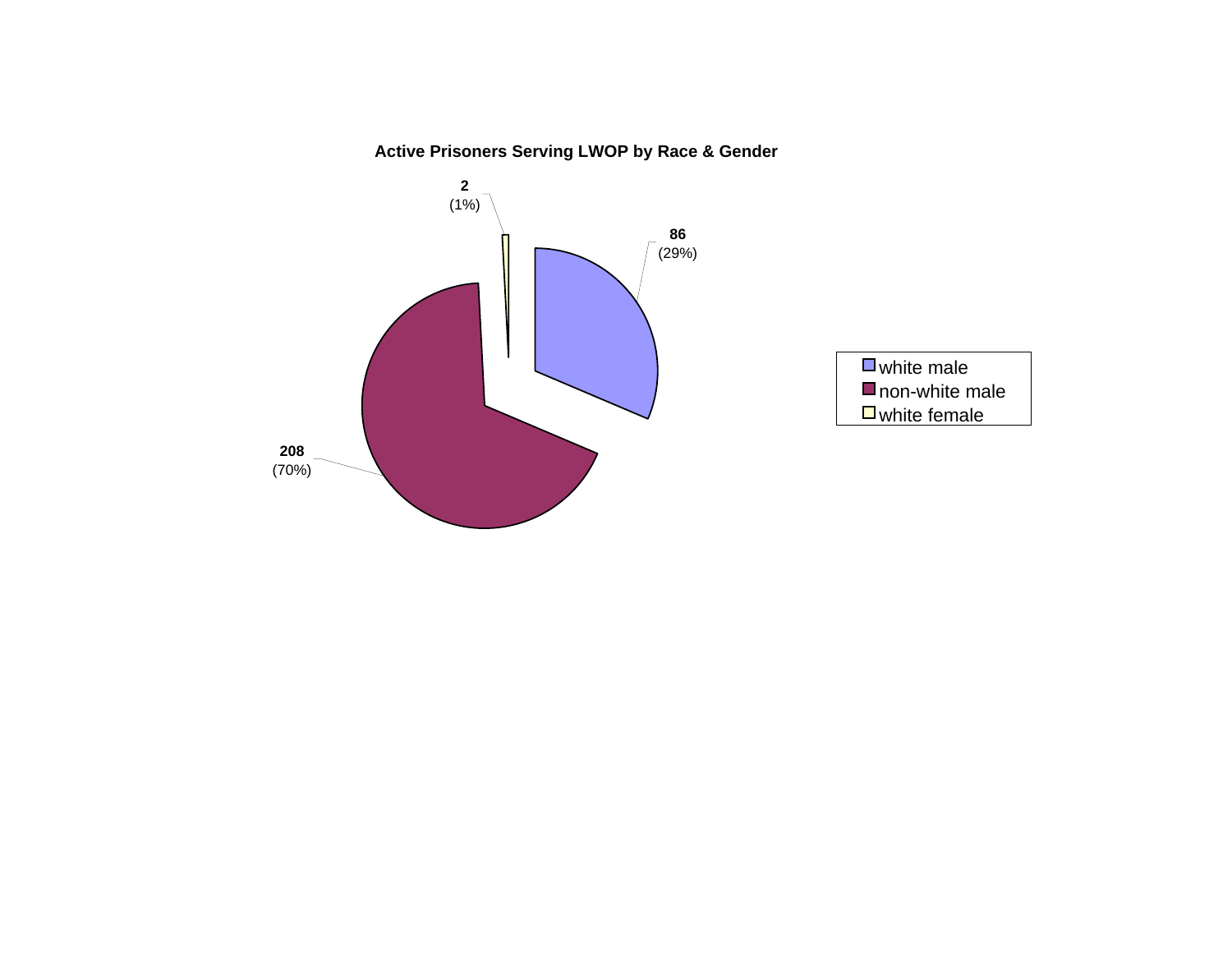**Active Prisoners Serving LWOP by Race & Gender**

| Category | Count | Percent |
| --- | --- | --- |
| white male | 86 | (29%) |
| non-white male | 208 | (70%) |
| white female | 2 | (1%) |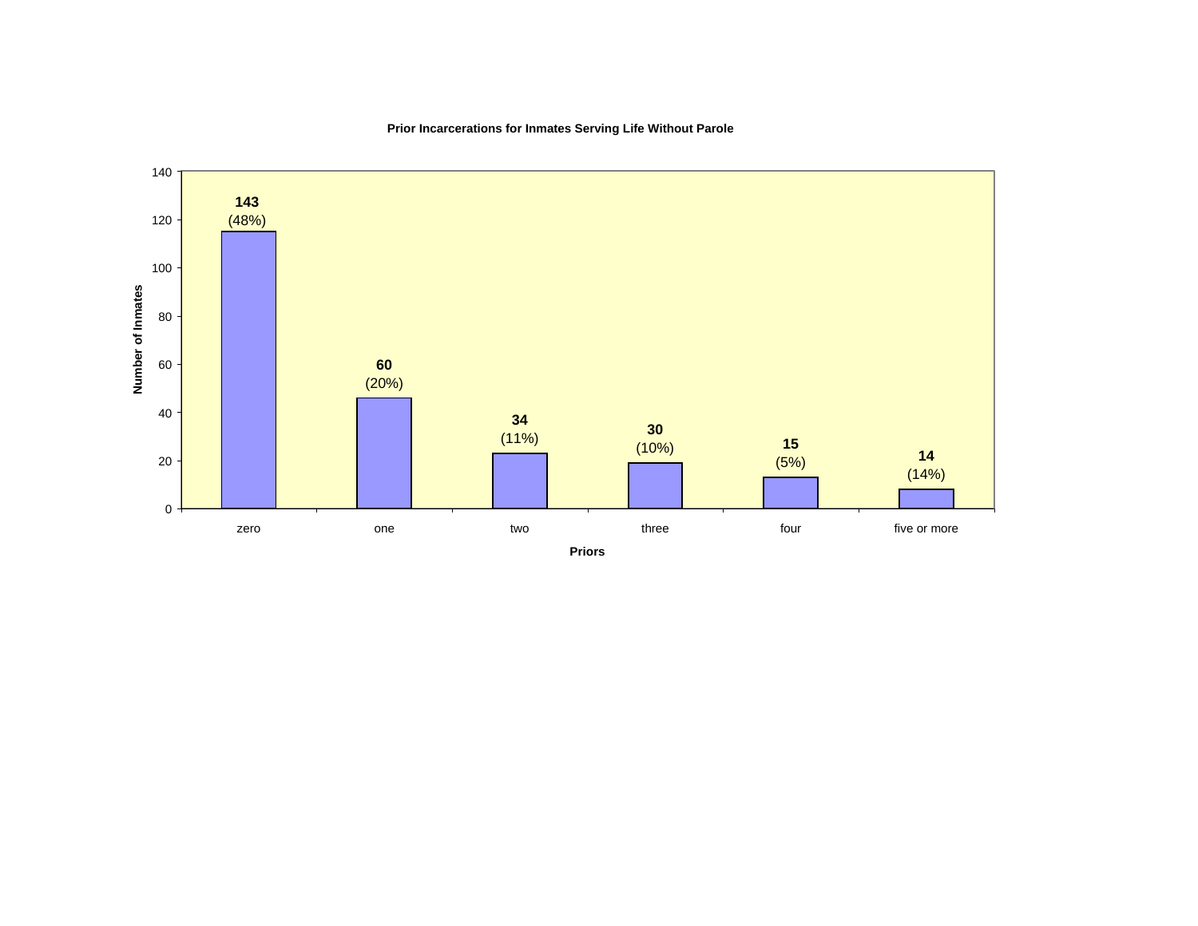**Prior Incarcerations for Inmates Serving Life Without Parole**

| Priors | Number of Inmates | Percent |
|---|---|---|
| zero | 143 | (48%) |
| one | 60 | (20%) |
| two | 34 | (11%) |
| three | 30 | (10%) |
| four | 15 | (5%) |
| five or more | 14 | (14%) |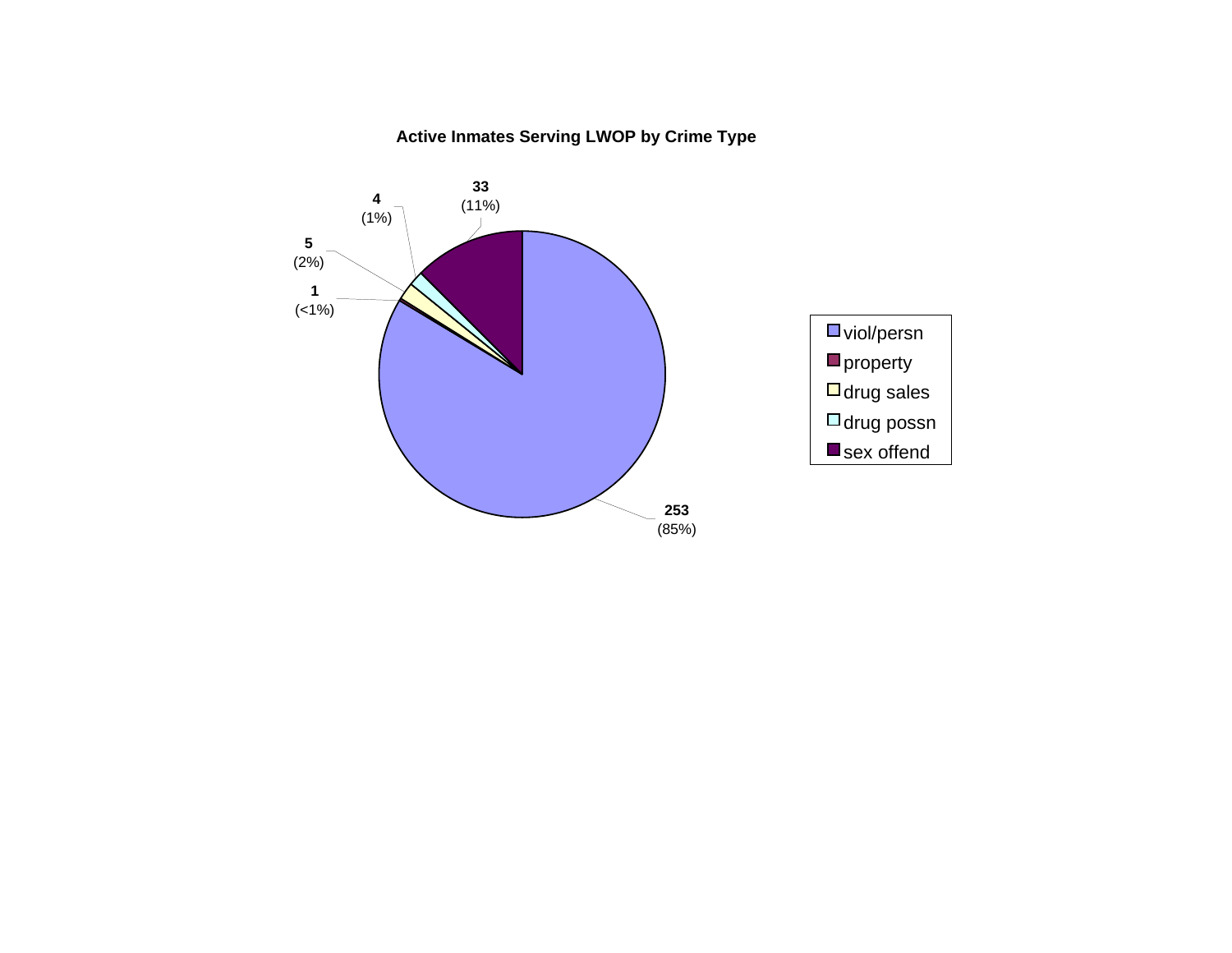**Active Inmates Serving LWOP by Crime Type**

| Crime Type | Count | Percent |
|---|---|---|
| viol/persn | 253 | (85%) |
| property | 1 | (<1%) |
| drug sales | 5 | (2%) |
| drug possn | 4 | (1%) |
| sex offend | 33 | (11%) |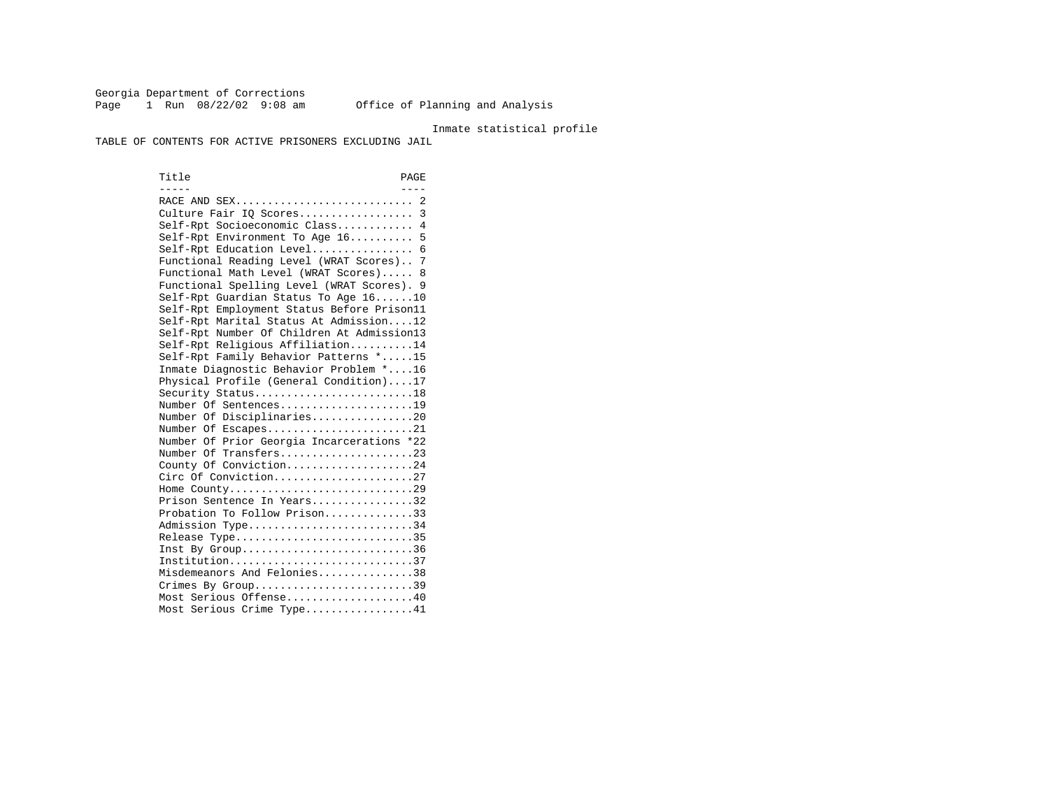Georgia Department of Corrections
Office of Planning and Analysis

Inmate statistical profile

TABLE OF CONTENTS FOR ACTIVE PRISONERS EXCLUDING JAIL

| Title | PAGE |
|---|---|
| RACE AND SEX | 2 |
| Culture Fair IQ Scores | 3 |
| Self-Rpt Socioeconomic Class | 4 |
| Self-Rpt Environment To Age 16 | 5 |
| Self-Rpt Education Level | 6 |
| Functional Reading Level (WRAT Scores) | 7 |
| Functional Math Level (WRAT Scores) | 8 |
| Functional Spelling Level (WRAT Scores) | 9 |
| Self-Rpt Guardian Status To Age 16 | 10 |
| Self-Rpt Employment Status Before Prison | 11 |
| Self-Rpt Marital Status At Admission | 12 |
| Self-Rpt Number Of Children At Admission | 13 |
| Self-Rpt Religious Affiliation | 14 |
| Self-Rpt Family Behavior Patterns * | 15 |
| Inmate Diagnostic Behavior Problem * | 16 |
| Physical Profile (General Condition) | 17 |
| Security Status | 18 |
| Number Of Sentences | 19 |
| Number Of Disciplinaries | 20 |
| Number Of Escapes | 21 |
| Number Of Prior Georgia Incarcerations * | 22 |
| Number Of Transfers | 23 |
| County Of Conviction | 24 |
| Circ Of Conviction | 27 |
| Home County | 29 |
| Prison Sentence In Years | 32 |
| Probation To Follow Prison | 33 |
| Admission Type | 34 |
| Release Type | 35 |
| Inst By Group | 36 |
| Institution | 37 |
| Misdemeanors And Felonies | 38 |
| Crimes By Group | 39 |
| Most Serious Offense | 40 |
| Most Serious Crime Type | 41 |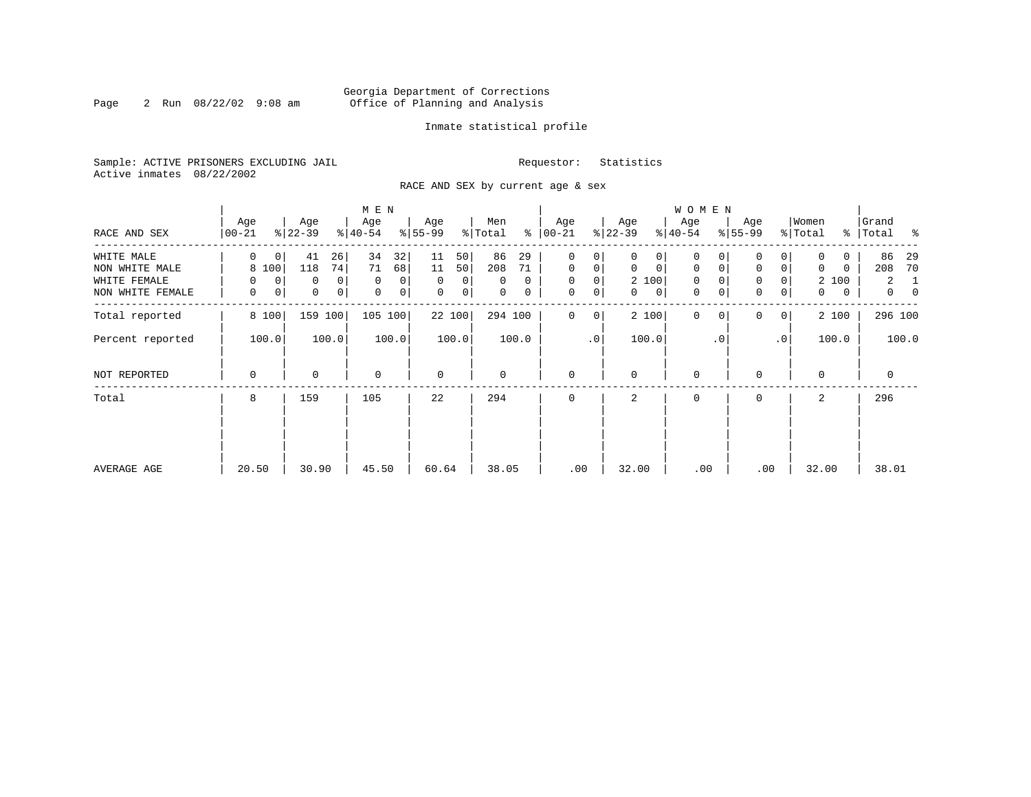Georgia Department of Corrections
Office of Planning and Analysis

Inmate statistical profile

Sample: ACTIVE PRISONERS EXCLUDING JAIL
Active inmates 08/22/2002

Requestor: Statistics

RACE AND SEX by current age & sex

| RACE AND SEX | MEN Age 00-21 | % | Age 22-39 | % | Age 40-54 | % | Age 55-99 | % | Men Total | % | WOMEN Age 00-21 | % | Age 22-39 | % | Age 40-54 | % | Age 55-99 | % | Women Total | % | Grand Total | % |
|---|---|---|---|---|---|---|---|---|---|---|---|---|---|---|---|---|---|---|---|---|---|---|
| WHITE MALE | 0 | 0 | 41 | 26 | 34 | 32 | 11 | 50 | 86 | 29 | 0 | 0 | 0 | 0 | 0 | 0 | 0 | 0 | 0 | 0 | 86 | 29 |
| NON WHITE MALE | 8 | 100 | 118 | 74 | 71 | 68 | 11 | 50 | 208 | 71 | 0 | 0 | 0 | 0 | 0 | 0 | 0 | 0 | 0 | 0 | 208 | 70 |
| WHITE FEMALE | 0 | 0 | 0 | 0 | 0 | 0 | 0 | 0 | 0 | 0 | 0 | 0 | 2 | 100 | 0 | 0 | 0 | 0 | 2 | 100 | 2 | 1 |
| NON WHITE FEMALE | 0 | 0 | 0 | 0 | 0 | 0 | 0 | 0 | 0 | 0 | 0 | 0 | 0 | 0 | 0 | 0 | 0 | 0 | 0 | 0 | 0 | 0 |
| Total reported | 8 | 100 | 159 | 100 | 105 | 100 | 22 | 100 | 294 | 100 | 0 | 0 | 2 | 100 | 0 | 0 | 0 | 0 | 2 | 100 | 296 | 100 |
| Percent reported | | 100.0 | | 100.0 | | 100.0 | | 100.0 | | 100.0 | | .0 | | 100.0 | | .0 | | .0 | | 100.0 | | 100.0 |
| NOT REPORTED | 0 | | 0 | | 0 | | 0 | | 0 | | 0 | | 0 | | 0 | | 0 | | 0 | | 0 | |
| Total | 8 | | 159 | | 105 | | 22 | | 294 | | 0 | | 2 | | 0 | | 0 | | 2 | | 296 | |
| AVERAGE AGE | 20.50 | | 30.90 | | 45.50 | | 60.64 | | 38.05 | | .00 | | 32.00 | | .00 | | .00 | | 32.00 | | 38.01 | |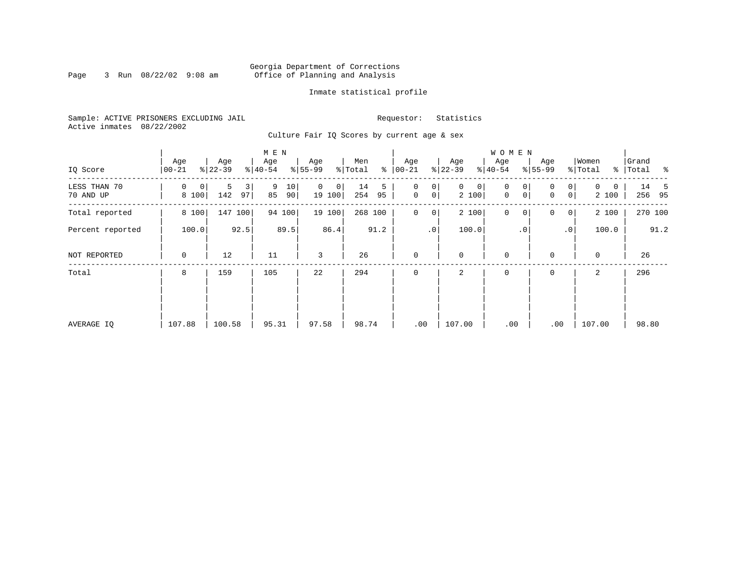Georgia Department of Corrections
Office of Planning and Analysis

Inmate statistical profile

Sample: ACTIVE PRISONERS EXCLUDING JAIL

Requestor: Statistics

Active inmates 08/22/2002

Culture Fair IQ Scores by current age & sex

| IQ Score | MEN Age 00-21 | % | Age 22-39 | % | Age 40-54 | % | Age 55-99 | % | Men Total | % | WOMEN Age 00-21 | % | Age 22-39 | % | Age 40-54 | % | Age 55-99 | % | Women Total | % | Grand Total | % |
|---|---|---|---|---|---|---|---|---|---|---|---|---|---|---|---|---|---|---|---|---|---|---|
| LESS THAN 70 | 0 | 0 | 5 | 3 | 9 | 10 | 0 | 0 | 14 | 5 | 0 | 0 | 0 | 0 | 0 | 0 | 0 | 0 | 0 | 0 | 14 | 5 |
| 70 AND UP | 8 | 100 | 142 | 97 | 85 | 90 | 19 | 100 | 254 | 95 | 0 | 0 | 2 | 100 | 0 | 0 | 0 | 0 | 2 | 100 | 256 | 95 |
| Total reported | 8 | 100 | 147 | 100 | 94 | 100 | 19 | 100 | 268 | 100 | 0 | 0 | 2 | 100 | 0 | 0 | 0 | 0 | 2 | 100 | 270 | 100 |
| Percent reported | | 100.0 | | 92.5 | | 89.5 | | 86.4 | | 91.2 | | .0 | | 100.0 | | .0 | | .0 | | 100.0 | | 91.2 |
| NOT REPORTED | 0 | | 12 | | 11 | | 3 | | 26 | | 0 | | 0 | | 0 | | 0 | | 0 | | 26 | |
| Total | 8 | | 159 | | 105 | | 22 | | 294 | | 0 | | 2 | | 0 | | 0 | | 2 | | 296 | |
| AVERAGE IQ | 107.88 | | 100.58 | | 95.31 | | 97.58 | | 98.74 | | .00 | | 107.00 | | .00 | | .00 | | 107.00 | | 98.80 | |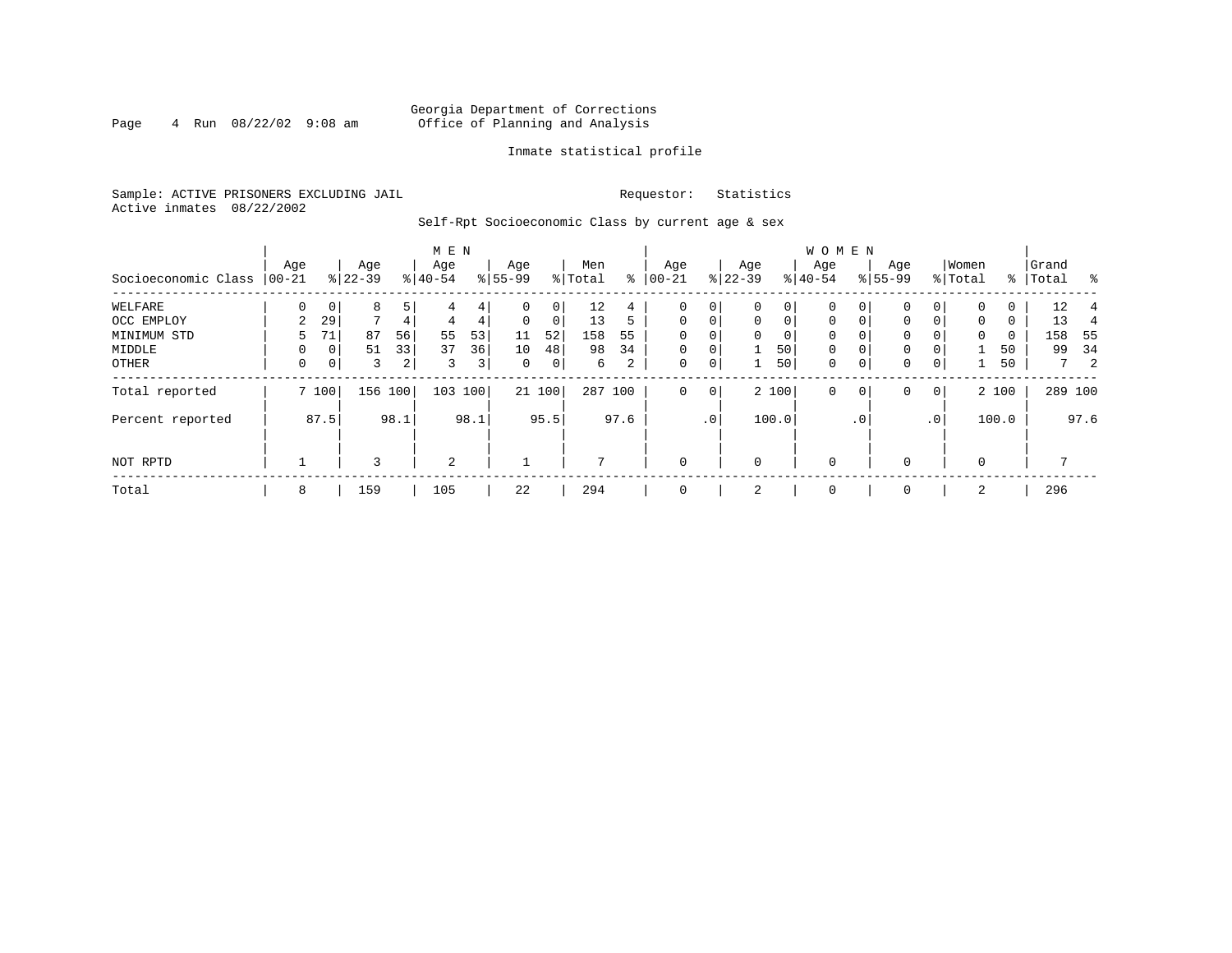Georgia Department of Corrections
Office of Planning and Analysis

Inmate statistical profile

Sample: ACTIVE PRISONERS EXCLUDING JAIL
Active inmates 08/22/2002

Requestor: Statistics

Self-Rpt Socioeconomic Class by current age & sex

| Socioeconomic Class | MEN Age 00-21 | % | Age 22-39 | % | Age 40-54 | % | Age 55-99 | % | Men Total | % | WOMEN Age 00-21 | % | Age 22-39 | % | Age 40-54 | % | Age 55-99 | % | Women Total | % | Grand Total | % |
|---|---|---|---|---|---|---|---|---|---|---|---|---|---|---|---|---|---|---|---|---|---|---|
| WELFARE | 0 | 0 | 8 | 5 | 4 | 4 | 0 | 0 | 12 | 4 | 0 | 0 | 0 | 0 | 0 | 0 | 0 | 0 | 0 | 0 | 12 | 4 |
| OCC EMPLOY | 2 | 29 | 7 | 4 | 4 | 4 | 0 | 0 | 13 | 5 | 0 | 0 | 0 | 0 | 0 | 0 | 0 | 0 | 0 | 0 | 13 | 4 |
| MINIMUM STD | 5 | 71 | 87 | 56 | 55 | 53 | 11 | 52 | 158 | 55 | 0 | 0 | 0 | 0 | 0 | 0 | 0 | 0 | 0 | 0 | 158 | 55 |
| MIDDLE | 0 | 0 | 51 | 33 | 37 | 36 | 10 | 48 | 98 | 34 | 0 | 0 | 1 | 50 | 0 | 0 | 0 | 0 | 1 | 50 | 99 | 34 |
| OTHER | 0 | 0 | 3 | 2 | 3 | 3 | 0 | 0 | 6 | 2 | 0 | 0 | 1 | 50 | 0 | 0 | 0 | 0 | 1 | 50 | 7 | 2 |
| Total reported | 7 | 100 | 156 | 100 | 103 | 100 | 21 | 100 | 287 | 100 | 0 | 0 | 2 | 100 | 0 | 0 | 0 | 0 | 2 | 100 | 289 | 100 |
| Percent reported | | 87.5 | | 98.1 | | 98.1 | | 95.5 | | 97.6 | | .0 | | 100.0 | | .0 | | .0 | | 100.0 | | 97.6 |
| NOT RPTD | 1 | | 3 | | 2 | | 1 | | 7 | | 0 | | 0 | | 0 | | 0 | | 0 | | 7 | |
| Total | 8 | | 159 | | 105 | | 22 | | 294 | | 0 | | 2 | | 0 | | 0 | | 2 | | 296 | |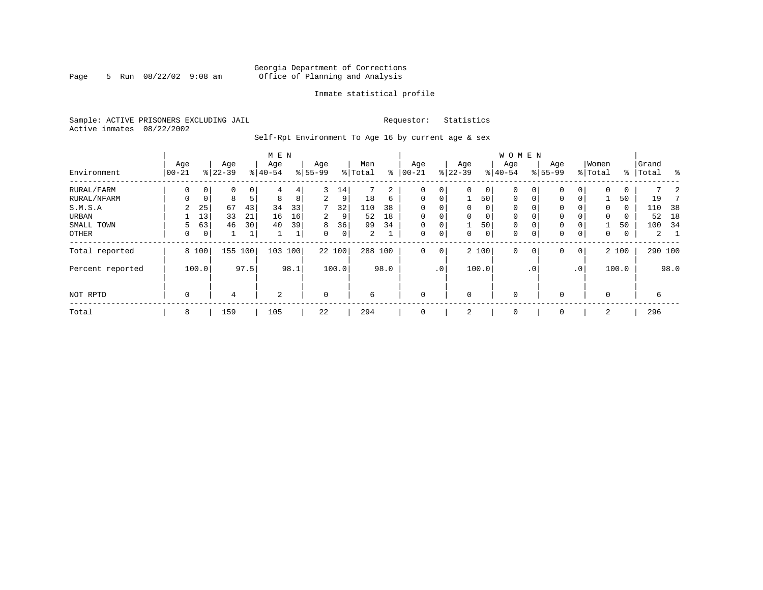Georgia Department of Corrections
Office of Planning and Analysis

Inmate statistical profile

Sample: ACTIVE PRISONERS EXCLUDING JAIL        Requestor: Statistics
Active inmates 08/22/2002

Self-Rpt Environment To Age 16 by current age & sex

| Environment | MEN Age 00-21 | % | Age 22-39 | % | Age 40-54 | % | Age 55-99 | % | Men Total | % | WOMEN Age 00-21 | % | Age 22-39 | % | Age 40-54 | % | Age 55-99 | % | Women Total | % | Grand Total | % |
|---|---|---|---|---|---|---|---|---|---|---|---|---|---|---|---|---|---|---|---|---|---|---|
| RURAL/FARM | 0 | 0 | 0 | 0 | 4 | 4 | 3 | 14 | 7 | 2 | 0 | 0 | 0 | 0 | 0 | 0 | 0 | 0 | 0 | 0 | 7 | 2 |
| RURAL/NFARM | 0 | 0 | 8 | 5 | 8 | 8 | 2 | 9 | 18 | 6 | 0 | 0 | 1 | 50 | 0 | 0 | 0 | 0 | 1 | 50 | 19 | 7 |
| S.M.S.A | 2 | 25 | 67 | 43 | 34 | 33 | 7 | 32 | 110 | 38 | 0 | 0 | 0 | 0 | 0 | 0 | 0 | 0 | 0 | 0 | 110 | 38 |
| URBAN | 1 | 13 | 33 | 21 | 16 | 16 | 2 | 9 | 52 | 18 | 0 | 0 | 0 | 0 | 0 | 0 | 0 | 0 | 0 | 0 | 52 | 18 |
| SMALL TOWN | 5 | 63 | 46 | 30 | 40 | 39 | 8 | 36 | 99 | 34 | 0 | 0 | 1 | 50 | 0 | 0 | 0 | 0 | 1 | 50 | 100 | 34 |
| OTHER | 0 | 0 | 1 | 1 | 1 | 1 | 0 | 0 | 2 | 1 | 0 | 0 | 0 | 0 | 0 | 0 | 0 | 0 | 0 | 0 | 2 | 1 |
| Total reported | 8 | 100 | 155 | 100 | 103 | 100 | 22 | 100 | 288 | 100 | 0 | 0 | 2 | 100 | 0 | 0 | 0 | 0 | 2 | 100 | 290 | 100 |
| Percent reported | | 100.0 | | 97.5 | | 98.1 | | 100.0 | | 98.0 | | .0 | | 100.0 | | .0 | | .0 | | 100.0 | | 98.0 |
| NOT RPTD | 0 | | 4 | | 2 | | 0 | | 6 | | 0 | | 0 | | 0 | | 0 | | 0 | | 6 | |
| Total | 8 | | 159 | | 105 | | 22 | | 294 | | 0 | | 2 | | 0 | | 0 | | 2 | | 296 | |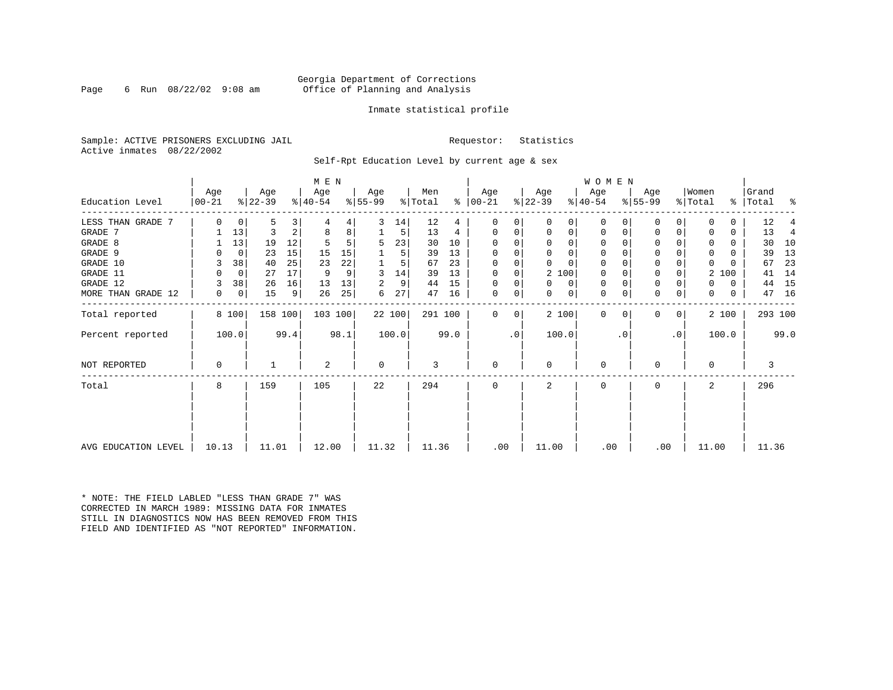Georgia Department of Corrections
Office of Planning and Analysis

Inmate statistical profile

Sample: ACTIVE PRISONERS EXCLUDING JAIL        Requestor: Statistics
Active inmates 08/22/2002

Self-Rpt Education Level by current age & sex

| | MEN | | | | | | | | | | WOMEN | | | | | | | | | | | |
|---|---|---|---|---|---|---|---|---|---|---|---|---|---|---|---|---|---|---|---|---|---|---|
| Education Level | Age 00-21 | % | Age 22-39 | % | Age 40-54 | % | Age 55-99 | % | Men Total | % | Age 00-21 | % | Age 22-39 | % | Age 40-54 | % | Age 55-99 | % | Women Total | % | Grand Total | % |
| LESS THAN GRADE 7 | 0 | 0 | 5 | 3 | 4 | 4 | 3 | 14 | 12 | 4 | 0 | 0 | 0 | 0 | 0 | 0 | 0 | 0 | 0 | 0 | 12 | 4 |
| GRADE 7 | 1 | 13 | 3 | 2 | 8 | 8 | 1 | 5 | 13 | 4 | 0 | 0 | 0 | 0 | 0 | 0 | 0 | 0 | 0 | 0 | 13 | 4 |
| GRADE 8 | 1 | 13 | 19 | 12 | 5 | 5 | 5 | 23 | 30 | 10 | 0 | 0 | 0 | 0 | 0 | 0 | 0 | 0 | 0 | 0 | 30 | 10 |
| GRADE 9 | 0 | 0 | 23 | 15 | 15 | 15 | 1 | 5 | 39 | 13 | 0 | 0 | 0 | 0 | 0 | 0 | 0 | 0 | 0 | 0 | 39 | 13 |
| GRADE 10 | 3 | 38 | 40 | 25 | 23 | 22 | 1 | 5 | 67 | 23 | 0 | 0 | 0 | 0 | 0 | 0 | 0 | 0 | 0 | 0 | 67 | 23 |
| GRADE 11 | 0 | 0 | 27 | 17 | 9 | 9 | 3 | 14 | 39 | 13 | 0 | 0 | 2 | 100 | 0 | 0 | 0 | 0 | 2 | 100 | 41 | 14 |
| GRADE 12 | 3 | 38 | 26 | 16 | 13 | 13 | 2 | 9 | 44 | 15 | 0 | 0 | 0 | 0 | 0 | 0 | 0 | 0 | 0 | 0 | 44 | 15 |
| MORE THAN GRADE 12 | 0 | 0 | 15 | 9 | 26 | 25 | 6 | 27 | 47 | 16 | 0 | 0 | 0 | 0 | 0 | 0 | 0 | 0 | 0 | 0 | 47 | 16 |
| Total reported | 8 | 100 | 158 | 100 | 103 | 100 | 22 | 100 | 291 | 100 | 0 | 0 | 2 | 100 | 0 | 0 | 0 | 0 | 2 | 100 | 293 | 100 |
| Percent reported | | 100.0 | | 99.4 | | 98.1 | | 100.0 | | 99.0 | | .0 | | 100.0 | | .0 | | .0 | | 100.0 | | 99.0 |
| NOT REPORTED | 0 | | 1 | | 2 | | 0 | | 3 | | 0 | | 0 | | 0 | | 0 | | 0 | | 3 | |
| Total | 8 | | 159 | | 105 | | 22 | | 294 | | 0 | | 2 | | 0 | | 0 | | 2 | | 296 | |
| AVG EDUCATION LEVEL | 10.13 | | 11.01 | | 12.00 | | 11.32 | | 11.36 | | .00 | | 11.00 | | .00 | | .00 | | 11.00 | | 11.36 | |

* NOTE: THE FIELD LABLED "LESS THAN GRADE 7" WAS CORRECTED IN MARCH 1989: MISSING DATA FOR INMATES STILL IN DIAGNOSTICS NOW HAS BEEN REMOVED FROM THIS FIELD AND IDENTIFIED AS "NOT REPORTED" INFORMATION.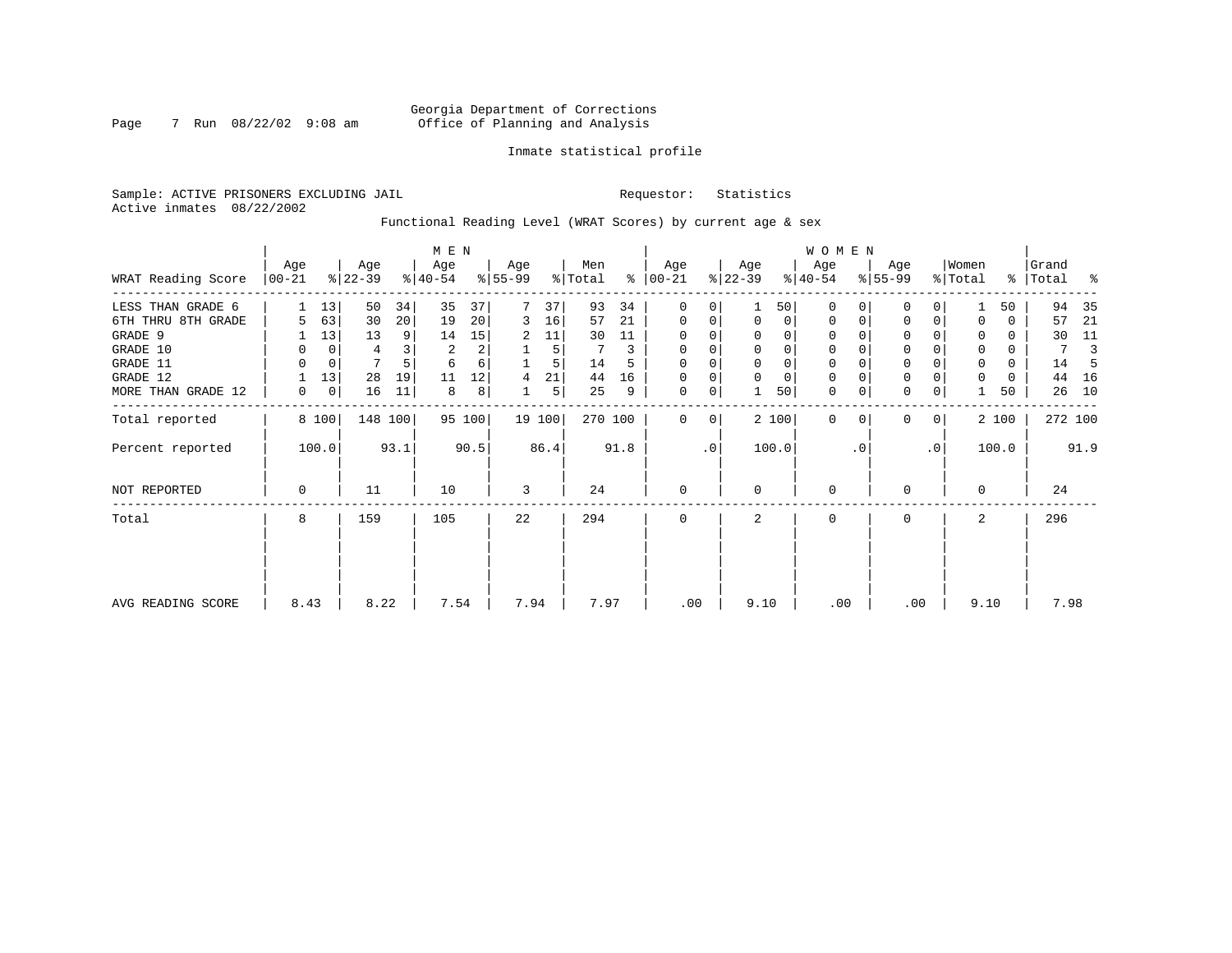Georgia Department of Corrections
Office of Planning and Analysis

Inmate statistical profile

Sample: ACTIVE PRISONERS EXCLUDING JAIL     Requestor: Statistics
Active inmates 08/22/2002

Functional Reading Level (WRAT Scores) by current age & sex

| | MEN | | | | | | | | | | WOMEN | | | | | | | | | | | |
|---|---|---|---|---|---|---|---|---|---|---|---|---|---|---|---|---|---|---|---|---|---|---|
| WRAT Reading Score | Age 00-21 | % | Age 22-39 | % | Age 40-54 | % | Age 55-99 | % | Men Total | % | Age 00-21 | % | Age 22-39 | % | Age 40-54 | % | Age 55-99 | % | Women Total | % | Grand Total | % |
| LESS THAN GRADE 6 | 1 | 13 | 50 | 34 | 35 | 37 | 7 | 37 | 93 | 34 | 0 | 0 | 1 | 50 | 0 | 0 | 0 | 0 | 1 | 50 | 94 | 35 |
| 6TH THRU 8TH GRADE | 5 | 63 | 30 | 20 | 19 | 20 | 3 | 16 | 57 | 21 | 0 | 0 | 0 | 0 | 0 | 0 | 0 | 0 | 0 | 0 | 57 | 21 |
| GRADE 9 | 1 | 13 | 13 | 9 | 14 | 15 | 2 | 11 | 30 | 11 | 0 | 0 | 0 | 0 | 0 | 0 | 0 | 0 | 0 | 0 | 30 | 11 |
| GRADE 10 | 0 | 0 | 4 | 3 | 2 | 2 | 1 | 5 | 7 | 3 | 0 | 0 | 0 | 0 | 0 | 0 | 0 | 0 | 0 | 0 | 7 | 3 |
| GRADE 11 | 0 | 0 | 7 | 5 | 6 | 6 | 1 | 5 | 14 | 5 | 0 | 0 | 0 | 0 | 0 | 0 | 0 | 0 | 0 | 0 | 14 | 5 |
| GRADE 12 | 1 | 13 | 28 | 19 | 11 | 12 | 4 | 21 | 44 | 16 | 0 | 0 | 0 | 0 | 0 | 0 | 0 | 0 | 0 | 0 | 44 | 16 |
| MORE THAN GRADE 12 | 0 | 0 | 16 | 11 | 8 | 8 | 1 | 5 | 25 | 9 | 0 | 0 | 1 | 50 | 0 | 0 | 0 | 0 | 1 | 50 | 26 | 10 |
| Total reported | 8 | 100 | 148 | 100 | 95 | 100 | 19 | 100 | 270 | 100 | 0 | 0 | 2 | 100 | 0 | 0 | 0 | 0 | 2 | 100 | 272 | 100 |
| Percent reported | 100.0 | | 93.1 | | 90.5 | | 86.4 | | 91.8 | | .0 | | 100.0 | | .0 | | .0 | | 100.0 | | 91.9 | |
| NOT REPORTED | 0 | | 11 | | 10 | | 3 | | 24 | | 0 | | 0 | | 0 | | 0 | | 0 | | 24 | |
| Total | 8 | | 159 | | 105 | | 22 | | 294 | | 0 | | 2 | | 0 | | 0 | | 2 | | 296 | |
| AVG READING SCORE | 8.43 | | 8.22 | | 7.54 | | 7.94 | | 7.97 | | .00 | | 9.10 | | .00 | | .00 | | 9.10 | | 7.98 | |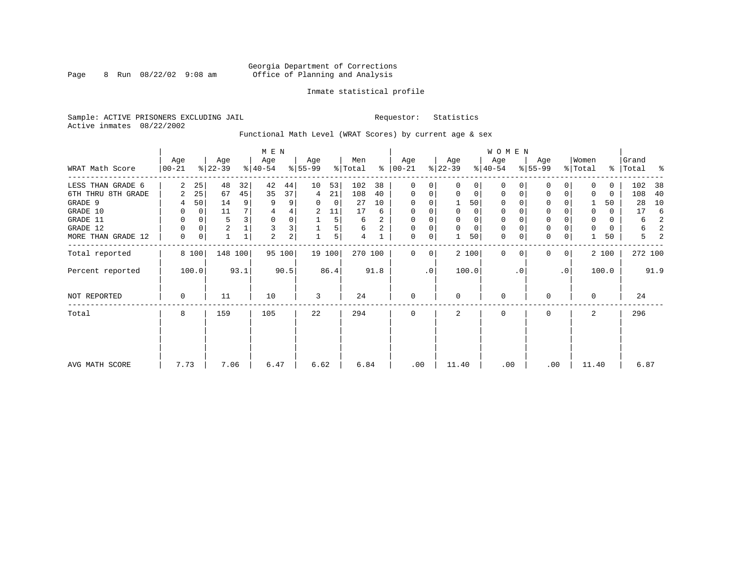Georgia Department of Corrections
Office of Planning and Analysis

Inmate statistical profile

Sample: ACTIVE PRISONERS EXCLUDING JAIL                Requestor: Statistics
Active inmates 08/22/2002

Functional Math Level (WRAT Scores) by current age & sex

| WRAT Math Score | MEN Age 00-21 | % | Age 22-39 | % | Age 40-54 | % | Age 55-99 | % | Men Total | % | WOMEN Age 00-21 | % | Age 22-39 | % | Age 40-54 | % | Age 55-99 | % | Women Total | % | Grand Total | % |
|---|---|---|---|---|---|---|---|---|---|---|---|---|---|---|---|---|---|---|---|---|---|---|
| LESS THAN GRADE 6 | 2 | 25 | 48 | 32 | 42 | 44 | 10 | 53 | 102 | 38 | 0 | 0 | 0 | 0 | 0 | 0 | 0 | 0 | 0 | 0 | 102 | 38 |
| 6TH THRU 8TH GRADE | 2 | 25 | 67 | 45 | 35 | 37 | 4 | 21 | 108 | 40 | 0 | 0 | 0 | 0 | 0 | 0 | 0 | 0 | 0 | 0 | 108 | 40 |
| GRADE 9 | 4 | 50 | 14 | 9 | 9 | 9 | 0 | 0 | 27 | 10 | 0 | 0 | 1 | 50 | 0 | 0 | 0 | 0 | 1 | 50 | 28 | 10 |
| GRADE 10 | 0 | 0 | 11 | 7 | 4 | 4 | 2 | 11 | 17 | 6 | 0 | 0 | 0 | 0 | 0 | 0 | 0 | 0 | 0 | 0 | 17 | 6 |
| GRADE 11 | 0 | 0 | 5 | 3 | 0 | 0 | 1 | 5 | 6 | 2 | 0 | 0 | 0 | 0 | 0 | 0 | 0 | 0 | 0 | 0 | 6 | 2 |
| GRADE 12 | 0 | 0 | 2 | 1 | 3 | 3 | 1 | 5 | 6 | 2 | 0 | 0 | 0 | 0 | 0 | 0 | 0 | 0 | 0 | 0 | 6 | 2 |
| MORE THAN GRADE 12 | 0 | 0 | 1 | 1 | 2 | 2 | 1 | 5 | 4 | 1 | 0 | 0 | 1 | 50 | 0 | 0 | 0 | 0 | 1 | 50 | 5 | 2 |
| Total reported | 8 | 100 | 148 | 100 | 95 | 100 | 19 | 100 | 270 | 100 | 0 | 0 | 2 | 100 | 0 | 0 | 0 | 0 | 2 | 100 | 272 | 100 |
| Percent reported | 100.0 | | 93.1 | | 90.5 | | 86.4 | | 91.8 | | .0 | | 100.0 | | .0 | | .0 | | 100.0 | | 91.9 | |
| NOT REPORTED | 0 | | 11 | | 10 | | 3 | | 24 | | 0 | | 0 | | 0 | | 0 | | 0 | | 24 | |
| Total | 8 | | 159 | | 105 | | 22 | | 294 | | 0 | | 2 | | 0 | | 0 | | 2 | | 296 | |
| AVG MATH SCORE | 7.73 | | 7.06 | | 6.47 | | 6.62 | | 6.84 | | .00 | | 11.40 | | .00 | | .00 | | 11.40 | | 6.87 | |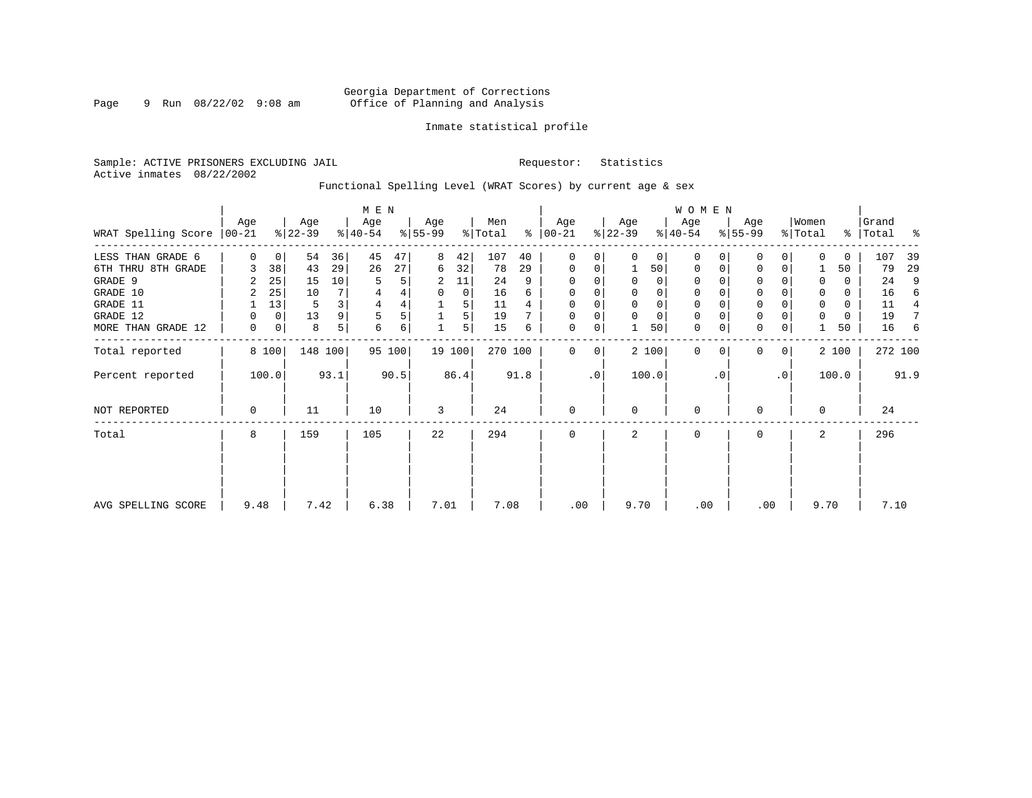Georgia Department of Corrections
Office of Planning and Analysis

Inmate statistical profile

Sample: ACTIVE PRISONERS EXCLUDING JAIL    Requestor: Statistics
Active inmates 08/22/2002

Functional Spelling Level (WRAT Scores) by current age & sex

| WRAT Spelling Score | MEN Age 00-21 | % | Age 22-39 | % | Age 40-54 | % | Age 55-99 | % | Men Total | % | WOMEN Age 00-21 | % | Age 22-39 | % | Age 40-54 | % | Age 55-99 | % | Women Total | % | Grand Total | % |
|---|---|---|---|---|---|---|---|---|---|---|---|---|---|---|---|---|---|---|---|---|---|---|
| LESS THAN GRADE 6 | 0 | 0 | 54 | 36 | 45 | 47 | 8 | 42 | 107 | 40 | 0 | 0 | 0 | 0 | 0 | 0 | 0 | 0 | 0 | 0 | 107 | 39 |
| 6TH THRU 8TH GRADE | 3 | 38 | 43 | 29 | 26 | 27 | 6 | 32 | 78 | 29 | 0 | 0 | 1 | 50 | 0 | 0 | 0 | 0 | 1 | 50 | 79 | 29 |
| GRADE 9 | 2 | 25 | 15 | 10 | 5 | 5 | 2 | 11 | 24 | 9 | 0 | 0 | 0 | 0 | 0 | 0 | 0 | 0 | 0 | 0 | 24 | 9 |
| GRADE 10 | 2 | 25 | 10 | 7 | 4 | 4 | 0 | 0 | 16 | 6 | 0 | 0 | 0 | 0 | 0 | 0 | 0 | 0 | 0 | 0 | 16 | 6 |
| GRADE 11 | 1 | 13 | 5 | 3 | 4 | 4 | 1 | 5 | 11 | 4 | 0 | 0 | 0 | 0 | 0 | 0 | 0 | 0 | 0 | 0 | 11 | 4 |
| GRADE 12 | 0 | 0 | 13 | 9 | 5 | 5 | 1 | 5 | 19 | 7 | 0 | 0 | 0 | 0 | 0 | 0 | 0 | 0 | 0 | 0 | 19 | 7 |
| MORE THAN GRADE 12 | 0 | 0 | 8 | 5 | 6 | 6 | 1 | 5 | 15 | 6 | 0 | 0 | 1 | 50 | 0 | 0 | 0 | 0 | 1 | 50 | 16 | 6 |
| Total reported | 8 | 100 | 148 | 100 | 95 | 100 | 19 | 100 | 270 | 100 | 0 | 0 | 2 | 100 | 0 | 0 | 0 | 0 | 2 | 100 | 272 | 100 |
| Percent reported | 100.0 | | 93.1 | | 90.5 | | 86.4 | | 91.8 | | .0 | | 100.0 | | .0 | | .0 | | 100.0 | | 91.9 | |
| NOT REPORTED | 0 | | 11 | | 10 | | 3 | | 24 | | 0 | | 0 | | 0 | | 0 | | 0 | | 24 | |
| Total | 8 | | 159 | | 105 | | 22 | | 294 | | 0 | | 2 | | 0 | | 0 | | 2 | | 296 | |
| AVG SPELLING SCORE | 9.48 | | 7.42 | | 6.38 | | 7.01 | | 7.08 | | .00 | | 9.70 | | .00 | | .00 | | 9.70 | | 7.10 | |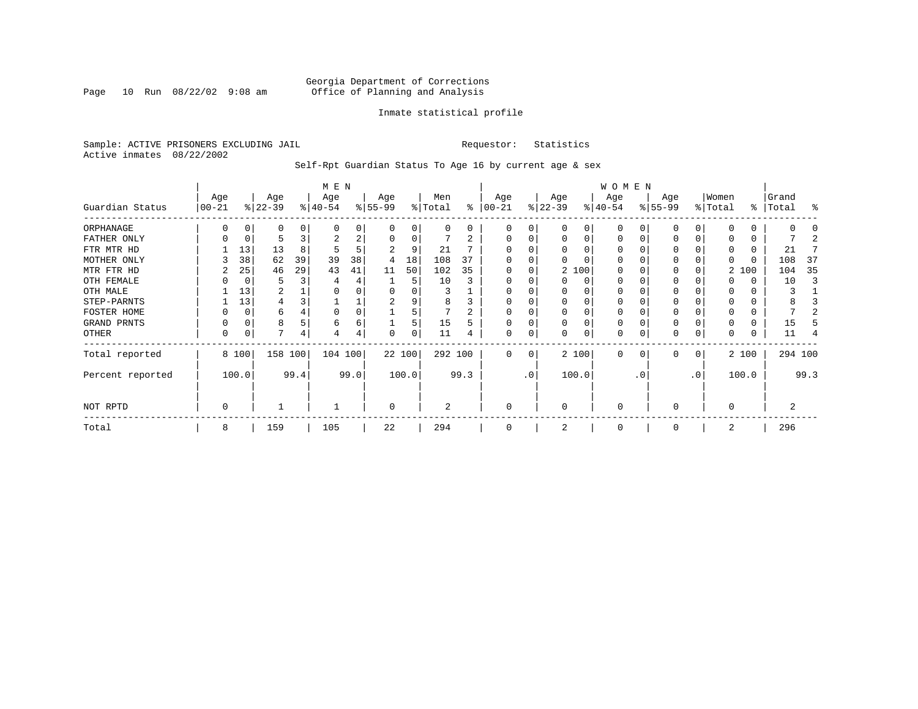Georgia Department of Corrections
Office of Planning and Analysis

Inmate statistical profile

Sample: ACTIVE PRISONERS EXCLUDING JAIL    Requestor: Statistics
Active inmates 08/22/2002

Self-Rpt Guardian Status To Age 16 by current age & sex

| Guardian Status | MEN Age 00-21 | % | Age 22-39 | % | Age 40-54 | % | Age 55-99 | % | Men Total | % | WOMEN Age 00-21 | % | Age 22-39 | % | Age 40-54 | % | Age 55-99 | % | Women Total | % | Grand Total | % |
|---|---|---|---|---|---|---|---|---|---|---|---|---|---|---|---|---|---|---|---|---|---|---|
| ORPHANAGE | 0 | 0 | 0 | 0 | 0 | 0 | 0 | 0 | 0 | 0 | 0 | 0 | 0 | 0 | 0 | 0 | 0 | 0 | 0 | 0 | 0 | 0 |
| FATHER ONLY | 0 | 0 | 5 | 3 | 2 | 2 | 0 | 0 | 7 | 2 | 0 | 0 | 0 | 0 | 0 | 0 | 0 | 0 | 0 | 0 | 7 | 2 |
| FTR MTR HD | 1 | 13 | 13 | 8 | 5 | 5 | 2 | 9 | 21 | 7 | 0 | 0 | 0 | 0 | 0 | 0 | 0 | 0 | 0 | 0 | 21 | 7 |
| MOTHER ONLY | 3 | 38 | 62 | 39 | 39 | 38 | 4 | 18 | 108 | 37 | 0 | 0 | 0 | 0 | 0 | 0 | 0 | 0 | 0 | 0 | 108 | 37 |
| MTR FTR HD | 2 | 25 | 46 | 29 | 43 | 41 | 11 | 50 | 102 | 35 | 0 | 0 | 2 | 100 | 0 | 0 | 0 | 0 | 2 | 100 | 104 | 35 |
| OTH FEMALE | 0 | 0 | 5 | 3 | 4 | 4 | 1 | 5 | 10 | 3 | 0 | 0 | 0 | 0 | 0 | 0 | 0 | 0 | 0 | 0 | 10 | 3 |
| OTH MALE | 1 | 13 | 2 | 1 | 0 | 0 | 0 | 0 | 3 | 1 | 0 | 0 | 0 | 0 | 0 | 0 | 0 | 0 | 0 | 0 | 3 | 1 |
| STEP-PARNTS | 1 | 13 | 4 | 3 | 1 | 1 | 2 | 9 | 8 | 3 | 0 | 0 | 0 | 0 | 0 | 0 | 0 | 0 | 0 | 0 | 8 | 3 |
| FOSTER HOME | 0 | 0 | 6 | 4 | 0 | 0 | 1 | 5 | 7 | 2 | 0 | 0 | 0 | 0 | 0 | 0 | 0 | 0 | 0 | 0 | 7 | 2 |
| GRAND PRNTS | 0 | 0 | 8 | 5 | 6 | 6 | 1 | 5 | 15 | 5 | 0 | 0 | 0 | 0 | 0 | 0 | 0 | 0 | 0 | 0 | 15 | 5 |
| OTHER | 0 | 0 | 7 | 4 | 4 | 4 | 0 | 0 | 11 | 4 | 0 | 0 | 0 | 0 | 0 | 0 | 0 | 0 | 0 | 0 | 11 | 4 |
| Total reported | 8 | 100 | 158 | 100 | 104 | 100 | 22 | 100 | 292 | 100 | 0 | 0 | 2 | 100 | 0 | 0 | 0 | 0 | 2 | 100 | 294 | 100 |
| Percent reported | 100.0 | | 99.4 | | 99.0 | | 100.0 | | 99.3 | | .0 | | 100.0 | | .0 | | .0 | | 100.0 | | 99.3 | |
| NOT RPTD | 0 | | 1 | | 1 | | 0 | | 2 | | 0 | | 0 | | 0 | | 0 | | 0 | | 2 | |
| Total | 8 | | 159 | | 105 | | 22 | | 294 | | 0 | | 2 | | 0 | | 0 | | 2 | | 296 | |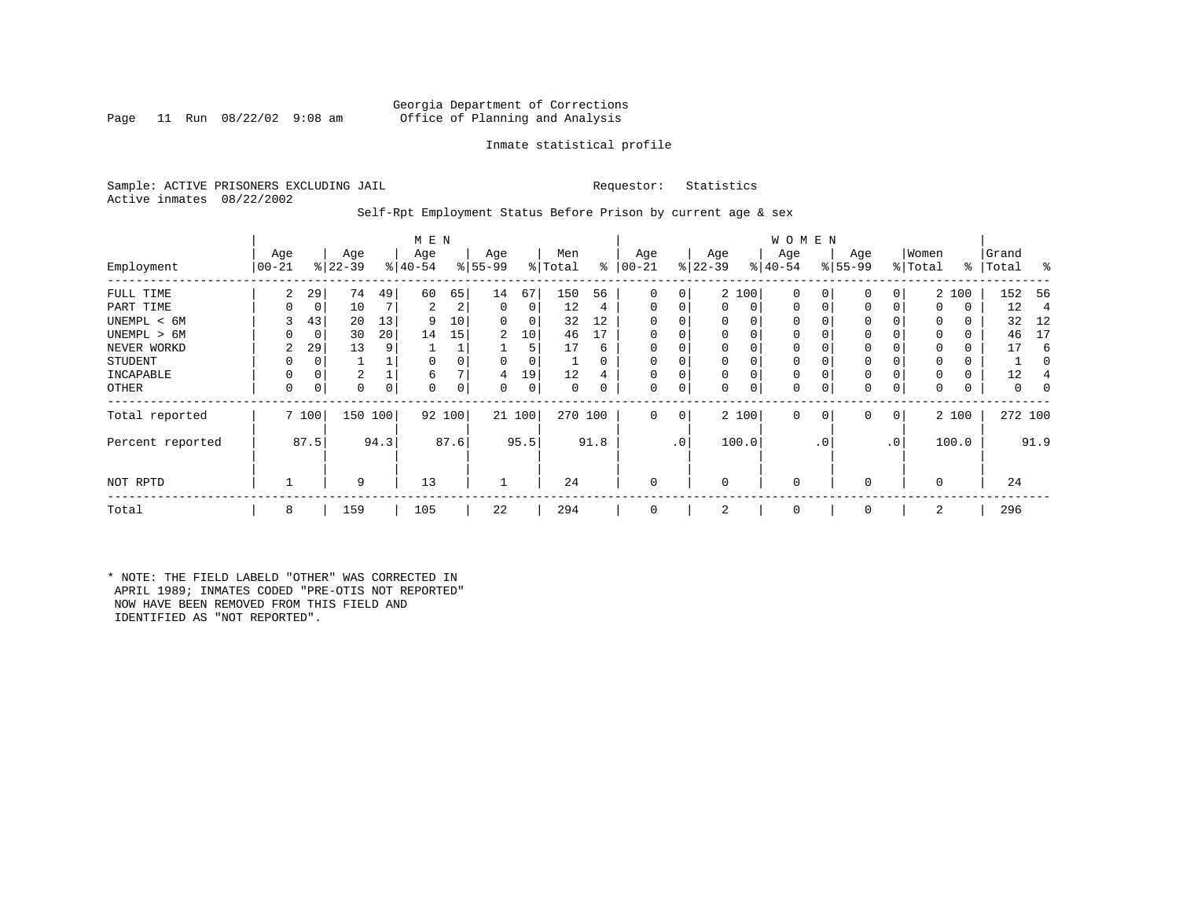Georgia Department of Corrections
Office of Planning and Analysis

Inmate statistical profile

Sample: ACTIVE PRISONERS EXCLUDING JAIL                                   Requestor:    Statistics
Active inmates  08/22/2002

Self-Rpt Employment Status Before Prison by current age & sex

| Employment | MEN Age 00-21 | % | Age 22-39 | % | Age 40-54 | % | Age 55-99 | % | Men Total | % | WOMEN Age 00-21 | % | Age 22-39 | % | Age 40-54 | % | Age 55-99 | % | Women Total | % | Grand Total | % |
|---|---|---|---|---|---|---|---|---|---|---|---|---|---|---|---|---|---|---|---|---|---|---|
| FULL TIME | 2 | 29 | 74 | 49 | 60 | 65 | 14 | 67 | 150 | 56 | 0 | 0 | 2 | 100 | 0 | 0 | 0 | 0 | 2 | 100 | 152 | 56 |
| PART TIME | 0 | 0 | 10 | 7 | 2 | 2 | 0 | 0 | 12 | 4 | 0 | 0 | 0 | 0 | 0 | 0 | 0 | 0 | 0 | 0 | 12 | 4 |
| UNEMPL < 6M | 3 | 43 | 20 | 13 | 9 | 10 | 0 | 0 | 32 | 12 | 0 | 0 | 0 | 0 | 0 | 0 | 0 | 0 | 0 | 0 | 32 | 12 |
| UNEMPL > 6M | 0 | 0 | 30 | 20 | 14 | 15 | 2 | 10 | 46 | 17 | 0 | 0 | 0 | 0 | 0 | 0 | 0 | 0 | 0 | 0 | 46 | 17 |
| NEVER WORKD | 2 | 29 | 13 | 9 | 1 | 1 | 1 | 5 | 17 | 6 | 0 | 0 | 0 | 0 | 0 | 0 | 0 | 0 | 0 | 0 | 17 | 6 |
| STUDENT | 0 | 0 | 1 | 1 | 0 | 0 | 0 | 0 | 1 | 0 | 0 | 0 | 0 | 0 | 0 | 0 | 0 | 0 | 0 | 0 | 1 | 0 |
| INCAPABLE | 0 | 0 | 2 | 1 | 6 | 7 | 4 | 19 | 12 | 4 | 0 | 0 | 0 | 0 | 0 | 0 | 0 | 0 | 0 | 0 | 12 | 4 |
| OTHER | 0 | 0 | 0 | 0 | 0 | 0 | 0 | 0 | 0 | 0 | 0 | 0 | 0 | 0 | 0 | 0 | 0 | 0 | 0 | 0 | 0 | 0 |
| Total reported | 7 | 100 | 150 | 100 | 92 | 100 | 21 | 100 | 270 | 100 | 0 | 0 | 2 | 100 | 0 | 0 | 0 | 0 | 2 | 100 | 272 | 100 |
| Percent reported | | 87.5 | | 94.3 | | 87.6 | | 95.5 | | 91.8 | | .0 | | 100.0 | | .0 | | .0 | | 100.0 | | 91.9 |
| NOT RPTD | 1 | | 9 | | 13 | | 1 | | 24 | | 0 | | 0 | | 0 | | 0 | | 0 | | 24 | |
| Total | 8 | | 159 | | 105 | | 22 | | 294 | | 0 | | 2 | | 0 | | 0 | | 2 | | 296 | |

* NOTE: THE FIELD LABELD "OTHER" WAS CORRECTED IN APRIL 1989; INMATES CODED "PRE-OTIS NOT REPORTED" NOW HAVE BEEN REMOVED FROM THIS FIELD AND IDENTIFIED AS "NOT REPORTED".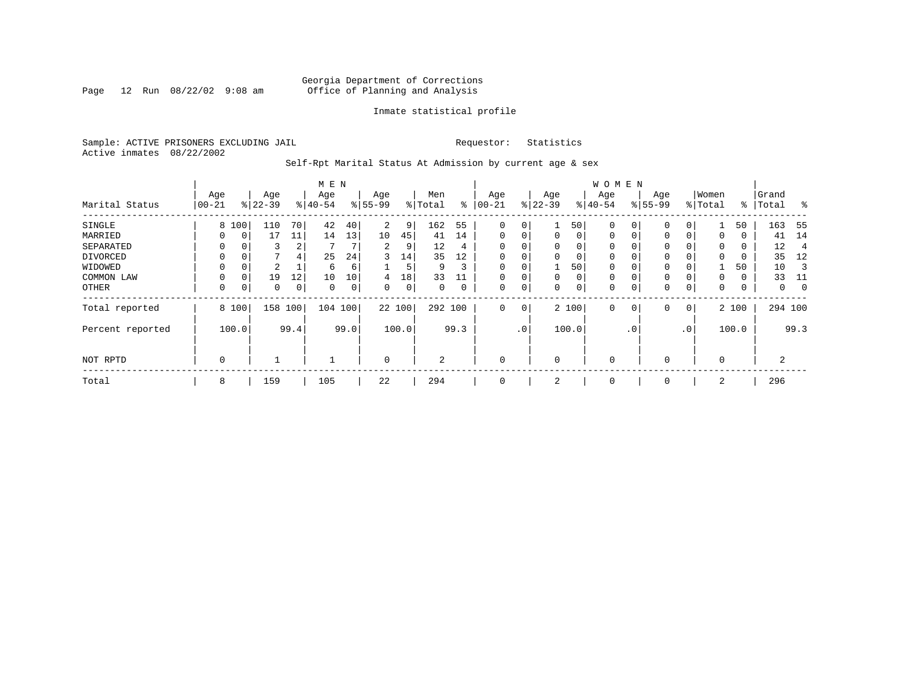Georgia Department of Corrections
Office of Planning and Analysis

Inmate statistical profile

Sample: ACTIVE PRISONERS EXCLUDING JAIL    Requestor: Statistics
Active inmates 08/22/2002

Self-Rpt Marital Status At Admission by current age & sex

| | MEN | | | | | | | | | | WOMEN | | | | | | | | | | | |
|---|---|---|---|---|---|---|---|---|---|---|---|---|---|---|---|---|---|---|---|---|---|---|
| Marital Status | Age 00-21 | % | Age 22-39 | % | Age 40-54 | % | Age 55-99 | % | Men Total | % | Age 00-21 | % | Age 22-39 | % | Age 40-54 | % | Age 55-99 | % | Women Total | % | Grand Total | % |
| SINGLE | 8 | 100 | 110 | 70 | 42 | 40 | 2 | 9 | 162 | 55 | 0 | 0 | 1 | 50 | 0 | 0 | 0 | 0 | 1 | 50 | 163 | 55 |
| MARRIED | 0 | 0 | 17 | 11 | 14 | 13 | 10 | 45 | 41 | 14 | 0 | 0 | 0 | 0 | 0 | 0 | 0 | 0 | 0 | 0 | 41 | 14 |
| SEPARATED | 0 | 0 | 3 | 2 | 7 | 7 | 2 | 9 | 12 | 4 | 0 | 0 | 0 | 0 | 0 | 0 | 0 | 0 | 0 | 0 | 12 | 4 |
| DIVORCED | 0 | 0 | 7 | 4 | 25 | 24 | 3 | 14 | 35 | 12 | 0 | 0 | 0 | 0 | 0 | 0 | 0 | 0 | 0 | 0 | 35 | 12 |
| WIDOWED | 0 | 0 | 2 | 1 | 6 | 6 | 1 | 5 | 9 | 3 | 0 | 0 | 1 | 50 | 0 | 0 | 0 | 0 | 1 | 50 | 10 | 3 |
| COMMON LAW | 0 | 0 | 19 | 12 | 10 | 10 | 4 | 18 | 33 | 11 | 0 | 0 | 0 | 0 | 0 | 0 | 0 | 0 | 0 | 0 | 33 | 11 |
| OTHER | 0 | 0 | 0 | 0 | 0 | 0 | 0 | 0 | 0 | 0 | 0 | 0 | 0 | 0 | 0 | 0 | 0 | 0 | 0 | 0 | 0 | 0 |
| Total reported | 8 | 100 | 158 | 100 | 104 | 100 | 22 | 100 | 292 | 100 | 0 | 0 | 2 | 100 | 0 | 0 | 0 | 0 | 2 | 100 | 294 | 100 |
| Percent reported | | 100.0 | | 99.4 | | 99.0 | | 100.0 | | 99.3 | | .0 | | 100.0 | | .0 | | .0 | | 100.0 | | 99.3 |
| NOT RPTD | 0 | | 1 | | 1 | | 0 | | 2 | | 0 | | 0 | | 0 | | 0 | | 0 | | 2 | |
| Total | 8 | | 159 | | 105 | | 22 | | 294 | | 0 | | 2 | | 0 | | 0 | | 2 | | 296 | |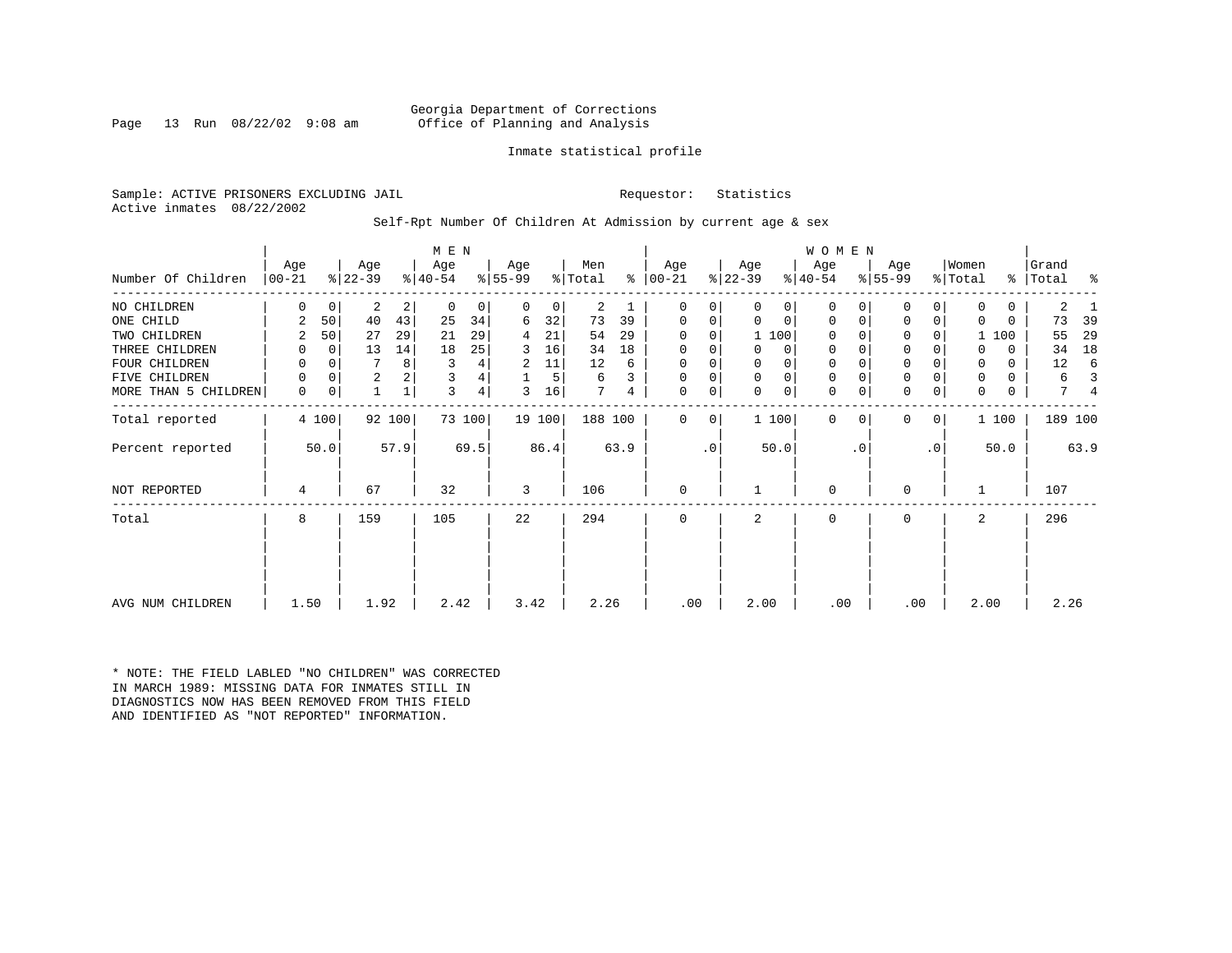Georgia Department of Corrections
Office of Planning and Analysis

Inmate statistical profile

Sample: ACTIVE PRISONERS EXCLUDING JAIL        Requestor: Statistics
Active inmates 08/22/2002

Self-Rpt Number Of Children At Admission by current age & sex

| Number Of Children | MEN Age 00-21 | % | Age 22-39 | % | Age 40-54 | % | Age 55-99 | % | Men Total | % | WOMEN Age 00-21 | % | Age 22-39 | % | Age 40-54 | % | Age 55-99 | % | Women Total | % | Grand Total | % |
|---|---|---|---|---|---|---|---|---|---|---|---|---|---|---|---|---|---|---|---|---|---|---|
| NO CHILDREN | 0 | 0 | 2 | 2 | 0 | 0 | 0 | 0 | 2 | 1 | 0 | 0 | 0 | 0 | 0 | 0 | 0 | 0 | 0 | 0 | 2 | 1 |
| ONE CHILD | 2 | 50 | 40 | 43 | 25 | 34 | 6 | 32 | 73 | 39 | 0 | 0 | 0 | 0 | 0 | 0 | 0 | 0 | 0 | 0 | 73 | 39 |
| TWO CHILDREN | 2 | 50 | 27 | 29 | 21 | 29 | 4 | 21 | 54 | 29 | 0 | 0 | 1 | 100 | 0 | 0 | 0 | 0 | 1 | 100 | 55 | 29 |
| THREE CHILDREN | 0 | 0 | 13 | 14 | 18 | 25 | 3 | 16 | 34 | 18 | 0 | 0 | 0 | 0 | 0 | 0 | 0 | 0 | 0 | 0 | 34 | 18 |
| FOUR CHILDREN | 0 | 0 | 7 | 8 | 3 | 4 | 2 | 11 | 12 | 6 | 0 | 0 | 0 | 0 | 0 | 0 | 0 | 0 | 0 | 0 | 12 | 6 |
| FIVE CHILDREN | 0 | 0 | 2 | 2 | 3 | 4 | 1 | 5 | 6 | 3 | 0 | 0 | 0 | 0 | 0 | 0 | 0 | 0 | 0 | 0 | 6 | 3 |
| MORE THAN 5 CHILDREN | 0 | 0 | 1 | 1 | 3 | 4 | 3 | 16 | 7 | 4 | 0 | 0 | 0 | 0 | 0 | 0 | 0 | 0 | 0 | 0 | 7 | 4 |
| Total reported | 4 | 100 | 92 | 100 | 73 | 100 | 19 | 100 | 188 | 100 | 0 | 0 | 1 | 100 | 0 | 0 | 0 | 0 | 1 | 100 | 189 | 100 |
| Percent reported | | 50.0 | | 57.9 | | 69.5 | | 86.4 | | 63.9 | | .0 | | 50.0 | | .0 | | .0 | | 50.0 | | 63.9 |
| NOT REPORTED | 4 | | 67 | | 32 | | 3 | | 106 | | 0 | | 1 | | 0 | | 0 | | 1 | | 107 | |
| Total | 8 | | 159 | | 105 | | 22 | | 294 | | 0 | | 2 | | 0 | | 0 | | 2 | | 296 | |
| AVG NUM CHILDREN | 1.50 | | 1.92 | | 2.42 | | 3.42 | | 2.26 | | .00 | | 2.00 | | .00 | | .00 | | 2.00 | | 2.26 | |

* NOTE: THE FIELD LABLED "NO CHILDREN" WAS CORRECTED IN MARCH 1989: MISSING DATA FOR INMATES STILL IN DIAGNOSTICS NOW HAS BEEN REMOVED FROM THIS FIELD AND IDENTIFIED AS "NOT REPORTED" INFORMATION.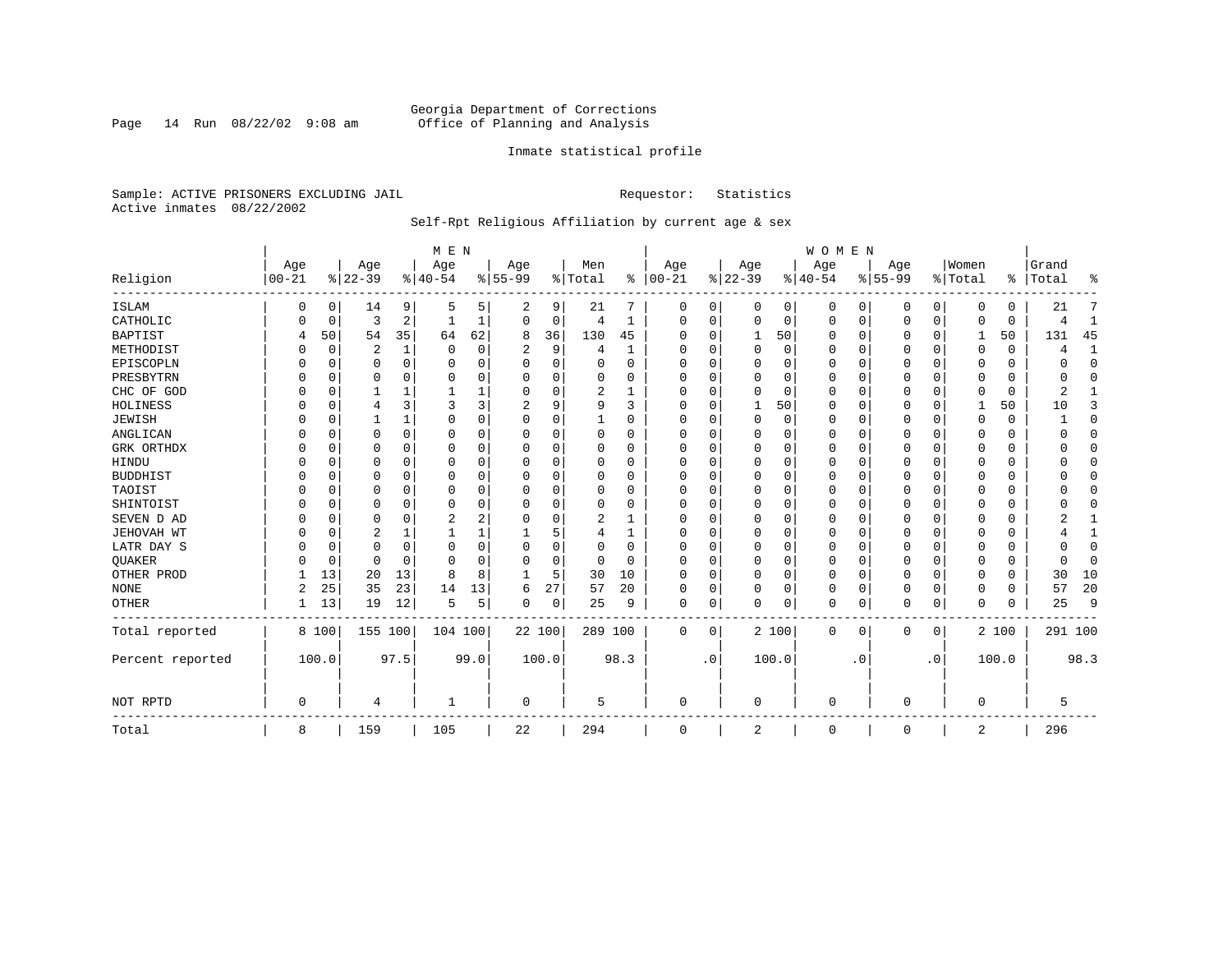Georgia Department of Corrections
Office of Planning and Analysis

Inmate statistical profile

Sample: ACTIVE PRISONERS EXCLUDING JAIL
Active inmates 08/22/2002

Requestor: Statistics

Self-Rpt Religious Affiliation by current age & sex

| Religion | MEN Age 00-21 | % | Age 22-39 | % | Age 40-54 | % | Age 55-99 | % | Men Total | % | WOMEN Age 00-21 | % | Age 22-39 | % | Age 40-54 | % | Age 55-99 | % | Women Total | % | Grand Total | % |
|---|---|---|---|---|---|---|---|---|---|---|---|---|---|---|---|---|---|---|---|---|---|---|
| ISLAM | 0 | 0 | 14 | 9 | 5 | 5 | 2 | 9 | 21 | 7 | 0 | 0 | 0 | 0 | 0 | 0 | 0 | 0 | 0 | 0 | 21 | 7 |
| CATHOLIC | 0 | 0 | 3 | 2 | 1 | 1 | 0 | 0 | 4 | 1 | 0 | 0 | 0 | 0 | 0 | 0 | 0 | 0 | 0 | 0 | 4 | 1 |
| BAPTIST | 4 | 50 | 54 | 35 | 64 | 62 | 8 | 36 | 130 | 45 | 0 | 0 | 1 | 50 | 0 | 0 | 0 | 0 | 1 | 50 | 131 | 45 |
| METHODIST | 0 | 0 | 2 | 1 | 0 | 0 | 2 | 9 | 4 | 1 | 0 | 0 | 0 | 0 | 0 | 0 | 0 | 0 | 0 | 0 | 4 | 1 |
| EPISCOPLN | 0 | 0 | 0 | 0 | 0 | 0 | 0 | 0 | 0 | 0 | 0 | 0 | 0 | 0 | 0 | 0 | 0 | 0 | 0 | 0 | 0 | 0 |
| PRESBYTRN | 0 | 0 | 0 | 0 | 0 | 0 | 0 | 0 | 0 | 0 | 0 | 0 | 0 | 0 | 0 | 0 | 0 | 0 | 0 | 0 | 0 | 0 |
| CHC OF GOD | 0 | 0 | 1 | 1 | 1 | 1 | 0 | 0 | 2 | 1 | 0 | 0 | 0 | 0 | 0 | 0 | 0 | 0 | 0 | 0 | 2 | 1 |
| HOLINESS | 0 | 0 | 4 | 3 | 3 | 3 | 2 | 9 | 9 | 3 | 0 | 0 | 1 | 50 | 0 | 0 | 0 | 0 | 1 | 50 | 10 | 3 |
| JEWISH | 0 | 0 | 1 | 1 | 0 | 0 | 0 | 0 | 1 | 0 | 0 | 0 | 0 | 0 | 0 | 0 | 0 | 0 | 0 | 0 | 1 | 0 |
| ANGLICAN | 0 | 0 | 0 | 0 | 0 | 0 | 0 | 0 | 0 | 0 | 0 | 0 | 0 | 0 | 0 | 0 | 0 | 0 | 0 | 0 | 0 | 0 |
| GRK ORTHDX | 0 | 0 | 0 | 0 | 0 | 0 | 0 | 0 | 0 | 0 | 0 | 0 | 0 | 0 | 0 | 0 | 0 | 0 | 0 | 0 | 0 | 0 |
| HINDU | 0 | 0 | 0 | 0 | 0 | 0 | 0 | 0 | 0 | 0 | 0 | 0 | 0 | 0 | 0 | 0 | 0 | 0 | 0 | 0 | 0 | 0 |
| BUDDHIST | 0 | 0 | 0 | 0 | 0 | 0 | 0 | 0 | 0 | 0 | 0 | 0 | 0 | 0 | 0 | 0 | 0 | 0 | 0 | 0 | 0 | 0 |
| TAOIST | 0 | 0 | 0 | 0 | 0 | 0 | 0 | 0 | 0 | 0 | 0 | 0 | 0 | 0 | 0 | 0 | 0 | 0 | 0 | 0 | 0 | 0 |
| SHINTOIST | 0 | 0 | 0 | 0 | 0 | 0 | 0 | 0 | 0 | 0 | 0 | 0 | 0 | 0 | 0 | 0 | 0 | 0 | 0 | 0 | 0 | 0 |
| SEVEN D AD | 0 | 0 | 0 | 0 | 2 | 2 | 0 | 0 | 2 | 1 | 0 | 0 | 0 | 0 | 0 | 0 | 0 | 0 | 0 | 0 | 2 | 1 |
| JEHOVAH WT | 0 | 0 | 2 | 1 | 1 | 1 | 1 | 5 | 4 | 1 | 0 | 0 | 0 | 0 | 0 | 0 | 0 | 0 | 0 | 0 | 4 | 1 |
| LATR DAY S | 0 | 0 | 0 | 0 | 0 | 0 | 0 | 0 | 0 | 0 | 0 | 0 | 0 | 0 | 0 | 0 | 0 | 0 | 0 | 0 | 0 | 0 |
| QUAKER | 0 | 0 | 0 | 0 | 0 | 0 | 0 | 0 | 0 | 0 | 0 | 0 | 0 | 0 | 0 | 0 | 0 | 0 | 0 | 0 | 0 | 0 |
| OTHER PROD | 1 | 13 | 20 | 13 | 8 | 8 | 1 | 5 | 30 | 10 | 0 | 0 | 0 | 0 | 0 | 0 | 0 | 0 | 0 | 0 | 30 | 10 |
| NONE | 2 | 25 | 35 | 23 | 14 | 13 | 6 | 27 | 57 | 20 | 0 | 0 | 0 | 0 | 0 | 0 | 0 | 0 | 0 | 0 | 57 | 20 |
| OTHER | 1 | 13 | 19 | 12 | 5 | 5 | 0 | 0 | 25 | 9 | 0 | 0 | 0 | 0 | 0 | 0 | 0 | 0 | 0 | 0 | 25 | 9 |
| Total reported | 8 | 100 | 155 | 100 | 104 | 100 | 22 | 100 | 289 | 100 | 0 | 0 | 2 | 100 | 0 | 0 | 0 | 0 | 2 | 100 | 291 | 100 |
| Percent reported | | 100.0 | | 97.5 | | 99.0 | | 100.0 | | 98.3 | | .0 | | 100.0 | | .0 | | .0 | | 100.0 | | 98.3 |
| NOT RPTD | 0 | | 4 | | 1 | | 0 | | 5 | | 0 | | 0 | | 0 | | 0 | | 0 | | 5 | |
| Total | 8 | | 159 | | 105 | | 22 | | 294 | | 0 | | 2 | | 0 | | 0 | | 2 | | 296 | |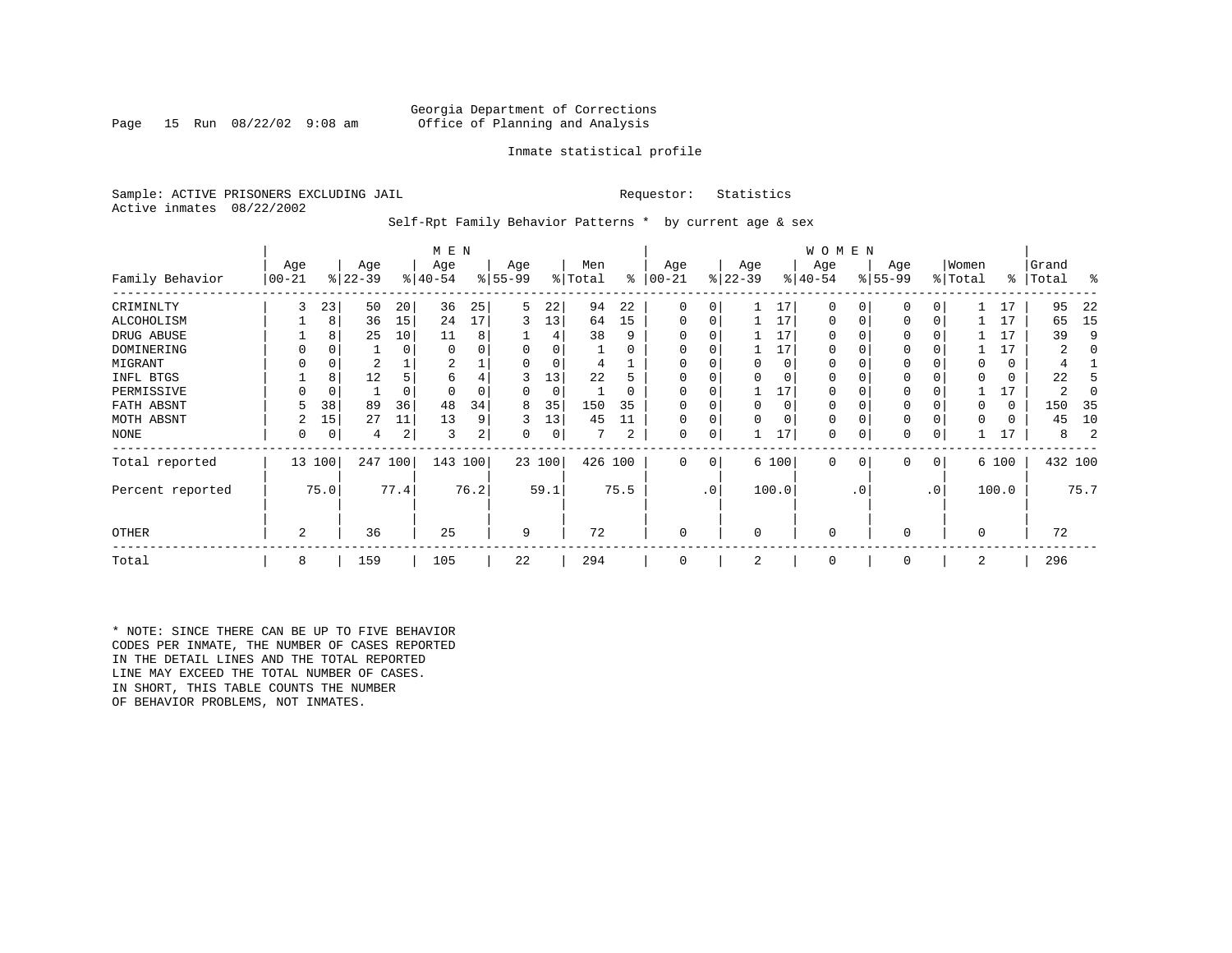Georgia Department of Corrections
Office of Planning and Analysis

Inmate statistical profile

Sample: ACTIVE PRISONERS EXCLUDING JAIL    Requestor: Statistics
Active inmates 08/22/2002

Self-Rpt Family Behavior Patterns * by current age & sex

| Family Behavior | MEN Age 00-21 | % | Age 22-39 | % | Age 40-54 | % | Age 55-99 | % | Men Total | % | WOMEN Age 00-21 | % | Age 22-39 | % | Age 40-54 | % | Age 55-99 | % | Women Total | % | Grand Total | % |
|---|---|---|---|---|---|---|---|---|---|---|---|---|---|---|---|---|---|---|---|---|---|---|
| CRIMINLTY | 3 | 23 | 50 | 20 | 36 | 25 | 5 | 22 | 94 | 22 | 0 | 0 | 1 | 17 | 0 | 0 | 0 | 0 | 1 | 17 | 95 | 22 |
| ALCOHOLISM | 1 | 8 | 36 | 15 | 24 | 17 | 3 | 13 | 64 | 15 | 0 | 0 | 1 | 17 | 0 | 0 | 0 | 0 | 1 | 17 | 65 | 15 |
| DRUG ABUSE | 1 | 8 | 25 | 10 | 11 | 8 | 1 | 4 | 38 | 9 | 0 | 0 | 1 | 17 | 0 | 0 | 0 | 0 | 1 | 17 | 39 | 9 |
| DOMINERING | 0 | 0 | 1 | 0 | 0 | 0 | 0 | 0 | 1 | 0 | 0 | 0 | 1 | 17 | 0 | 0 | 0 | 0 | 1 | 17 | 2 | 0 |
| MIGRANT | 0 | 0 | 2 | 1 | 2 | 1 | 0 | 0 | 4 | 1 | 0 | 0 | 0 | 0 | 0 | 0 | 0 | 0 | 0 | 0 | 4 | 1 |
| INFL BTGS | 1 | 8 | 12 | 5 | 6 | 4 | 3 | 13 | 22 | 5 | 0 | 0 | 0 | 0 | 0 | 0 | 0 | 0 | 0 | 0 | 22 | 5 |
| PERMISSIVE | 0 | 0 | 1 | 0 | 0 | 0 | 0 | 0 | 1 | 0 | 0 | 0 | 1 | 17 | 0 | 0 | 0 | 0 | 1 | 17 | 2 | 0 |
| FATH ABSNT | 5 | 38 | 89 | 36 | 48 | 34 | 8 | 35 | 150 | 35 | 0 | 0 | 0 | 0 | 0 | 0 | 0 | 0 | 0 | 0 | 150 | 35 |
| MOTH ABSNT | 2 | 15 | 27 | 11 | 13 | 9 | 3 | 13 | 45 | 11 | 0 | 0 | 0 | 0 | 0 | 0 | 0 | 0 | 0 | 0 | 45 | 10 |
| NONE | 0 | 0 | 4 | 2 | 3 | 2 | 0 | 0 | 7 | 2 | 0 | 0 | 1 | 17 | 0 | 0 | 0 | 0 | 1 | 17 | 8 | 2 |
| Total reported | 13 | 100 | 247 | 100 | 143 | 100 | 23 | 100 | 426 | 100 | 0 | 0 | 6 | 100 | 0 | 0 | 0 | 0 | 6 | 100 | 432 | 100 |
| Percent reported | | 75.0 | | 77.4 | | 76.2 | | 59.1 | | 75.5 | | .0 | | 100.0 | | .0 | | .0 | | 100.0 | | 75.7 |
| OTHER | 2 | | 36 | | 25 | | 9 | | 72 | | 0 | | 0 | | 0 | | 0 | | 0 | | 72 | |
| Total | 8 | | 159 | | 105 | | 22 | | 294 | | 0 | | 2 | | 0 | | 0 | | 2 | | 296 | |

* NOTE: SINCE THERE CAN BE UP TO FIVE BEHAVIOR CODES PER INMATE, THE NUMBER OF CASES REPORTED IN THE DETAIL LINES AND THE TOTAL REPORTED LINE MAY EXCEED THE TOTAL NUMBER OF CASES. IN SHORT, THIS TABLE COUNTS THE NUMBER OF BEHAVIOR PROBLEMS, NOT INMATES.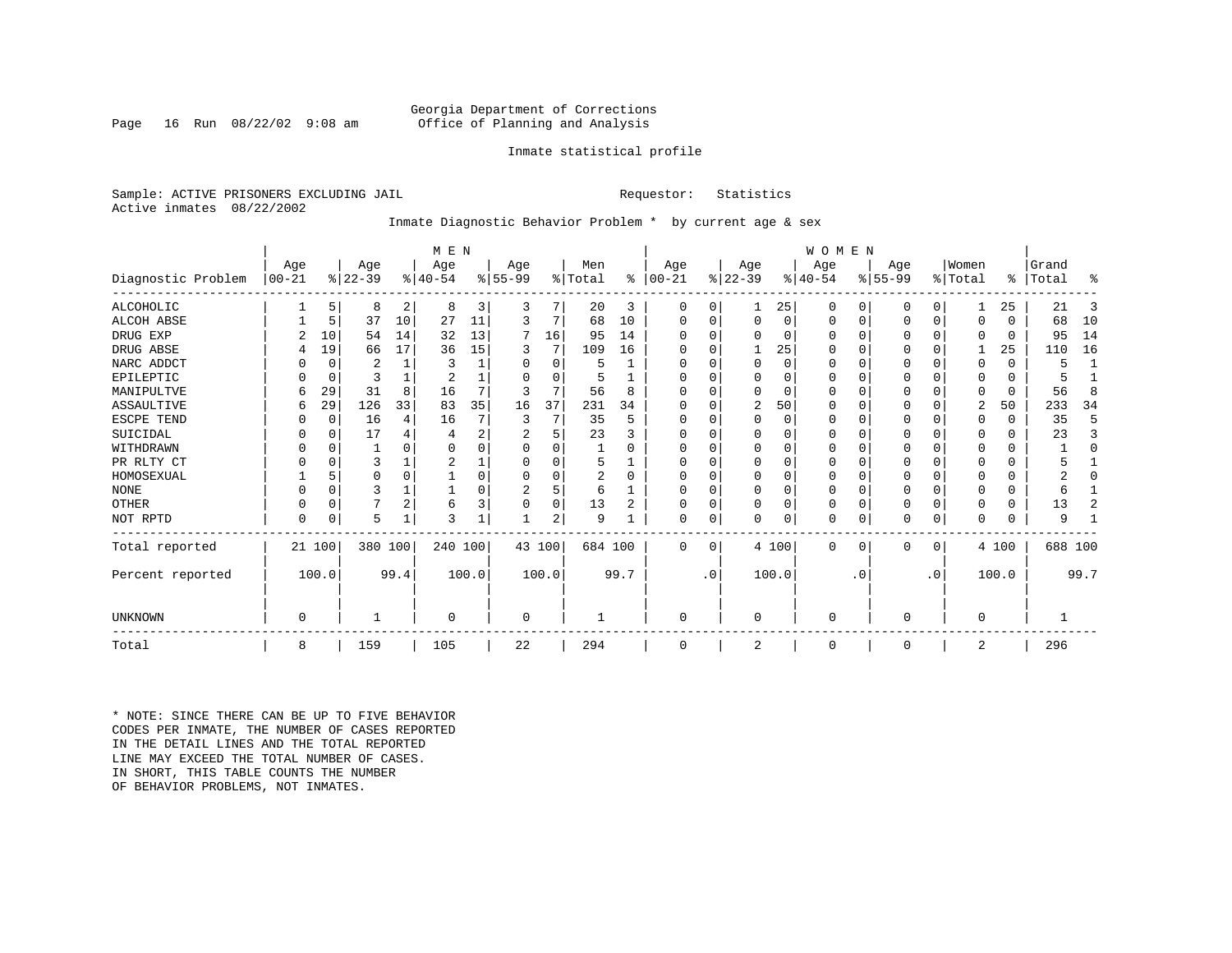Georgia Department of Corrections
Office of Planning and Analysis

Inmate statistical profile

Sample: ACTIVE PRISONERS EXCLUDING JAIL                                    Requestor: Statistics
Active inmates 08/22/2002

Inmate Diagnostic Behavior Problem * by current age & sex

| Diagnostic Problem | MEN Age 00-21 | % | Age 22-39 | % | Age 40-54 | % | Age 55-99 | % | Men Total | % | WOMEN Age 00-21 | % | Age 22-39 | % | Age 40-54 | % | Age 55-99 | % | Women Total | % | Grand Total | % |
|---|---|---|---|---|---|---|---|---|---|---|---|---|---|---|---|---|---|---|---|---|---|---|
| ALCOHOLIC | 1 | 5 | 8 | 2 | 8 | 3 | 3 | 7 | 20 | 3 | 0 | 0 | 1 | 25 | 0 | 0 | 0 | 0 | 1 | 25 | 21 | 3 |
| ALCOH ABSE | 1 | 5 | 37 | 10 | 27 | 11 | 3 | 7 | 68 | 10 | 0 | 0 | 0 | 0 | 0 | 0 | 0 | 0 | 0 | 0 | 68 | 10 |
| DRUG EXP | 2 | 10 | 54 | 14 | 32 | 13 | 7 | 16 | 95 | 14 | 0 | 0 | 0 | 0 | 0 | 0 | 0 | 0 | 0 | 0 | 95 | 14 |
| DRUG ABSE | 4 | 19 | 66 | 17 | 36 | 15 | 3 | 7 | 109 | 16 | 0 | 0 | 1 | 25 | 0 | 0 | 0 | 0 | 1 | 25 | 110 | 16 |
| NARC ADDCT | 0 | 0 | 2 | 1 | 3 | 1 | 0 | 0 | 5 | 1 | 0 | 0 | 0 | 0 | 0 | 0 | 0 | 0 | 0 | 0 | 5 | 1 |
| EPILEPTIC | 0 | 0 | 3 | 1 | 2 | 1 | 0 | 0 | 5 | 1 | 0 | 0 | 0 | 0 | 0 | 0 | 0 | 0 | 0 | 0 | 5 | 1 |
| MANIPULTVE | 6 | 29 | 31 | 8 | 16 | 7 | 3 | 7 | 56 | 8 | 0 | 0 | 0 | 0 | 0 | 0 | 0 | 0 | 0 | 0 | 56 | 8 |
| ASSAULTIVE | 6 | 29 | 126 | 33 | 83 | 35 | 16 | 37 | 231 | 34 | 0 | 0 | 2 | 50 | 0 | 0 | 0 | 0 | 2 | 50 | 233 | 34 |
| ESCPE TEND | 0 | 0 | 16 | 4 | 16 | 7 | 3 | 7 | 35 | 5 | 0 | 0 | 0 | 0 | 0 | 0 | 0 | 0 | 0 | 0 | 35 | 5 |
| SUICIDAL | 0 | 0 | 17 | 4 | 4 | 2 | 2 | 5 | 23 | 3 | 0 | 0 | 0 | 0 | 0 | 0 | 0 | 0 | 0 | 0 | 23 | 3 |
| WITHDRAWN | 0 | 0 | 1 | 0 | 0 | 0 | 0 | 0 | 1 | 0 | 0 | 0 | 0 | 0 | 0 | 0 | 0 | 0 | 0 | 0 | 1 | 0 |
| PR RLTY CT | 0 | 0 | 3 | 1 | 2 | 1 | 0 | 0 | 5 | 1 | 0 | 0 | 0 | 0 | 0 | 0 | 0 | 0 | 0 | 0 | 5 | 1 |
| HOMOSEXUAL | 1 | 5 | 0 | 0 | 1 | 0 | 0 | 0 | 2 | 0 | 0 | 0 | 0 | 0 | 0 | 0 | 0 | 0 | 0 | 0 | 2 | 0 |
| NONE | 0 | 0 | 3 | 1 | 1 | 0 | 2 | 5 | 6 | 1 | 0 | 0 | 0 | 0 | 0 | 0 | 0 | 0 | 0 | 0 | 6 | 1 |
| OTHER | 0 | 0 | 7 | 2 | 6 | 3 | 0 | 0 | 13 | 2 | 0 | 0 | 0 | 0 | 0 | 0 | 0 | 0 | 0 | 0 | 13 | 2 |
| NOT RPTD | 0 | 0 | 5 | 1 | 3 | 1 | 1 | 2 | 9 | 1 | 0 | 0 | 0 | 0 | 0 | 0 | 0 | 0 | 0 | 0 | 9 | 1 |
| Total reported | 21 | 100 | 380 | 100 | 240 | 100 | 43 | 100 | 684 | 100 | 0 | 0 | 4 | 100 | 0 | 0 | 0 | 0 | 4 | 100 | 688 | 100 |
| Percent reported | | 100.0 | | 99.4 | | 100.0 | | 100.0 | | 99.7 | | .0 | | 100.0 | | .0 | | .0 | | 100.0 | | 99.7 |
| UNKNOWN | 0 | | 1 | | 0 | | 0 | | 1 | | 0 | | 0 | | 0 | | 0 | | 0 | | 1 | |
| Total | 8 | | 159 | | 105 | | 22 | | 294 | | 0 | | 2 | | 0 | | 0 | | 2 | | 296 | |

* NOTE: SINCE THERE CAN BE UP TO FIVE BEHAVIOR CODES PER INMATE, THE NUMBER OF CASES REPORTED IN THE DETAIL LINES AND THE TOTAL REPORTED LINE MAY EXCEED THE TOTAL NUMBER OF CASES. IN SHORT, THIS TABLE COUNTS THE NUMBER OF BEHAVIOR PROBLEMS, NOT INMATES.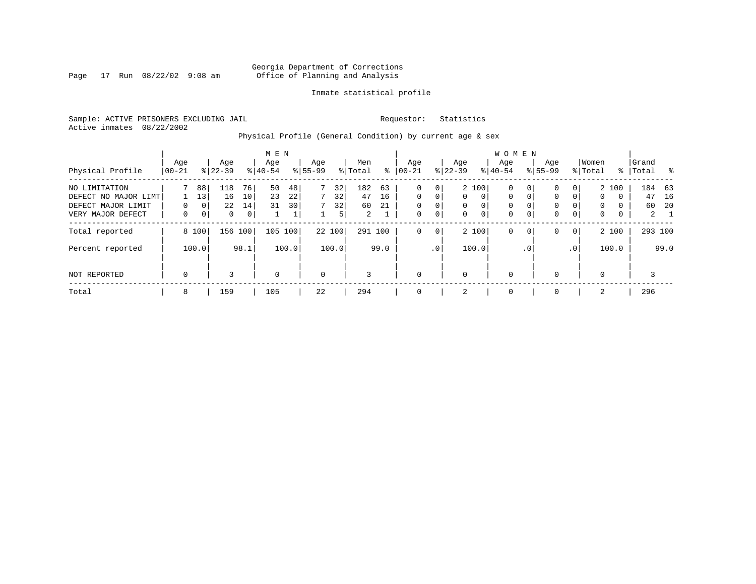Georgia Department of Corrections
Office of Planning and Analysis

Inmate statistical profile

Sample: ACTIVE PRISONERS EXCLUDING JAIL
Active inmates 08/22/2002

Requestor: Statistics

Physical Profile (General Condition) by current age & sex

| Physical Profile | MEN Age 00-21 | % | Age 22-39 | % | Age 40-54 | % | Age 55-99 | % | Men Total | % | WOMEN Age 00-21 | % | Age 22-39 | % | Age 40-54 | % | Age 55-99 | % | Women Total | % | Grand Total | % |
|---|---|---|---|---|---|---|---|---|---|---|---|---|---|---|---|---|---|---|---|---|---|---|
| NO LIMITATION | 7 | 88 | 118 | 76 | 50 | 48 | 7 | 32 | 182 | 63 | 0 | 0 | 2 | 100 | 0 | 0 | 0 | 0 | 2 | 100 | 184 | 63 |
| DEFECT NO MAJOR LIMT | 1 | 13 | 16 | 10 | 23 | 22 | 7 | 32 | 47 | 16 | 0 | 0 | 0 | 0 | 0 | 0 | 0 | 0 | 0 | 0 | 47 | 16 |
| DEFECT MAJOR LIMIT | 0 | 0 | 22 | 14 | 31 | 30 | 7 | 32 | 60 | 21 | 0 | 0 | 0 | 0 | 0 | 0 | 0 | 0 | 0 | 0 | 60 | 20 |
| VERY MAJOR DEFECT | 0 | 0 | 0 | 0 | 1 | 1 | 1 | 5 | 2 | 1 | 0 | 0 | 0 | 0 | 0 | 0 | 0 | 0 | 0 | 0 | 2 | 1 |
| Total reported | 8 | 100 | 156 | 100 | 105 | 100 | 22 | 100 | 291 | 100 | 0 | 0 | 2 | 100 | 0 | 0 | 0 | 0 | 2 | 100 | 293 | 100 |
| Percent reported | | 100.0 | | 98.1 | | 100.0 | | 100.0 | | 99.0 | | .0 | | 100.0 | | .0 | | .0 | | 100.0 | | 99.0 |
| NOT REPORTED | 0 | | 3 | | 0 | | 0 | | 3 | | 0 | | 0 | | 0 | | 0 | | 0 | | 3 | |
| Total | 8 | | 159 | | 105 | | 22 | | 294 | | 0 | | 2 | | 0 | | 0 | | 2 | | 296 | |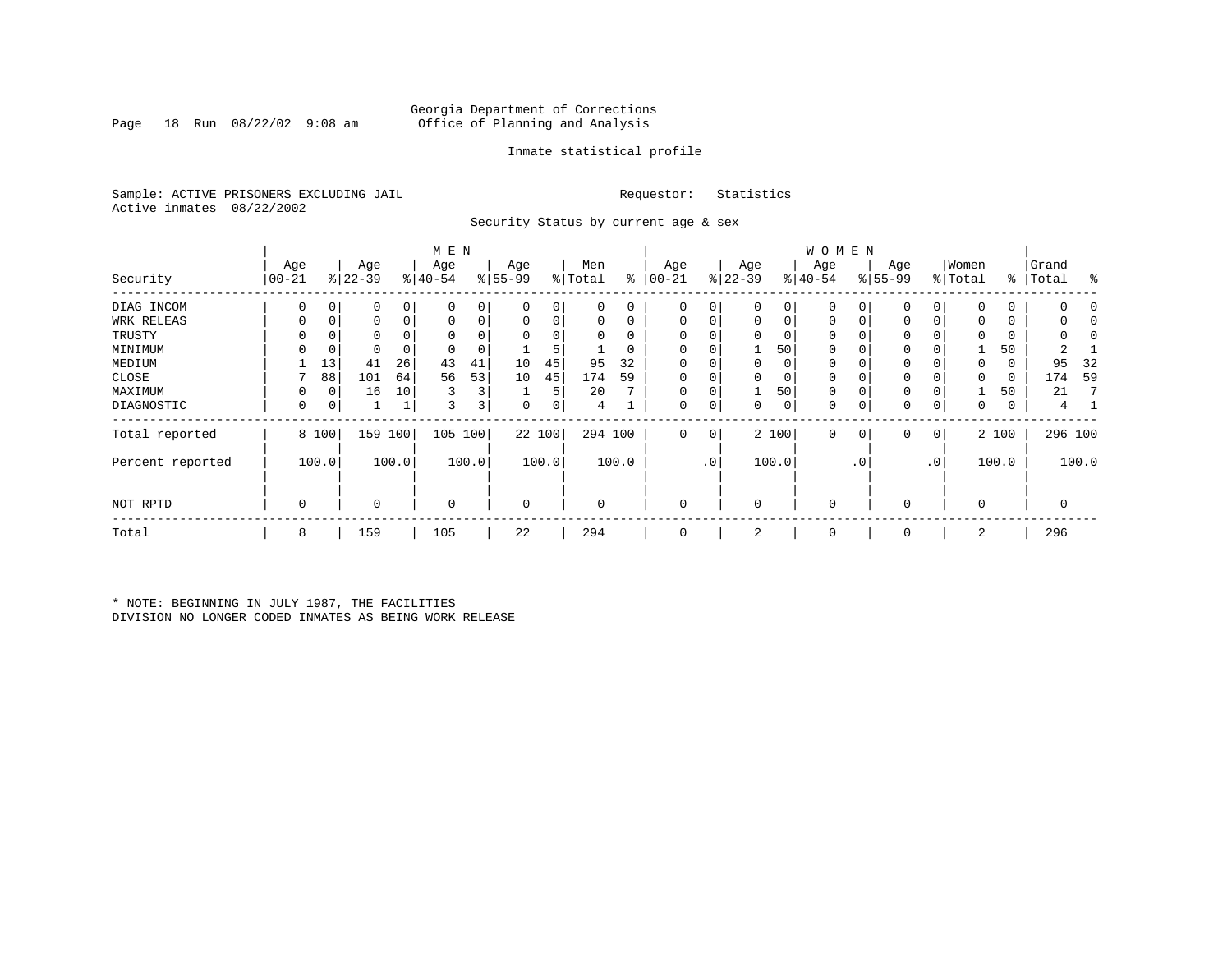Georgia Department of Corrections
Office of Planning and Analysis

Inmate statistical profile

Sample: ACTIVE PRISONERS EXCLUDING JAIL

Requestor: Statistics

Active inmates 08/22/2002

Security Status by current age & sex

| Security | MEN Age 00-21 | % | Age 22-39 | % | Age 40-54 | % | Age 55-99 | % | Men Total | % | WOMEN Age 00-21 | % | Age 22-39 | % | Age 40-54 | % | Age 55-99 | % | Women Total | % | Grand Total | % |
|---|---|---|---|---|---|---|---|---|---|---|---|---|---|---|---|---|---|---|---|---|---|---|
| DIAG INCOM | 0 | 0 | 0 | 0 | 0 | 0 | 0 | 0 | 0 | 0 | 0 | 0 | 0 | 0 | 0 | 0 | 0 | 0 | 0 | 0 | 0 | 0 |
| WRK RELEAS | 0 | 0 | 0 | 0 | 0 | 0 | 0 | 0 | 0 | 0 | 0 | 0 | 0 | 0 | 0 | 0 | 0 | 0 | 0 | 0 | 0 | 0 |
| TRUSTY | 0 | 0 | 0 | 0 | 0 | 0 | 0 | 0 | 0 | 0 | 0 | 0 | 0 | 0 | 0 | 0 | 0 | 0 | 0 | 0 | 0 | 0 |
| MINIMUM | 0 | 0 | 0 | 0 | 0 | 0 | 1 | 5 | 1 | 0 | 0 | 0 | 1 | 50 | 0 | 0 | 0 | 0 | 1 | 50 | 2 | 1 |
| MEDIUM | 1 | 13 | 41 | 26 | 43 | 41 | 10 | 45 | 95 | 32 | 0 | 0 | 0 | 0 | 0 | 0 | 0 | 0 | 0 | 0 | 95 | 32 |
| CLOSE | 7 | 88 | 101 | 64 | 56 | 53 | 10 | 45 | 174 | 59 | 0 | 0 | 0 | 0 | 0 | 0 | 0 | 0 | 0 | 0 | 174 | 59 |
| MAXIMUM | 0 | 0 | 16 | 10 | 3 | 3 | 1 | 5 | 20 | 7 | 0 | 0 | 1 | 50 | 0 | 0 | 0 | 0 | 1 | 50 | 21 | 7 |
| DIAGNOSTIC | 0 | 0 | 1 | 1 | 3 | 3 | 0 | 0 | 4 | 1 | 0 | 0 | 0 | 0 | 0 | 0 | 0 | 0 | 0 | 0 | 4 | 1 |
| Total reported | 8 | 100 | 159 | 100 | 105 | 100 | 22 | 100 | 294 | 100 | 0 | 0 | 2 | 100 | 0 | 0 | 0 | 0 | 2 | 100 | 296 | 100 |
| Percent reported | | 100.0 | | 100.0 | | 100.0 | | 100.0 | | 100.0 | | .0 | | 100.0 | | .0 | | .0 | | 100.0 | | 100.0 |
| NOT RPTD | 0 | | 0 | | 0 | | 0 | | 0 | | 0 | | 0 | | 0 | | 0 | | 0 | | 0 | |
| Total | 8 | | 159 | | 105 | | 22 | | 294 | | 0 | | 2 | | 0 | | 0 | | 2 | | 296 | |

* NOTE: BEGINNING IN JULY 1987, THE FACILITIES DIVISION NO LONGER CODED INMATES AS BEING WORK RELEASE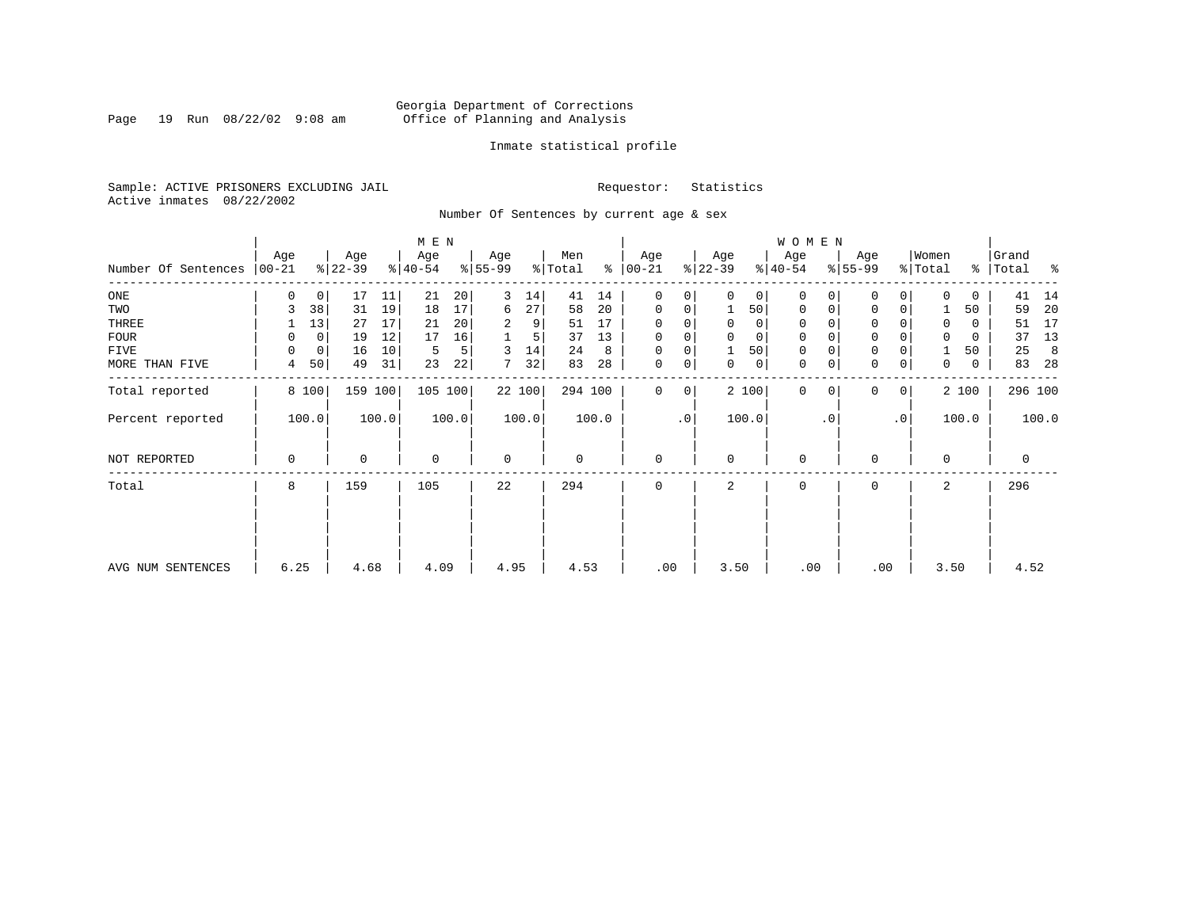Georgia Department of Corrections
Office of Planning and Analysis

Inmate statistical profile

Sample: ACTIVE PRISONERS EXCLUDING JAIL

Requestor: Statistics

Active inmates 08/22/2002

Number Of Sentences by current age & sex

| Number Of Sentences | MEN Age 00-21 | % | Age 22-39 | % | Age 40-54 | % | Age 55-99 | % | Men Total | % | WOMEN Age 00-21 | % | Age 22-39 | % | Age 40-54 | % | Age 55-99 | % | Women Total | % | Grand Total | % |
|---|---|---|---|---|---|---|---|---|---|---|---|---|---|---|---|---|---|---|---|---|---|---|
| ONE | 0 | 0 | 17 | 11 | 21 | 20 | 3 | 14 | 41 | 14 | 0 | 0 | 0 | 0 | 0 | 0 | 0 | 0 | 0 | 0 | 41 | 14 |
| TWO | 3 | 38 | 31 | 19 | 18 | 17 | 6 | 27 | 58 | 20 | 0 | 0 | 1 | 50 | 0 | 0 | 0 | 0 | 1 | 50 | 59 | 20 |
| THREE | 1 | 13 | 27 | 17 | 21 | 20 | 2 | 9 | 51 | 17 | 0 | 0 | 0 | 0 | 0 | 0 | 0 | 0 | 0 | 0 | 51 | 17 |
| FOUR | 0 | 0 | 19 | 12 | 17 | 16 | 1 | 5 | 37 | 13 | 0 | 0 | 0 | 0 | 0 | 0 | 0 | 0 | 0 | 0 | 37 | 13 |
| FIVE | 0 | 0 | 16 | 10 | 5 | 5 | 3 | 14 | 24 | 8 | 0 | 0 | 1 | 50 | 0 | 0 | 0 | 0 | 1 | 50 | 25 | 8 |
| MORE THAN FIVE | 4 | 50 | 49 | 31 | 23 | 22 | 7 | 32 | 83 | 28 | 0 | 0 | 0 | 0 | 0 | 0 | 0 | 0 | 0 | 0 | 83 | 28 |
| Total reported | 8 | 100 | 159 | 100 | 105 | 100 | 22 | 100 | 294 | 100 | 0 | 0 | 2 | 100 | 0 | 0 | 0 | 0 | 2 | 100 | 296 | 100 |
| Percent reported | | 100.0 | | 100.0 | | 100.0 | | 100.0 | | 100.0 | | .0 | | 100.0 | | .0 | | .0 | | 100.0 | | 100.0 |
| NOT REPORTED | 0 | | 0 | | 0 | | 0 | | 0 | | 0 | | 0 | | 0 | | 0 | | 0 | | 0 | |
| Total | 8 | | 159 | | 105 | | 22 | | 294 | | 0 | | 2 | | 0 | | 0 | | 2 | | 296 | |
| AVG NUM SENTENCES | 6.25 | | 4.68 | | 4.09 | | 4.95 | | 4.53 | | .00 | | 3.50 | | .00 | | .00 | | 3.50 | | 4.52 | |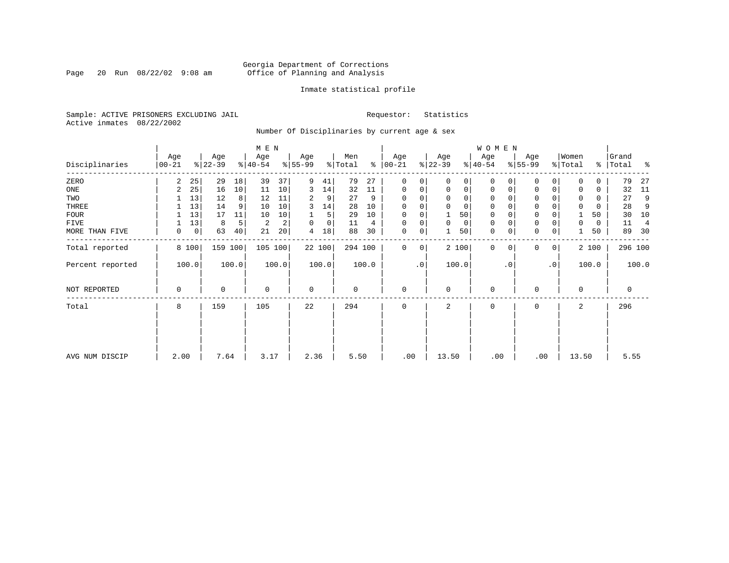Georgia Department of Corrections
Office of Planning and Analysis

Inmate statistical profile

Sample: ACTIVE PRISONERS EXCLUDING JAIL

Active inmates 08/22/2002

Requestor: Statistics

Number Of Disciplinaries by current age & sex

| Disciplinaries | MEN Age 00-21 | % | Age 22-39 | % | Age 40-54 | % | Age 55-99 | % | Men Total | % | WOMEN Age 00-21 | % | Age 22-39 | % | Age 40-54 | % | Age 55-99 | % | Women Total | % | Grand Total | % |
|---|---|---|---|---|---|---|---|---|---|---|---|---|---|---|---|---|---|---|---|---|---|---|
| ZERO | 2 | 25 | 29 | 18 | 39 | 37 | 9 | 41 | 79 | 27 | 0 | 0 | 0 | 0 | 0 | 0 | 0 | 0 | 0 | 0 | 79 | 27 |
| ONE | 2 | 25 | 16 | 10 | 11 | 10 | 3 | 14 | 32 | 11 | 0 | 0 | 0 | 0 | 0 | 0 | 0 | 0 | 0 | 0 | 32 | 11 |
| TWO | 1 | 13 | 12 | 8 | 12 | 11 | 2 | 9 | 27 | 9 | 0 | 0 | 0 | 0 | 0 | 0 | 0 | 0 | 0 | 0 | 27 | 9 |
| THREE | 1 | 13 | 14 | 9 | 10 | 10 | 3 | 14 | 28 | 10 | 0 | 0 | 0 | 0 | 0 | 0 | 0 | 0 | 0 | 0 | 28 | 9 |
| FOUR | 1 | 13 | 17 | 11 | 10 | 10 | 1 | 5 | 29 | 10 | 0 | 0 | 1 | 50 | 0 | 0 | 0 | 0 | 1 | 50 | 30 | 10 |
| FIVE | 1 | 13 | 8 | 5 | 2 | 2 | 0 | 0 | 11 | 4 | 0 | 0 | 0 | 0 | 0 | 0 | 0 | 0 | 0 | 0 | 11 | 4 |
| MORE THAN FIVE | 0 | 0 | 63 | 40 | 21 | 20 | 4 | 18 | 88 | 30 | 0 | 0 | 1 | 50 | 0 | 0 | 0 | 0 | 1 | 50 | 89 | 30 |
| Total reported | 8 | 100 | 159 | 100 | 105 | 100 | 22 | 100 | 294 | 100 | 0 | 0 | 2 | 100 | 0 | 0 | 0 | 0 | 2 | 100 | 296 | 100 |
| Percent reported | | 100.0 | | 100.0 | | 100.0 | | 100.0 | | 100.0 | | .0 | | 100.0 | | .0 | | .0 | | 100.0 | | 100.0 |
| NOT REPORTED | 0 | | 0 | | 0 | | 0 | | 0 | | 0 | | 0 | | 0 | | 0 | | 0 | | 0 | |
| Total | 8 | | 159 | | 105 | | 22 | | 294 | | 0 | | 2 | | 0 | | 0 | | 2 | | 296 | |
| AVG NUM DISCIP | 2.00 | | 7.64 | | 3.17 | | 2.36 | | 5.50 | | .00 | | 13.50 | | .00 | | .00 | | 13.50 | | 5.55 | |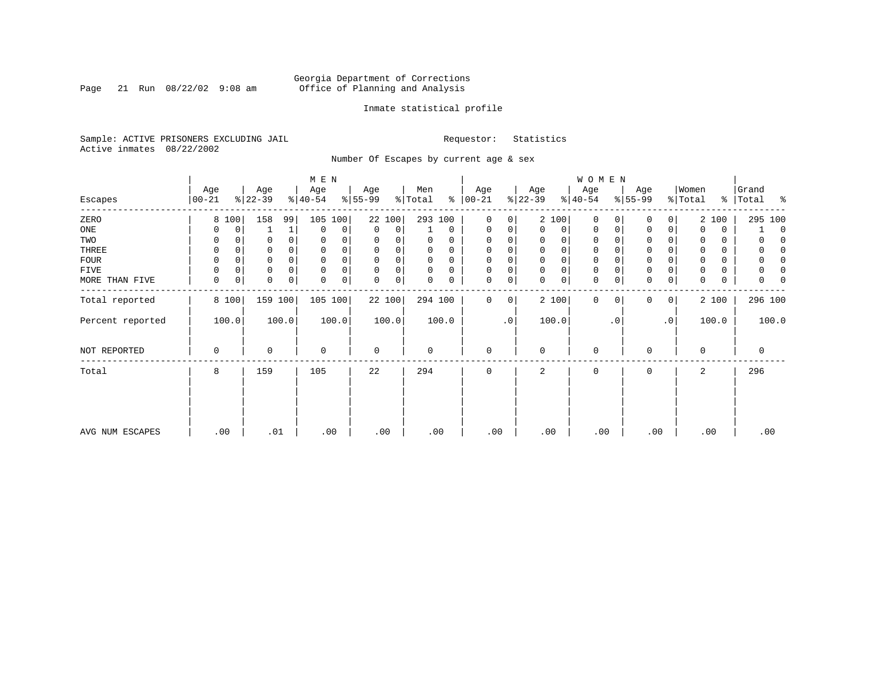Georgia Department of Corrections
Office of Planning and Analysis

Inmate statistical profile

Sample: ACTIVE PRISONERS EXCLUDING JAIL

Requestor: Statistics

Active inmates 08/22/2002

Number Of Escapes by current age & sex

| Escapes | MEN Age 00-21 | % | Age 22-39 | % | Age 40-54 | % | Age 55-99 | % | Men Total | % | WOMEN Age 00-21 | % | Age 22-39 | % | Age 40-54 | % | Age 55-99 | % | Women Total | % | Grand Total | % |
|---|---|---|---|---|---|---|---|---|---|---|---|---|---|---|---|---|---|---|---|---|---|---|
| ZERO | 8 | 100 | 158 | 99 | 105 | 100 | 22 | 100 | 293 | 100 | 0 | 0 | 2 | 100 | 0 | 0 | 0 | 0 | 2 | 100 | 295 | 100 |
| ONE | 0 | 0 | 1 | 1 | 0 | 0 | 0 | 0 | 1 | 0 | 0 | 0 | 0 | 0 | 0 | 0 | 0 | 0 | 0 | 0 | 1 | 0 |
| TWO | 0 | 0 | 0 | 0 | 0 | 0 | 0 | 0 | 0 | 0 | 0 | 0 | 0 | 0 | 0 | 0 | 0 | 0 | 0 | 0 | 0 | 0 |
| THREE | 0 | 0 | 0 | 0 | 0 | 0 | 0 | 0 | 0 | 0 | 0 | 0 | 0 | 0 | 0 | 0 | 0 | 0 | 0 | 0 | 0 | 0 |
| FOUR | 0 | 0 | 0 | 0 | 0 | 0 | 0 | 0 | 0 | 0 | 0 | 0 | 0 | 0 | 0 | 0 | 0 | 0 | 0 | 0 | 0 | 0 |
| FIVE | 0 | 0 | 0 | 0 | 0 | 0 | 0 | 0 | 0 | 0 | 0 | 0 | 0 | 0 | 0 | 0 | 0 | 0 | 0 | 0 | 0 | 0 |
| MORE THAN FIVE | 0 | 0 | 0 | 0 | 0 | 0 | 0 | 0 | 0 | 0 | 0 | 0 | 0 | 0 | 0 | 0 | 0 | 0 | 0 | 0 | 0 | 0 |
| Total reported | 8 | 100 | 159 | 100 | 105 | 100 | 22 | 100 | 294 | 100 | 0 | 0 | 2 | 100 | 0 | 0 | 0 | 0 | 2 | 100 | 296 | 100 |
| Percent reported | 100.0 | | 100.0 | | 100.0 | | 100.0 | | 100.0 | | .0 | | 100.0 | | .0 | | .0 | | 100.0 | | 100.0 | |
| NOT REPORTED | 0 | | 0 | | 0 | | 0 | | 0 | | 0 | | 0 | | 0 | | 0 | | 0 | | 0 | |
| Total | 8 | | 159 | | 105 | | 22 | | 294 | | 0 | | 2 | | 0 | | 0 | | 2 | | 296 | |
| AVG NUM ESCAPES | .00 | | .01 | | .00 | | .00 | | .00 | | .00 | | .00 | | .00 | | .00 | | .00 | | .00 | |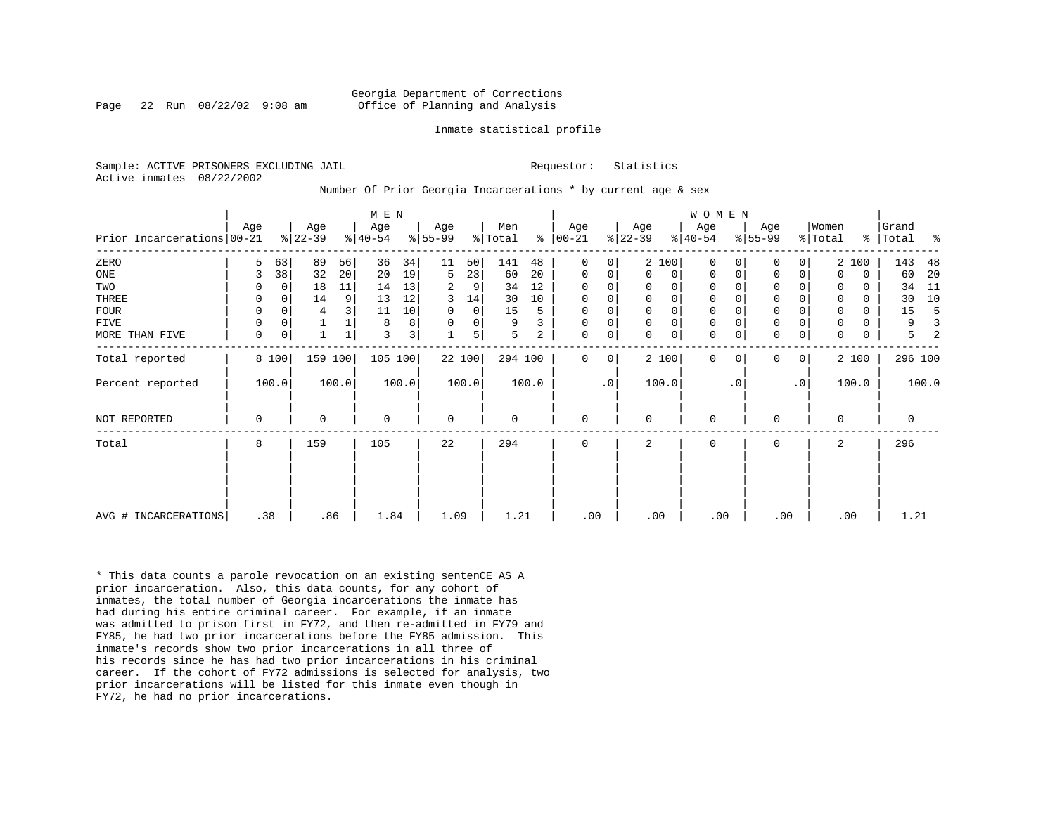Georgia Department of Corrections
Office of Planning and Analysis

Inmate statistical profile

Sample: ACTIVE PRISONERS EXCLUDING JAIL

Requestor: Statistics

Active inmates 08/22/2002

Number Of Prior Georgia Incarcerations * by current age & sex

| Prior Incarcerations | MEN Age 00-21 | % | Age 22-39 | % | Age 40-54 | % | Age 55-99 | % | Men Total | % | WOMEN Age 00-21 | % | Age 22-39 | % | Age 40-54 | % | Age 55-99 | % | Women Total | % | Grand Total | % |
|---|---|---|---|---|---|---|---|---|---|---|---|---|---|---|---|---|---|---|---|---|---|---|
| ZERO | 5 | 63 | 89 | 56 | 36 | 34 | 11 | 50 | 141 | 48 | 0 | 0 | 2 | 100 | 0 | 0 | 0 | 0 | 2 | 100 | 143 | 48 |
| ONE | 3 | 38 | 32 | 20 | 20 | 19 | 5 | 23 | 60 | 20 | 0 | 0 | 0 | 0 | 0 | 0 | 0 | 0 | 0 | 0 | 60 | 20 |
| TWO | 0 | 0 | 18 | 11 | 14 | 13 | 2 | 9 | 34 | 12 | 0 | 0 | 0 | 0 | 0 | 0 | 0 | 0 | 0 | 0 | 34 | 11 |
| THREE | 0 | 0 | 14 | 9 | 13 | 12 | 3 | 14 | 30 | 10 | 0 | 0 | 0 | 0 | 0 | 0 | 0 | 0 | 0 | 0 | 30 | 10 |
| FOUR | 0 | 0 | 4 | 3 | 11 | 10 | 0 | 0 | 15 | 5 | 0 | 0 | 0 | 0 | 0 | 0 | 0 | 0 | 0 | 0 | 15 | 5 |
| FIVE | 0 | 0 | 1 | 1 | 8 | 8 | 0 | 0 | 9 | 3 | 0 | 0 | 0 | 0 | 0 | 0 | 0 | 0 | 0 | 0 | 9 | 3 |
| MORE THAN FIVE | 0 | 0 | 1 | 1 | 3 | 3 | 1 | 5 | 5 | 2 | 0 | 0 | 0 | 0 | 0 | 0 | 0 | 0 | 0 | 0 | 5 | 2 |
| Total reported | 8 | 100 | 159 | 100 | 105 | 100 | 22 | 100 | 294 | 100 | 0 | 0 | 2 | 100 | 0 | 0 | 0 | 0 | 2 | 100 | 296 | 100 |
| Percent reported | 100.0 | | 100.0 | | 100.0 | | 100.0 | | 100.0 | | .0 | | 100.0 | | .0 | | .0 | | 100.0 | | 100.0 | |
| NOT REPORTED | 0 | | 0 | | 0 | | 0 | | 0 | | 0 | | 0 | | 0 | | 0 | | 0 | | 0 | |
| Total | 8 | | 159 | | 105 | | 22 | | 294 | | 0 | | 2 | | 0 | | 0 | | 2 | | 296 | |
| AVG # INCARCERATIONS | .38 | | .86 | | 1.84 | | 1.09 | | 1.21 | | .00 | | .00 | | .00 | | .00 | | .00 | | 1.21 | |

* This data counts a parole revocation on an existing sentenCE AS A prior incarceration. Also, this data counts, for any cohort of inmates, the total number of Georgia incarcerations the inmate has had during his entire criminal career. For example, if an inmate was admitted to prison first in FY72, and then re-admitted in FY79 and FY85, he had two prior incarcerations before the FY85 admission. This inmate's records show two prior incarcerations in all three of his records since he has had two prior incarcerations in his criminal career. If the cohort of FY72 admissions is selected for analysis, two prior incarcerations will be listed for this inmate even though in FY72, he had no prior incarcerations.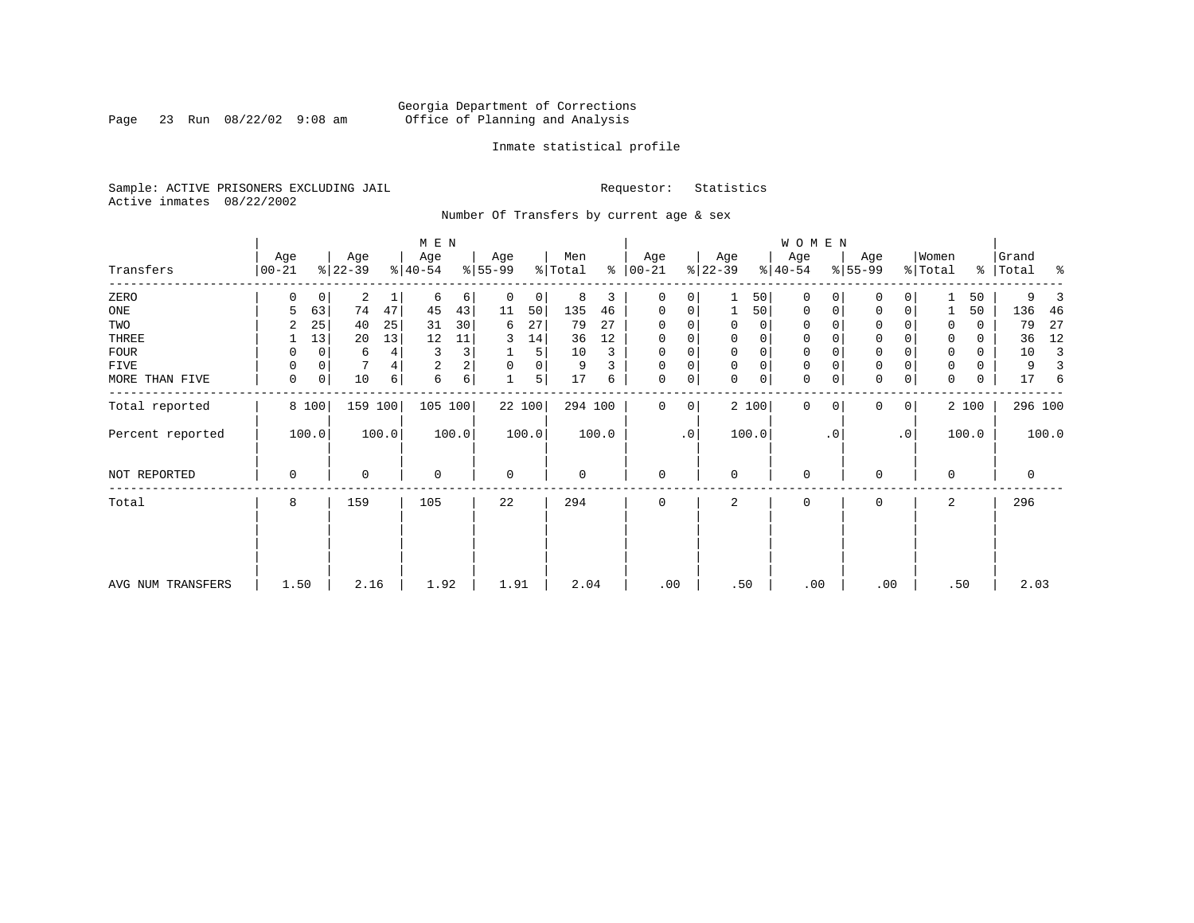Georgia Department of Corrections
Office of Planning and Analysis

Inmate statistical profile

Sample: ACTIVE PRISONERS EXCLUDING JAIL | Requestor: Statistics
Active inmates 08/22/2002

Number Of Transfers by current age & sex

| Transfers | MEN Age 00-21 | % | Age 22-39 | % | Age 40-54 | % | Age 55-99 | % | Men Total | % | WOMEN Age 00-21 | % | Age 22-39 | % | Age 40-54 | % | Age 55-99 | % | Women Total | % | Grand Total | % |
|---|---|---|---|---|---|---|---|---|---|---|---|---|---|---|---|---|---|---|---|---|---|---|
| ZERO | 0 | 0 | 2 | 1 | 6 | 6 | 0 | 0 | 8 | 3 | 0 | 0 | 1 | 50 | 0 | 0 | 0 | 0 | 1 | 50 | 9 | 3 |
| ONE | 5 | 63 | 74 | 47 | 45 | 43 | 11 | 50 | 135 | 46 | 0 | 0 | 1 | 50 | 0 | 0 | 0 | 0 | 1 | 50 | 136 | 46 |
| TWO | 2 | 25 | 40 | 25 | 31 | 30 | 6 | 27 | 79 | 27 | 0 | 0 | 0 | 0 | 0 | 0 | 0 | 0 | 0 | 0 | 79 | 27 |
| THREE | 1 | 13 | 20 | 13 | 12 | 11 | 3 | 14 | 36 | 12 | 0 | 0 | 0 | 0 | 0 | 0 | 0 | 0 | 0 | 0 | 36 | 12 |
| FOUR | 0 | 0 | 6 | 4 | 3 | 3 | 1 | 5 | 10 | 3 | 0 | 0 | 0 | 0 | 0 | 0 | 0 | 0 | 0 | 0 | 10 | 3 |
| FIVE | 0 | 0 | 7 | 4 | 2 | 2 | 0 | 0 | 9 | 3 | 0 | 0 | 0 | 0 | 0 | 0 | 0 | 0 | 0 | 0 | 9 | 3 |
| MORE THAN FIVE | 0 | 0 | 10 | 6 | 6 | 6 | 1 | 5 | 17 | 6 | 0 | 0 | 0 | 0 | 0 | 0 | 0 | 0 | 0 | 0 | 17 | 6 |
| Total reported | 8 | 100 | 159 | 100 | 105 | 100 | 22 | 100 | 294 | 100 | 0 | 0 | 2 | 100 | 0 | 0 | 0 | 0 | 2 | 100 | 296 | 100 |
| Percent reported | 100.0 | | 100.0 | | 100.0 | | 100.0 | | 100.0 | | .0 | | 100.0 | | .0 | | .0 | | 100.0 | | 100.0 | |
| NOT REPORTED | 0 | | 0 | | 0 | | 0 | | 0 | | 0 | | 0 | | 0 | | 0 | | 0 | | 0 | |
| Total | 8 | | 159 | | 105 | | 22 | | 294 | | 0 | | 2 | | 0 | | 0 | | 2 | | 296 | |
| AVG NUM TRANSFERS | 1.50 | | 2.16 | | 1.92 | | 1.91 | | 2.04 | | .00 | | .50 | | .00 | | .00 | | .50 | | 2.03 | |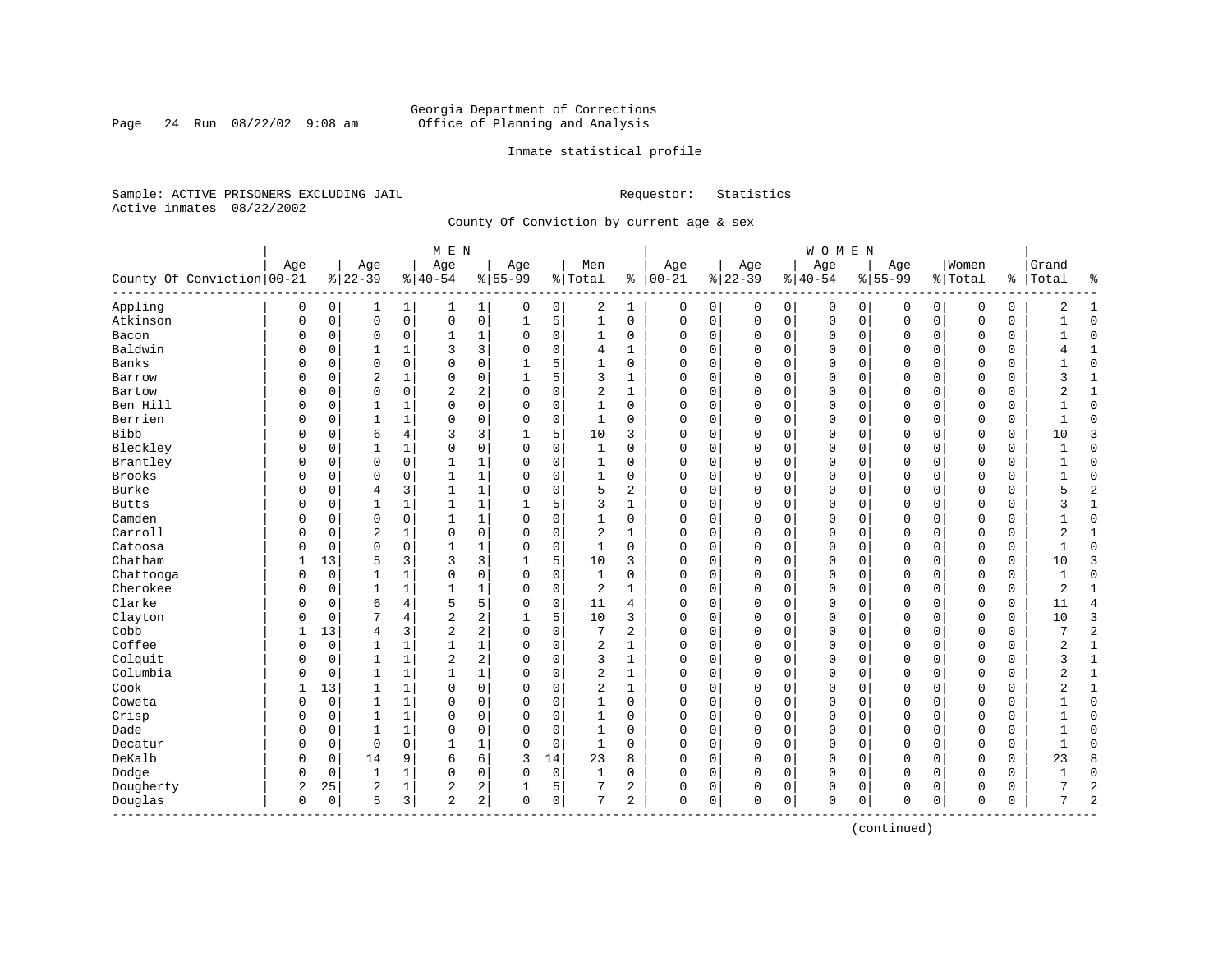Georgia Department of Corrections
Office of Planning and Analysis

Inmate statistical profile

Sample: ACTIVE PRISONERS EXCLUDING JAIL                                   Requestor: Statistics
Active inmates 08/22/2002

County Of Conviction by current age & sex

| County Of Conviction | MEN Age 00-21 | % | Age 22-39 | % | Age 40-54 | % | Age 55-99 | % | Men Total | % | WOMEN Age 00-21 | % | Age 22-39 | % | Age 40-54 | % | Age 55-99 | % | Women Total | % | Grand Total | % |
|---|---|---|---|---|---|---|---|---|---|---|---|---|---|---|---|---|---|---|---|---|---|---|
| Appling | 0 | 0 | 1 | 1 | 1 | 1 | 0 | 0 | 2 | 1 | 0 | 0 | 0 | 0 | 0 | 0 | 0 | 0 | 0 | 0 | 2 | 1 |
| Atkinson | 0 | 0 | 0 | 0 | 0 | 0 | 1 | 5 | 1 | 0 | 0 | 0 | 0 | 0 | 0 | 0 | 0 | 0 | 0 | 0 | 1 | 0 |
| Bacon | 0 | 0 | 0 | 0 | 1 | 1 | 0 | 0 | 1 | 0 | 0 | 0 | 0 | 0 | 0 | 0 | 0 | 0 | 0 | 0 | 1 | 0 |
| Baldwin | 0 | 0 | 1 | 1 | 3 | 3 | 0 | 0 | 4 | 1 | 0 | 0 | 0 | 0 | 0 | 0 | 0 | 0 | 0 | 0 | 4 | 1 |
| Banks | 0 | 0 | 0 | 0 | 0 | 0 | 1 | 5 | 1 | 0 | 0 | 0 | 0 | 0 | 0 | 0 | 0 | 0 | 0 | 0 | 1 | 0 |
| Barrow | 0 | 0 | 2 | 1 | 0 | 0 | 1 | 5 | 3 | 1 | 0 | 0 | 0 | 0 | 0 | 0 | 0 | 0 | 0 | 0 | 3 | 1 |
| Bartow | 0 | 0 | 0 | 0 | 2 | 2 | 0 | 0 | 2 | 1 | 0 | 0 | 0 | 0 | 0 | 0 | 0 | 0 | 0 | 0 | 2 | 1 |
| Ben Hill | 0 | 0 | 1 | 1 | 0 | 0 | 0 | 0 | 1 | 0 | 0 | 0 | 0 | 0 | 0 | 0 | 0 | 0 | 0 | 0 | 1 | 0 |
| Berrien | 0 | 0 | 1 | 1 | 0 | 0 | 0 | 0 | 1 | 0 | 0 | 0 | 0 | 0 | 0 | 0 | 0 | 0 | 0 | 0 | 1 | 0 |
| Bibb | 0 | 0 | 6 | 4 | 3 | 3 | 1 | 5 | 10 | 3 | 0 | 0 | 0 | 0 | 0 | 0 | 0 | 0 | 0 | 0 | 10 | 3 |
| Bleckley | 0 | 0 | 1 | 1 | 0 | 0 | 0 | 0 | 1 | 0 | 0 | 0 | 0 | 0 | 0 | 0 | 0 | 0 | 0 | 0 | 1 | 0 |
| Brantley | 0 | 0 | 0 | 0 | 1 | 1 | 0 | 0 | 1 | 0 | 0 | 0 | 0 | 0 | 0 | 0 | 0 | 0 | 0 | 0 | 1 | 0 |
| Brooks | 0 | 0 | 0 | 0 | 1 | 1 | 0 | 0 | 1 | 0 | 0 | 0 | 0 | 0 | 0 | 0 | 0 | 0 | 0 | 0 | 1 | 0 |
| Burke | 0 | 0 | 4 | 3 | 1 | 1 | 0 | 0 | 5 | 2 | 0 | 0 | 0 | 0 | 0 | 0 | 0 | 0 | 0 | 0 | 5 | 2 |
| Butts | 0 | 0 | 1 | 1 | 1 | 1 | 1 | 5 | 3 | 1 | 0 | 0 | 0 | 0 | 0 | 0 | 0 | 0 | 0 | 0 | 3 | 1 |
| Camden | 0 | 0 | 0 | 0 | 1 | 1 | 0 | 0 | 1 | 0 | 0 | 0 | 0 | 0 | 0 | 0 | 0 | 0 | 0 | 0 | 1 | 0 |
| Carroll | 0 | 0 | 2 | 1 | 0 | 0 | 0 | 0 | 2 | 1 | 0 | 0 | 0 | 0 | 0 | 0 | 0 | 0 | 0 | 0 | 2 | 1 |
| Catoosa | 0 | 0 | 0 | 0 | 1 | 1 | 0 | 0 | 1 | 0 | 0 | 0 | 0 | 0 | 0 | 0 | 0 | 0 | 0 | 0 | 1 | 0 |
| Chatham | 1 | 13 | 5 | 3 | 3 | 3 | 1 | 5 | 10 | 3 | 0 | 0 | 0 | 0 | 0 | 0 | 0 | 0 | 0 | 0 | 10 | 3 |
| Chattooga | 0 | 0 | 1 | 1 | 0 | 0 | 0 | 0 | 1 | 0 | 0 | 0 | 0 | 0 | 0 | 0 | 0 | 0 | 0 | 0 | 1 | 0 |
| Cherokee | 0 | 0 | 1 | 1 | 1 | 1 | 0 | 0 | 2 | 1 | 0 | 0 | 0 | 0 | 0 | 0 | 0 | 0 | 0 | 0 | 2 | 1 |
| Clarke | 0 | 0 | 6 | 4 | 5 | 5 | 0 | 0 | 11 | 4 | 0 | 0 | 0 | 0 | 0 | 0 | 0 | 0 | 0 | 0 | 11 | 4 |
| Clayton | 0 | 0 | 7 | 4 | 2 | 2 | 1 | 5 | 10 | 3 | 0 | 0 | 0 | 0 | 0 | 0 | 0 | 0 | 0 | 0 | 10 | 3 |
| Cobb | 1 | 13 | 4 | 3 | 2 | 2 | 0 | 0 | 7 | 2 | 0 | 0 | 0 | 0 | 0 | 0 | 0 | 0 | 0 | 0 | 7 | 2 |
| Coffee | 0 | 0 | 1 | 1 | 1 | 1 | 0 | 0 | 2 | 1 | 0 | 0 | 0 | 0 | 0 | 0 | 0 | 0 | 0 | 0 | 2 | 1 |
| Colquit | 0 | 0 | 1 | 1 | 2 | 2 | 0 | 0 | 3 | 1 | 0 | 0 | 0 | 0 | 0 | 0 | 0 | 0 | 0 | 0 | 3 | 1 |
| Columbia | 0 | 0 | 1 | 1 | 1 | 1 | 0 | 0 | 2 | 1 | 0 | 0 | 0 | 0 | 0 | 0 | 0 | 0 | 0 | 0 | 2 | 1 |
| Cook | 1 | 13 | 1 | 1 | 0 | 0 | 0 | 0 | 2 | 1 | 0 | 0 | 0 | 0 | 0 | 0 | 0 | 0 | 0 | 0 | 2 | 1 |
| Coweta | 0 | 0 | 1 | 1 | 0 | 0 | 0 | 0 | 1 | 0 | 0 | 0 | 0 | 0 | 0 | 0 | 0 | 0 | 0 | 0 | 1 | 0 |
| Crisp | 0 | 0 | 1 | 1 | 0 | 0 | 0 | 0 | 1 | 0 | 0 | 0 | 0 | 0 | 0 | 0 | 0 | 0 | 0 | 0 | 1 | 0 |
| Dade | 0 | 0 | 1 | 1 | 0 | 0 | 0 | 0 | 1 | 0 | 0 | 0 | 0 | 0 | 0 | 0 | 0 | 0 | 0 | 0 | 1 | 0 |
| Decatur | 0 | 0 | 0 | 0 | 1 | 1 | 0 | 0 | 1 | 0 | 0 | 0 | 0 | 0 | 0 | 0 | 0 | 0 | 0 | 0 | 1 | 0 |
| DeKalb | 0 | 0 | 14 | 9 | 6 | 6 | 3 | 14 | 23 | 8 | 0 | 0 | 0 | 0 | 0 | 0 | 0 | 0 | 0 | 0 | 23 | 8 |
| Dodge | 0 | 0 | 1 | 1 | 0 | 0 | 0 | 0 | 1 | 0 | 0 | 0 | 0 | 0 | 0 | 0 | 0 | 0 | 0 | 0 | 1 | 0 |
| Dougherty | 2 | 25 | 2 | 1 | 2 | 2 | 1 | 5 | 7 | 2 | 0 | 0 | 0 | 0 | 0 | 0 | 0 | 0 | 0 | 0 | 7 | 2 |
| Douglas | 0 | 0 | 5 | 3 | 2 | 2 | 0 | 0 | 7 | 2 | 0 | 0 | 0 | 0 | 0 | 0 | 0 | 0 | 0 | 0 | 7 | 2 |

(continued)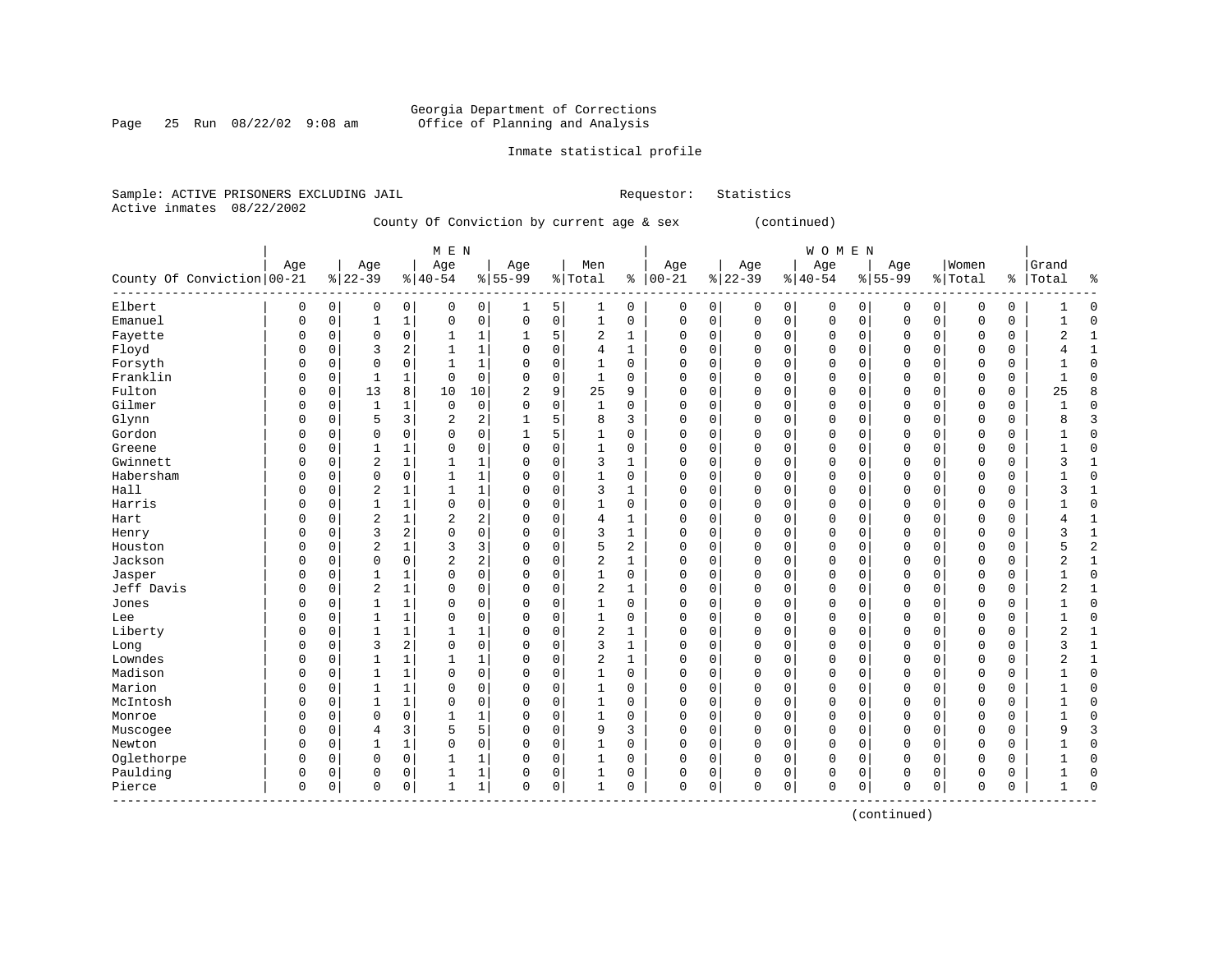Georgia Department of Corrections
Office of Planning and Analysis

Inmate statistical profile

Sample: ACTIVE PRISONERS EXCLUDING JAIL                                   Requestor: Statistics
Active inmates 08/22/2002

County Of Conviction by current age & sex (continued)

| County Of Conviction | MEN Age 00-21 | % | Age 22-39 | % | Age 40-54 | % | Age 55-99 | % | Men Total | % | WOMEN Age 00-21 | % | Age 22-39 | % | Age 40-54 | % | Age 55-99 | % | Women Total | % | Grand Total | % |
|---|---|---|---|---|---|---|---|---|---|---|---|---|---|---|---|---|---|---|---|---|---|---|
| Elbert | 0 | 0 | 0 | 0 | 0 | 0 | 1 | 5 | 1 | 0 | 0 | 0 | 0 | 0 | 0 | 0 | 0 | 0 | 0 | 0 | 1 | 0 |
| Emanuel | 0 | 0 | 1 | 1 | 0 | 0 | 0 | 0 | 1 | 0 | 0 | 0 | 0 | 0 | 0 | 0 | 0 | 0 | 0 | 0 | 1 | 0 |
| Fayette | 0 | 0 | 0 | 0 | 1 | 1 | 1 | 5 | 2 | 1 | 0 | 0 | 0 | 0 | 0 | 0 | 0 | 0 | 0 | 0 | 2 | 1 |
| Floyd | 0 | 0 | 3 | 2 | 1 | 1 | 0 | 0 | 4 | 1 | 0 | 0 | 0 | 0 | 0 | 0 | 0 | 0 | 0 | 0 | 4 | 1 |
| Forsyth | 0 | 0 | 0 | 0 | 1 | 1 | 0 | 0 | 1 | 0 | 0 | 0 | 0 | 0 | 0 | 0 | 0 | 0 | 0 | 0 | 1 | 0 |
| Franklin | 0 | 0 | 1 | 1 | 0 | 0 | 0 | 0 | 1 | 0 | 0 | 0 | 0 | 0 | 0 | 0 | 0 | 0 | 0 | 0 | 1 | 0 |
| Fulton | 0 | 0 | 13 | 8 | 10 | 10 | 2 | 9 | 25 | 9 | 0 | 0 | 0 | 0 | 0 | 0 | 0 | 0 | 0 | 0 | 25 | 8 |
| Gilmer | 0 | 0 | 1 | 1 | 0 | 0 | 0 | 0 | 1 | 0 | 0 | 0 | 0 | 0 | 0 | 0 | 0 | 0 | 0 | 0 | 1 | 0 |
| Glynn | 0 | 0 | 5 | 3 | 2 | 2 | 1 | 5 | 8 | 3 | 0 | 0 | 0 | 0 | 0 | 0 | 0 | 0 | 0 | 0 | 8 | 3 |
| Gordon | 0 | 0 | 0 | 0 | 0 | 0 | 1 | 5 | 1 | 0 | 0 | 0 | 0 | 0 | 0 | 0 | 0 | 0 | 0 | 0 | 1 | 0 |
| Greene | 0 | 0 | 1 | 1 | 0 | 0 | 0 | 0 | 1 | 0 | 0 | 0 | 0 | 0 | 0 | 0 | 0 | 0 | 0 | 0 | 1 | 0 |
| Gwinnett | 0 | 0 | 2 | 1 | 1 | 1 | 0 | 0 | 3 | 1 | 0 | 0 | 0 | 0 | 0 | 0 | 0 | 0 | 0 | 0 | 3 | 1 |
| Habersham | 0 | 0 | 0 | 0 | 1 | 1 | 0 | 0 | 1 | 0 | 0 | 0 | 0 | 0 | 0 | 0 | 0 | 0 | 0 | 0 | 1 | 0 |
| Hall | 0 | 0 | 2 | 1 | 1 | 1 | 0 | 0 | 3 | 1 | 0 | 0 | 0 | 0 | 0 | 0 | 0 | 0 | 0 | 0 | 3 | 1 |
| Harris | 0 | 0 | 1 | 1 | 0 | 0 | 0 | 0 | 1 | 0 | 0 | 0 | 0 | 0 | 0 | 0 | 0 | 0 | 0 | 0 | 1 | 0 |
| Hart | 0 | 0 | 2 | 1 | 2 | 2 | 0 | 0 | 4 | 1 | 0 | 0 | 0 | 0 | 0 | 0 | 0 | 0 | 0 | 0 | 4 | 1 |
| Henry | 0 | 0 | 3 | 2 | 0 | 0 | 0 | 0 | 3 | 1 | 0 | 0 | 0 | 0 | 0 | 0 | 0 | 0 | 0 | 0 | 3 | 1 |
| Houston | 0 | 0 | 2 | 1 | 3 | 3 | 0 | 0 | 5 | 2 | 0 | 0 | 0 | 0 | 0 | 0 | 0 | 0 | 0 | 0 | 5 | 2 |
| Jackson | 0 | 0 | 0 | 0 | 2 | 2 | 0 | 0 | 2 | 1 | 0 | 0 | 0 | 0 | 0 | 0 | 0 | 0 | 0 | 0 | 2 | 1 |
| Jasper | 0 | 0 | 1 | 1 | 0 | 0 | 0 | 0 | 1 | 0 | 0 | 0 | 0 | 0 | 0 | 0 | 0 | 0 | 0 | 0 | 1 | 0 |
| Jeff Davis | 0 | 0 | 2 | 1 | 0 | 0 | 0 | 0 | 2 | 1 | 0 | 0 | 0 | 0 | 0 | 0 | 0 | 0 | 0 | 0 | 2 | 1 |
| Jones | 0 | 0 | 1 | 1 | 0 | 0 | 0 | 0 | 1 | 0 | 0 | 0 | 0 | 0 | 0 | 0 | 0 | 0 | 0 | 0 | 1 | 0 |
| Lee | 0 | 0 | 1 | 1 | 0 | 0 | 0 | 0 | 1 | 0 | 0 | 0 | 0 | 0 | 0 | 0 | 0 | 0 | 0 | 0 | 1 | 0 |
| Liberty | 0 | 0 | 1 | 1 | 1 | 1 | 0 | 0 | 2 | 1 | 0 | 0 | 0 | 0 | 0 | 0 | 0 | 0 | 0 | 0 | 2 | 1 |
| Long | 0 | 0 | 3 | 2 | 0 | 0 | 0 | 0 | 3 | 1 | 0 | 0 | 0 | 0 | 0 | 0 | 0 | 0 | 0 | 0 | 3 | 1 |
| Lowndes | 0 | 0 | 1 | 1 | 1 | 1 | 0 | 0 | 2 | 1 | 0 | 0 | 0 | 0 | 0 | 0 | 0 | 0 | 0 | 0 | 2 | 1 |
| Madison | 0 | 0 | 1 | 1 | 0 | 0 | 0 | 0 | 1 | 0 | 0 | 0 | 0 | 0 | 0 | 0 | 0 | 0 | 0 | 0 | 1 | 0 |
| Marion | 0 | 0 | 1 | 1 | 0 | 0 | 0 | 0 | 1 | 0 | 0 | 0 | 0 | 0 | 0 | 0 | 0 | 0 | 0 | 0 | 1 | 0 |
| McIntosh | 0 | 0 | 1 | 1 | 0 | 0 | 0 | 0 | 1 | 0 | 0 | 0 | 0 | 0 | 0 | 0 | 0 | 0 | 0 | 0 | 1 | 0 |
| Monroe | 0 | 0 | 0 | 0 | 1 | 1 | 0 | 0 | 1 | 0 | 0 | 0 | 0 | 0 | 0 | 0 | 0 | 0 | 0 | 0 | 1 | 0 |
| Muscogee | 0 | 0 | 4 | 3 | 5 | 5 | 0 | 0 | 9 | 3 | 0 | 0 | 0 | 0 | 0 | 0 | 0 | 0 | 0 | 0 | 9 | 3 |
| Newton | 0 | 0 | 1 | 1 | 0 | 0 | 0 | 0 | 1 | 0 | 0 | 0 | 0 | 0 | 0 | 0 | 0 | 0 | 0 | 0 | 1 | 0 |
| Oglethorpe | 0 | 0 | 0 | 0 | 1 | 1 | 0 | 0 | 1 | 0 | 0 | 0 | 0 | 0 | 0 | 0 | 0 | 0 | 0 | 0 | 1 | 0 |
| Paulding | 0 | 0 | 0 | 0 | 1 | 1 | 0 | 0 | 1 | 0 | 0 | 0 | 0 | 0 | 0 | 0 | 0 | 0 | 0 | 0 | 1 | 0 |
| Pierce | 0 | 0 | 0 | 0 | 1 | 1 | 0 | 0 | 1 | 0 | 0 | 0 | 0 | 0 | 0 | 0 | 0 | 0 | 0 | 0 | 1 | 0 |

(continued)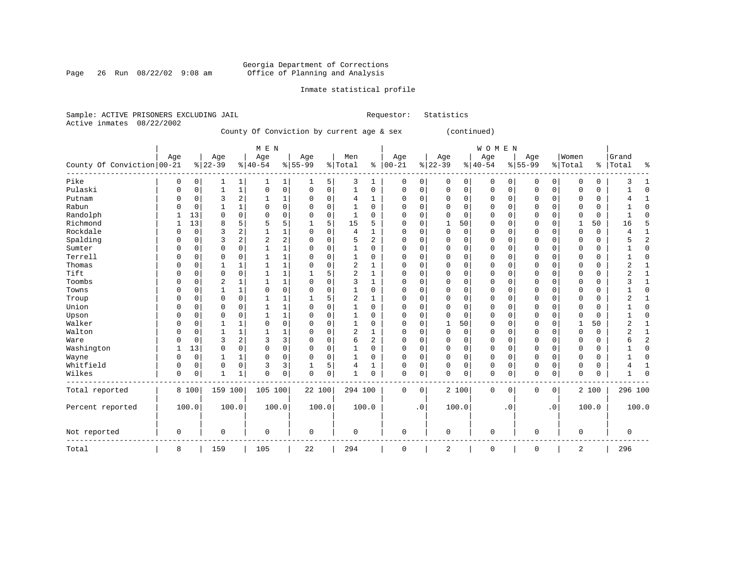Georgia Department of Corrections
Office of Planning and Analysis

Inmate statistical profile

Sample: ACTIVE PRISONERS EXCLUDING JAIL    Requestor: Statistics
Active inmates 08/22/2002

County Of Conviction by current age & sex (continued)

| County Of Conviction | MEN Age 00-21 | % | Age 22-39 | % | Age 40-54 | % | Age 55-99 | % | Men Total | % | WOMEN Age 00-21 | % | Age 22-39 | % | Age 40-54 | % | Age 55-99 | % | Women Total | % | Grand Total | % |
|---|---|---|---|---|---|---|---|---|---|---|---|---|---|---|---|---|---|---|---|---|---|---|
| Pike | 0 | 0 | 1 | 1 | 1 | 1 | 1 | 5 | 3 | 1 | 0 | 0 | 0 | 0 | 0 | 0 | 0 | 0 | 0 | 0 | 3 | 1 |
| Pulaski | 0 | 0 | 1 | 1 | 0 | 0 | 0 | 0 | 1 | 0 | 0 | 0 | 0 | 0 | 0 | 0 | 0 | 0 | 0 | 0 | 1 | 0 |
| Putnam | 0 | 0 | 3 | 2 | 1 | 1 | 0 | 0 | 4 | 1 | 0 | 0 | 0 | 0 | 0 | 0 | 0 | 0 | 0 | 0 | 4 | 1 |
| Rabun | 0 | 0 | 1 | 1 | 0 | 0 | 0 | 0 | 1 | 0 | 0 | 0 | 0 | 0 | 0 | 0 | 0 | 0 | 0 | 0 | 1 | 0 |
| Randolph | 1 | 13 | 0 | 0 | 0 | 0 | 0 | 0 | 1 | 0 | 0 | 0 | 0 | 0 | 0 | 0 | 0 | 0 | 0 | 0 | 1 | 0 |
| Richmond | 1 | 13 | 8 | 5 | 5 | 5 | 1 | 5 | 15 | 5 | 0 | 0 | 1 | 50 | 0 | 0 | 0 | 0 | 1 | 50 | 16 | 5 |
| Rockdale | 0 | 0 | 3 | 2 | 1 | 1 | 0 | 0 | 4 | 1 | 0 | 0 | 0 | 0 | 0 | 0 | 0 | 0 | 0 | 0 | 4 | 1 |
| Spalding | 0 | 0 | 3 | 2 | 2 | 2 | 0 | 0 | 5 | 2 | 0 | 0 | 0 | 0 | 0 | 0 | 0 | 0 | 0 | 0 | 5 | 2 |
| Sumter | 0 | 0 | 0 | 0 | 1 | 1 | 0 | 0 | 1 | 0 | 0 | 0 | 0 | 0 | 0 | 0 | 0 | 0 | 0 | 0 | 1 | 0 |
| Terrell | 0 | 0 | 0 | 0 | 1 | 1 | 0 | 0 | 1 | 0 | 0 | 0 | 0 | 0 | 0 | 0 | 0 | 0 | 0 | 0 | 1 | 0 |
| Thomas | 0 | 0 | 1 | 1 | 1 | 1 | 0 | 0 | 2 | 1 | 0 | 0 | 0 | 0 | 0 | 0 | 0 | 0 | 0 | 0 | 2 | 1 |
| Tift | 0 | 0 | 0 | 0 | 1 | 1 | 1 | 5 | 2 | 1 | 0 | 0 | 0 | 0 | 0 | 0 | 0 | 0 | 0 | 0 | 2 | 1 |
| Toombs | 0 | 0 | 2 | 1 | 1 | 1 | 0 | 0 | 3 | 1 | 0 | 0 | 0 | 0 | 0 | 0 | 0 | 0 | 0 | 0 | 3 | 1 |
| Towns | 0 | 0 | 1 | 1 | 0 | 0 | 0 | 0 | 1 | 0 | 0 | 0 | 0 | 0 | 0 | 0 | 0 | 0 | 0 | 0 | 1 | 0 |
| Troup | 0 | 0 | 0 | 0 | 1 | 1 | 1 | 5 | 2 | 1 | 0 | 0 | 0 | 0 | 0 | 0 | 0 | 0 | 0 | 0 | 2 | 1 |
| Union | 0 | 0 | 0 | 0 | 1 | 1 | 0 | 0 | 1 | 0 | 0 | 0 | 0 | 0 | 0 | 0 | 0 | 0 | 0 | 0 | 1 | 0 |
| Upson | 0 | 0 | 0 | 0 | 1 | 1 | 0 | 0 | 1 | 0 | 0 | 0 | 0 | 0 | 0 | 0 | 0 | 0 | 0 | 0 | 1 | 0 |
| Walker | 0 | 0 | 1 | 1 | 0 | 0 | 0 | 0 | 1 | 0 | 0 | 0 | 1 | 50 | 0 | 0 | 0 | 0 | 1 | 50 | 2 | 1 |
| Walton | 0 | 0 | 1 | 1 | 1 | 1 | 0 | 0 | 2 | 1 | 0 | 0 | 0 | 0 | 0 | 0 | 0 | 0 | 0 | 0 | 2 | 1 |
| Ware | 0 | 0 | 3 | 2 | 3 | 3 | 0 | 0 | 6 | 2 | 0 | 0 | 0 | 0 | 0 | 0 | 0 | 0 | 0 | 0 | 6 | 2 |
| Washington | 1 | 13 | 0 | 0 | 0 | 0 | 0 | 0 | 1 | 0 | 0 | 0 | 0 | 0 | 0 | 0 | 0 | 0 | 0 | 0 | 1 | 0 |
| Wayne | 0 | 0 | 1 | 1 | 0 | 0 | 0 | 0 | 1 | 0 | 0 | 0 | 0 | 0 | 0 | 0 | 0 | 0 | 0 | 0 | 1 | 0 |
| Whitfield | 0 | 0 | 0 | 0 | 3 | 3 | 1 | 5 | 4 | 1 | 0 | 0 | 0 | 0 | 0 | 0 | 0 | 0 | 0 | 0 | 4 | 1 |
| Wilkes | 0 | 0 | 1 | 1 | 0 | 0 | 0 | 0 | 1 | 0 | 0 | 0 | 0 | 0 | 0 | 0 | 0 | 0 | 0 | 0 | 1 | 0 |
| Total reported | 8 | 100 | 159 | 100 | 105 | 100 | 22 | 100 | 294 | 100 | 0 | 0 | 2 | 100 | 0 | 0 | 0 | 0 | 2 | 100 | 296 | 100 |
| Percent reported | | 100.0 | | 100.0 | | 100.0 | | 100.0 | | 100.0 | | .0 | | 100.0 | | .0 | | .0 | | 100.0 | | 100.0 |
| Not reported | 0 | | 0 | | 0 | | 0 | | 0 | | 0 | | 0 | | 0 | | 0 | | 0 | | 0 | |
| Total | 8 | | 159 | | 105 | | 22 | | 294 | | 0 | | 2 | | 0 | | 0 | | 2 | | 296 | |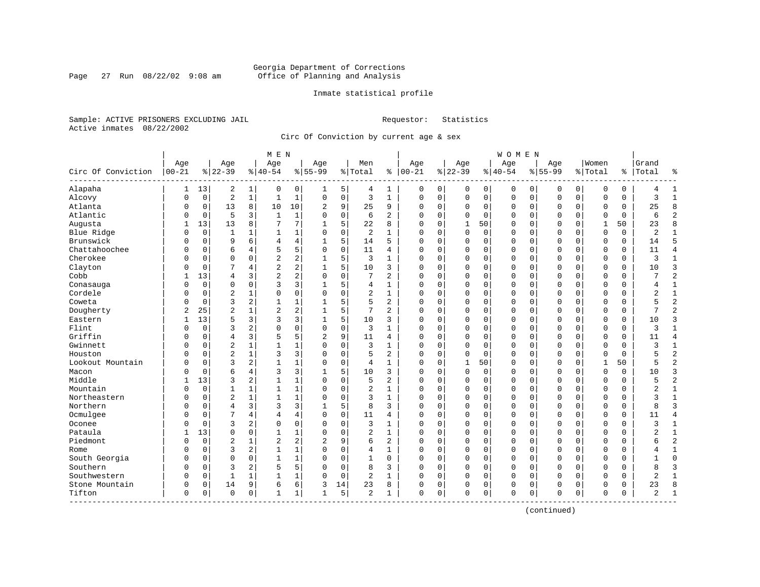Georgia Department of Corrections
Office of Planning and Analysis

Inmate statistical profile

Sample: ACTIVE PRISONERS EXCLUDING JAIL

Requestor: Statistics

Active inmates 08/22/2002

Circ Of Conviction by current age & sex

| Circ Of Conviction | MEN Age 00-21 | % | Age 22-39 | % | Age 40-54 | % | Age 55-99 | % | Men Total | % | WOMEN Age 00-21 | % | Age 22-39 | % | Age 40-54 | % | Age 55-99 | % | Women Total | % | Grand Total | % |
|---|---|---|---|---|---|---|---|---|---|---|---|---|---|---|---|---|---|---|---|---|---|---|
| Alapaha | 1 | 13 | 2 | 1 | 0 | 0 | 1 | 5 | 4 | 1 | 0 | 0 | 0 | 0 | 0 | 0 | 0 | 0 | 0 | 0 | 4 | 1 |
| Alcovy | 0 | 0 | 2 | 1 | 1 | 1 | 0 | 0 | 3 | 1 | 0 | 0 | 0 | 0 | 0 | 0 | 0 | 0 | 0 | 0 | 3 | 1 |
| Atlanta | 0 | 0 | 13 | 8 | 10 | 10 | 2 | 9 | 25 | 9 | 0 | 0 | 0 | 0 | 0 | 0 | 0 | 0 | 0 | 0 | 25 | 8 |
| Atlantic | 0 | 0 | 5 | 3 | 1 | 1 | 0 | 0 | 6 | 2 | 0 | 0 | 0 | 0 | 0 | 0 | 0 | 0 | 0 | 0 | 6 | 2 |
| Augusta | 1 | 13 | 13 | 8 | 7 | 7 | 1 | 5 | 22 | 8 | 0 | 0 | 1 | 50 | 0 | 0 | 0 | 0 | 1 | 50 | 23 | 8 |
| Blue Ridge | 0 | 0 | 1 | 1 | 1 | 1 | 0 | 0 | 2 | 1 | 0 | 0 | 0 | 0 | 0 | 0 | 0 | 0 | 0 | 0 | 2 | 1 |
| Brunswick | 0 | 0 | 9 | 6 | 4 | 4 | 1 | 5 | 14 | 5 | 0 | 0 | 0 | 0 | 0 | 0 | 0 | 0 | 0 | 0 | 14 | 5 |
| Chattahoochee | 0 | 0 | 6 | 4 | 5 | 5 | 0 | 0 | 11 | 4 | 0 | 0 | 0 | 0 | 0 | 0 | 0 | 0 | 0 | 0 | 11 | 4 |
| Cherokee | 0 | 0 | 0 | 0 | 2 | 2 | 1 | 5 | 3 | 1 | 0 | 0 | 0 | 0 | 0 | 0 | 0 | 0 | 0 | 0 | 3 | 1 |
| Clayton | 0 | 0 | 7 | 4 | 2 | 2 | 1 | 5 | 10 | 3 | 0 | 0 | 0 | 0 | 0 | 0 | 0 | 0 | 0 | 0 | 10 | 3 |
| Cobb | 1 | 13 | 4 | 3 | 2 | 2 | 0 | 0 | 7 | 2 | 0 | 0 | 0 | 0 | 0 | 0 | 0 | 0 | 0 | 0 | 7 | 2 |
| Conasauga | 0 | 0 | 0 | 0 | 3 | 3 | 1 | 5 | 4 | 1 | 0 | 0 | 0 | 0 | 0 | 0 | 0 | 0 | 0 | 0 | 4 | 1 |
| Cordele | 0 | 0 | 2 | 1 | 0 | 0 | 0 | 0 | 2 | 1 | 0 | 0 | 0 | 0 | 0 | 0 | 0 | 0 | 0 | 0 | 2 | 1 |
| Coweta | 0 | 0 | 3 | 2 | 1 | 1 | 1 | 5 | 5 | 2 | 0 | 0 | 0 | 0 | 0 | 0 | 0 | 0 | 0 | 0 | 5 | 2 |
| Dougherty | 2 | 25 | 2 | 1 | 2 | 2 | 1 | 5 | 7 | 2 | 0 | 0 | 0 | 0 | 0 | 0 | 0 | 0 | 0 | 0 | 7 | 2 |
| Eastern | 1 | 13 | 5 | 3 | 3 | 3 | 1 | 5 | 10 | 3 | 0 | 0 | 0 | 0 | 0 | 0 | 0 | 0 | 0 | 0 | 10 | 3 |
| Flint | 0 | 0 | 3 | 2 | 0 | 0 | 0 | 0 | 3 | 1 | 0 | 0 | 0 | 0 | 0 | 0 | 0 | 0 | 0 | 0 | 3 | 1 |
| Griffin | 0 | 0 | 4 | 3 | 5 | 5 | 2 | 9 | 11 | 4 | 0 | 0 | 0 | 0 | 0 | 0 | 0 | 0 | 0 | 0 | 11 | 4 |
| Gwinnett | 0 | 0 | 2 | 1 | 1 | 1 | 0 | 0 | 3 | 1 | 0 | 0 | 0 | 0 | 0 | 0 | 0 | 0 | 0 | 0 | 3 | 1 |
| Houston | 0 | 0 | 2 | 1 | 3 | 3 | 0 | 0 | 5 | 2 | 0 | 0 | 0 | 0 | 0 | 0 | 0 | 0 | 0 | 0 | 5 | 2 |
| Lookout Mountain | 0 | 0 | 3 | 2 | 1 | 1 | 0 | 0 | 4 | 1 | 0 | 0 | 1 | 50 | 0 | 0 | 0 | 0 | 1 | 50 | 5 | 2 |
| Macon | 0 | 0 | 6 | 4 | 3 | 3 | 1 | 5 | 10 | 3 | 0 | 0 | 0 | 0 | 0 | 0 | 0 | 0 | 0 | 0 | 10 | 3 |
| Middle | 1 | 13 | 3 | 2 | 1 | 1 | 0 | 0 | 5 | 2 | 0 | 0 | 0 | 0 | 0 | 0 | 0 | 0 | 0 | 0 | 5 | 2 |
| Mountain | 0 | 0 | 1 | 1 | 1 | 1 | 0 | 0 | 2 | 1 | 0 | 0 | 0 | 0 | 0 | 0 | 0 | 0 | 0 | 0 | 2 | 1 |
| Northeastern | 0 | 0 | 2 | 1 | 1 | 1 | 0 | 0 | 3 | 1 | 0 | 0 | 0 | 0 | 0 | 0 | 0 | 0 | 0 | 0 | 3 | 1 |
| Northern | 0 | 0 | 4 | 3 | 3 | 3 | 1 | 5 | 8 | 3 | 0 | 0 | 0 | 0 | 0 | 0 | 0 | 0 | 0 | 0 | 8 | 3 |
| Ocmulgee | 0 | 0 | 7 | 4 | 4 | 4 | 0 | 0 | 11 | 4 | 0 | 0 | 0 | 0 | 0 | 0 | 0 | 0 | 0 | 0 | 11 | 4 |
| Oconee | 0 | 0 | 3 | 2 | 0 | 0 | 0 | 0 | 3 | 1 | 0 | 0 | 0 | 0 | 0 | 0 | 0 | 0 | 0 | 0 | 3 | 1 |
| Pataula | 1 | 13 | 0 | 0 | 1 | 1 | 0 | 0 | 2 | 1 | 0 | 0 | 0 | 0 | 0 | 0 | 0 | 0 | 0 | 0 | 2 | 1 |
| Piedmont | 0 | 0 | 2 | 1 | 2 | 2 | 2 | 9 | 6 | 2 | 0 | 0 | 0 | 0 | 0 | 0 | 0 | 0 | 0 | 0 | 6 | 2 |
| Rome | 0 | 0 | 3 | 2 | 1 | 1 | 0 | 0 | 4 | 1 | 0 | 0 | 0 | 0 | 0 | 0 | 0 | 0 | 0 | 0 | 4 | 1 |
| South Georgia | 0 | 0 | 0 | 0 | 1 | 1 | 0 | 0 | 1 | 0 | 0 | 0 | 0 | 0 | 0 | 0 | 0 | 0 | 0 | 0 | 1 | 0 |
| Southern | 0 | 0 | 3 | 2 | 5 | 5 | 0 | 0 | 8 | 3 | 0 | 0 | 0 | 0 | 0 | 0 | 0 | 0 | 0 | 0 | 8 | 3 |
| Southwestern | 0 | 0 | 1 | 1 | 1 | 1 | 0 | 0 | 2 | 1 | 0 | 0 | 0 | 0 | 0 | 0 | 0 | 0 | 0 | 0 | 2 | 1 |
| Stone Mountain | 0 | 0 | 14 | 9 | 6 | 6 | 3 | 14 | 23 | 8 | 0 | 0 | 0 | 0 | 0 | 0 | 0 | 0 | 0 | 0 | 23 | 8 |
| Tifton | 0 | 0 | 0 | 0 | 1 | 1 | 1 | 5 | 2 | 1 | 0 | 0 | 0 | 0 | 0 | 0 | 0 | 0 | 0 | 0 | 2 | 1 |

(continued)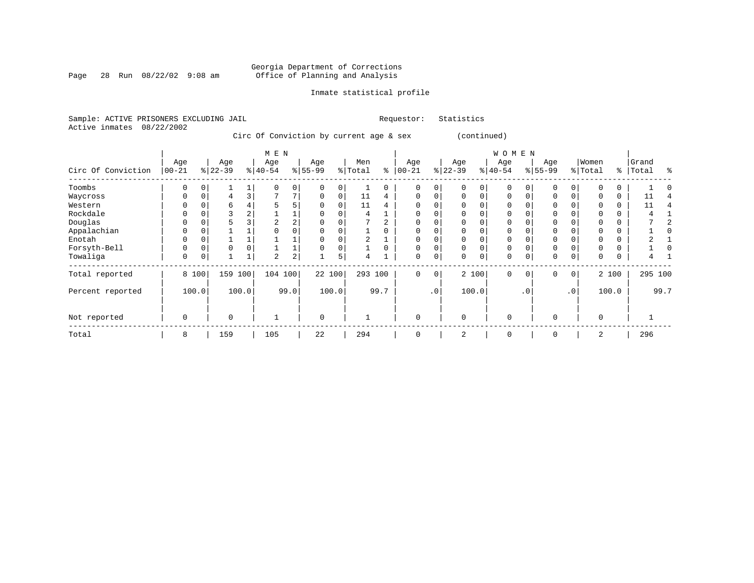Georgia Department of Corrections
Office of Planning and Analysis

Inmate statistical profile

Sample: ACTIVE PRISONERS EXCLUDING JAIL    Requestor: Statistics
Active inmates 08/22/2002

Circ Of Conviction by current age & sex (continued)

| Circ Of Conviction | MEN Age 00-21 | % | Age 22-39 | % | Age 40-54 | % | Age 55-99 | % | Men Total | % | WOMEN Age 00-21 | % | Age 22-39 | % | Age 40-54 | % | Age 55-99 | % | Women Total | % | Grand Total | % |
|---|---|---|---|---|---|---|---|---|---|---|---|---|---|---|---|---|---|---|---|---|---|---|
| Toombs | 0 | 0 | 1 | 1 | 0 | 0 | 0 | 0 | 1 | 0 | 0 | 0 | 0 | 0 | 0 | 0 | 0 | 0 | 0 | 0 | 1 | 0 |
| Waycross | 0 | 0 | 4 | 3 | 7 | 7 | 0 | 0 | 11 | 4 | 0 | 0 | 0 | 0 | 0 | 0 | 0 | 0 | 0 | 0 | 11 | 4 |
| Western | 0 | 0 | 6 | 4 | 5 | 5 | 0 | 0 | 11 | 4 | 0 | 0 | 0 | 0 | 0 | 0 | 0 | 0 | 0 | 0 | 11 | 4 |
| Rockdale | 0 | 0 | 3 | 2 | 1 | 1 | 0 | 0 | 4 | 1 | 0 | 0 | 0 | 0 | 0 | 0 | 0 | 0 | 0 | 0 | 4 | 1 |
| Douglas | 0 | 0 | 5 | 3 | 2 | 2 | 0 | 0 | 7 | 2 | 0 | 0 | 0 | 0 | 0 | 0 | 0 | 0 | 0 | 0 | 7 | 2 |
| Appalachian | 0 | 0 | 1 | 1 | 0 | 0 | 0 | 0 | 1 | 0 | 0 | 0 | 0 | 0 | 0 | 0 | 0 | 0 | 0 | 0 | 1 | 0 |
| Enotah | 0 | 0 | 1 | 1 | 1 | 1 | 0 | 0 | 2 | 1 | 0 | 0 | 0 | 0 | 0 | 0 | 0 | 0 | 0 | 0 | 2 | 1 |
| Forsyth-Bell | 0 | 0 | 0 | 0 | 1 | 1 | 0 | 0 | 1 | 0 | 0 | 0 | 0 | 0 | 0 | 0 | 0 | 0 | 0 | 0 | 1 | 0 |
| Towaliga | 0 | 0 | 1 | 1 | 2 | 2 | 1 | 5 | 4 | 1 | 0 | 0 | 0 | 0 | 0 | 0 | 0 | 0 | 0 | 0 | 4 | 1 |
| Total reported | 8 | 100 | 159 | 100 | 104 | 100 | 22 | 100 | 293 | 100 | 0 | 0 | 2 | 100 | 0 | 0 | 0 | 0 | 2 | 100 | 295 | 100 |
| Percent reported | | 100.0 | | 100.0 | | 99.0 | | 100.0 | | 99.7 | | .0 | | 100.0 | | .0 | | .0 | | 100.0 | | 99.7 |
| Not reported | 0 | | 0 | | 1 | | 0 | | 1 | | 0 | | 0 | | 0 | | 0 | | 0 | | 1 | |
| Total | 8 | | 159 | | 105 | | 22 | | 294 | | 0 | | 2 | | 0 | | 0 | | 2 | | 296 | |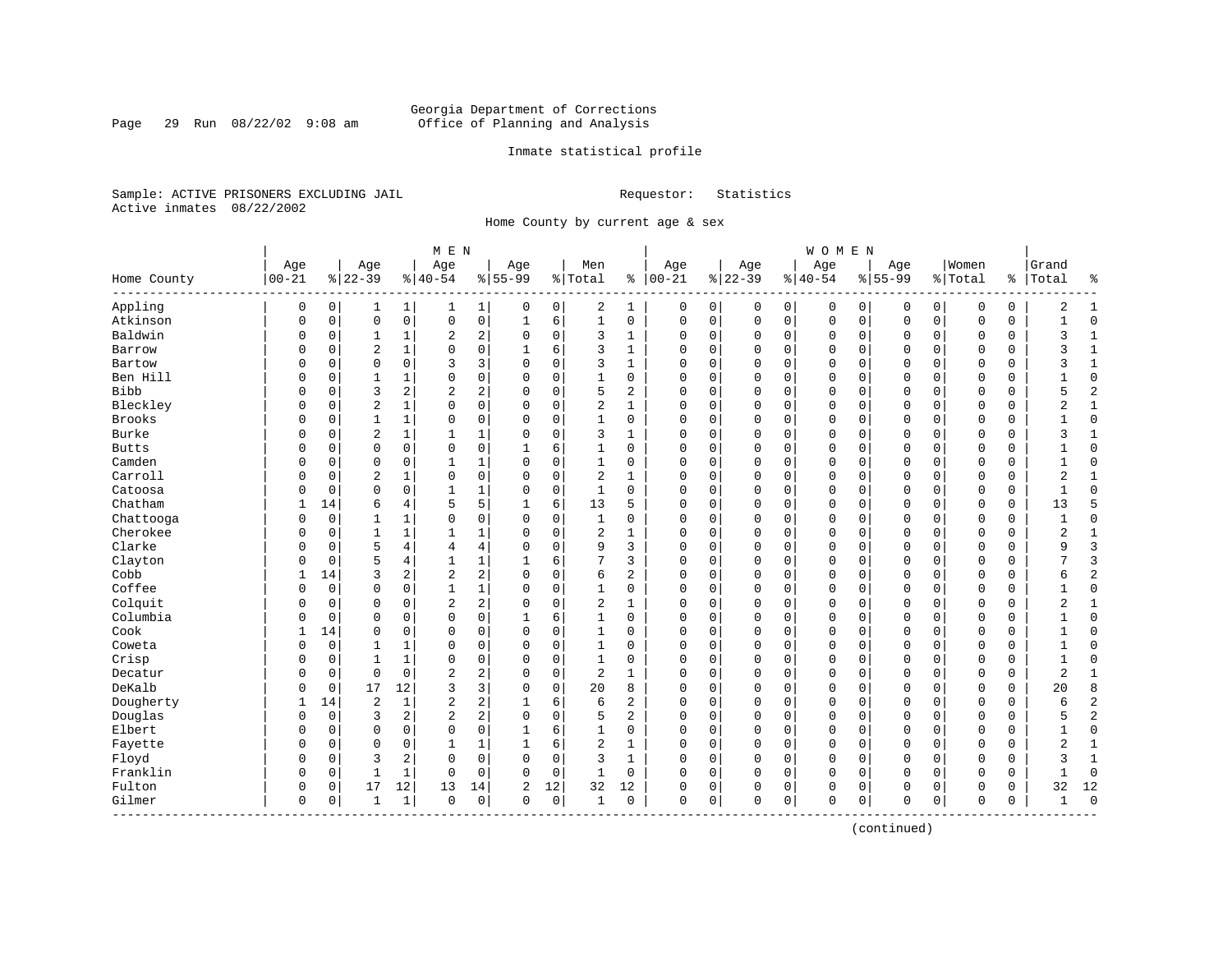Georgia Department of Corrections
Office of Planning and Analysis

Inmate statistical profile

Sample: ACTIVE PRISONERS EXCLUDING JAIL

Requestor: Statistics

Active inmates 08/22/2002

Home County by current age & sex

| Home County | MEN Age 00-21 | % | Age 22-39 | % | Age 40-54 | % | Age 55-99 | % | Men Total | % | WOMEN Age 00-21 | % | Age 22-39 | % | Age 40-54 | % | Age 55-99 | % | Women Total | % | Grand Total | % |
|---|---|---|---|---|---|---|---|---|---|---|---|---|---|---|---|---|---|---|---|---|---|---|
| Appling | 0 | 0 | 1 | 1 | 1 | 1 | 0 | 0 | 2 | 1 | 0 | 0 | 0 | 0 | 0 | 0 | 0 | 0 | 0 | 0 | 2 | 1 |
| Atkinson | 0 | 0 | 0 | 0 | 0 | 0 | 1 | 6 | 1 | 0 | 0 | 0 | 0 | 0 | 0 | 0 | 0 | 0 | 0 | 0 | 1 | 0 |
| Baldwin | 0 | 0 | 1 | 1 | 2 | 2 | 0 | 0 | 3 | 1 | 0 | 0 | 0 | 0 | 0 | 0 | 0 | 0 | 0 | 0 | 3 | 1 |
| Barrow | 0 | 0 | 2 | 1 | 0 | 0 | 1 | 6 | 3 | 1 | 0 | 0 | 0 | 0 | 0 | 0 | 0 | 0 | 0 | 0 | 3 | 1 |
| Bartow | 0 | 0 | 0 | 0 | 3 | 3 | 0 | 0 | 3 | 1 | 0 | 0 | 0 | 0 | 0 | 0 | 0 | 0 | 0 | 0 | 3 | 1 |
| Ben Hill | 0 | 0 | 1 | 1 | 0 | 0 | 0 | 0 | 1 | 0 | 0 | 0 | 0 | 0 | 0 | 0 | 0 | 0 | 0 | 0 | 1 | 0 |
| Bibb | 0 | 0 | 3 | 2 | 2 | 2 | 0 | 0 | 5 | 2 | 0 | 0 | 0 | 0 | 0 | 0 | 0 | 0 | 0 | 0 | 5 | 2 |
| Bleckley | 0 | 0 | 2 | 1 | 0 | 0 | 0 | 0 | 2 | 1 | 0 | 0 | 0 | 0 | 0 | 0 | 0 | 0 | 0 | 0 | 2 | 1 |
| Brooks | 0 | 0 | 1 | 1 | 0 | 0 | 0 | 0 | 1 | 0 | 0 | 0 | 0 | 0 | 0 | 0 | 0 | 0 | 0 | 0 | 1 | 0 |
| Burke | 0 | 0 | 2 | 1 | 1 | 1 | 0 | 0 | 3 | 1 | 0 | 0 | 0 | 0 | 0 | 0 | 0 | 0 | 0 | 0 | 3 | 1 |
| Butts | 0 | 0 | 0 | 0 | 0 | 0 | 1 | 6 | 1 | 0 | 0 | 0 | 0 | 0 | 0 | 0 | 0 | 0 | 0 | 0 | 1 | 0 |
| Camden | 0 | 0 | 0 | 0 | 1 | 1 | 0 | 0 | 1 | 0 | 0 | 0 | 0 | 0 | 0 | 0 | 0 | 0 | 0 | 0 | 1 | 0 |
| Carroll | 0 | 0 | 2 | 1 | 0 | 0 | 0 | 0 | 2 | 1 | 0 | 0 | 0 | 0 | 0 | 0 | 0 | 0 | 0 | 0 | 2 | 1 |
| Catoosa | 0 | 0 | 0 | 0 | 1 | 1 | 0 | 0 | 1 | 0 | 0 | 0 | 0 | 0 | 0 | 0 | 0 | 0 | 0 | 0 | 1 | 0 |
| Chatham | 1 | 14 | 6 | 4 | 5 | 5 | 1 | 6 | 13 | 5 | 0 | 0 | 0 | 0 | 0 | 0 | 0 | 0 | 0 | 0 | 13 | 5 |
| Chattooga | 0 | 0 | 1 | 1 | 0 | 0 | 0 | 0 | 1 | 0 | 0 | 0 | 0 | 0 | 0 | 0 | 0 | 0 | 0 | 0 | 1 | 0 |
| Cherokee | 0 | 0 | 1 | 1 | 1 | 1 | 0 | 0 | 2 | 1 | 0 | 0 | 0 | 0 | 0 | 0 | 0 | 0 | 0 | 0 | 2 | 1 |
| Clarke | 0 | 0 | 5 | 4 | 4 | 4 | 0 | 0 | 9 | 3 | 0 | 0 | 0 | 0 | 0 | 0 | 0 | 0 | 0 | 0 | 9 | 3 |
| Clayton | 0 | 0 | 5 | 4 | 1 | 1 | 1 | 6 | 7 | 3 | 0 | 0 | 0 | 0 | 0 | 0 | 0 | 0 | 0 | 0 | 7 | 3 |
| Cobb | 1 | 14 | 3 | 2 | 2 | 2 | 0 | 0 | 6 | 2 | 0 | 0 | 0 | 0 | 0 | 0 | 0 | 0 | 0 | 0 | 6 | 2 |
| Coffee | 0 | 0 | 0 | 0 | 1 | 1 | 0 | 0 | 1 | 0 | 0 | 0 | 0 | 0 | 0 | 0 | 0 | 0 | 0 | 0 | 1 | 0 |
| Colquit | 0 | 0 | 0 | 0 | 2 | 2 | 0 | 0 | 2 | 1 | 0 | 0 | 0 | 0 | 0 | 0 | 0 | 0 | 0 | 0 | 2 | 1 |
| Columbia | 0 | 0 | 0 | 0 | 0 | 0 | 1 | 6 | 1 | 0 | 0 | 0 | 0 | 0 | 0 | 0 | 0 | 0 | 0 | 0 | 1 | 0 |
| Cook | 1 | 14 | 0 | 0 | 0 | 0 | 0 | 0 | 1 | 0 | 0 | 0 | 0 | 0 | 0 | 0 | 0 | 0 | 0 | 0 | 1 | 0 |
| Coweta | 0 | 0 | 1 | 1 | 0 | 0 | 0 | 0 | 1 | 0 | 0 | 0 | 0 | 0 | 0 | 0 | 0 | 0 | 0 | 0 | 1 | 0 |
| Crisp | 0 | 0 | 1 | 1 | 0 | 0 | 0 | 0 | 1 | 0 | 0 | 0 | 0 | 0 | 0 | 0 | 0 | 0 | 0 | 0 | 1 | 0 |
| Decatur | 0 | 0 | 0 | 0 | 2 | 2 | 0 | 0 | 2 | 1 | 0 | 0 | 0 | 0 | 0 | 0 | 0 | 0 | 0 | 0 | 2 | 1 |
| DeKalb | 0 | 0 | 17 | 12 | 3 | 3 | 0 | 0 | 20 | 8 | 0 | 0 | 0 | 0 | 0 | 0 | 0 | 0 | 0 | 0 | 20 | 8 |
| Dougherty | 1 | 14 | 2 | 1 | 2 | 2 | 1 | 6 | 6 | 2 | 0 | 0 | 0 | 0 | 0 | 0 | 0 | 0 | 0 | 0 | 6 | 2 |
| Douglas | 0 | 0 | 3 | 2 | 2 | 2 | 0 | 0 | 5 | 2 | 0 | 0 | 0 | 0 | 0 | 0 | 0 | 0 | 0 | 0 | 5 | 2 |
| Elbert | 0 | 0 | 0 | 0 | 0 | 0 | 1 | 6 | 1 | 0 | 0 | 0 | 0 | 0 | 0 | 0 | 0 | 0 | 0 | 0 | 1 | 0 |
| Fayette | 0 | 0 | 0 | 0 | 1 | 1 | 1 | 6 | 2 | 1 | 0 | 0 | 0 | 0 | 0 | 0 | 0 | 0 | 0 | 0 | 2 | 1 |
| Floyd | 0 | 0 | 3 | 2 | 0 | 0 | 0 | 0 | 3 | 1 | 0 | 0 | 0 | 0 | 0 | 0 | 0 | 0 | 0 | 0 | 3 | 1 |
| Franklin | 0 | 0 | 1 | 1 | 0 | 0 | 0 | 0 | 1 | 0 | 0 | 0 | 0 | 0 | 0 | 0 | 0 | 0 | 0 | 0 | 1 | 0 |
| Fulton | 0 | 0 | 17 | 12 | 13 | 14 | 2 | 12 | 32 | 12 | 0 | 0 | 0 | 0 | 0 | 0 | 0 | 0 | 0 | 0 | 32 | 12 |
| Gilmer | 0 | 0 | 1 | 1 | 0 | 0 | 0 | 0 | 1 | 0 | 0 | 0 | 0 | 0 | 0 | 0 | 0 | 0 | 0 | 0 | 1 | 0 |

(continued)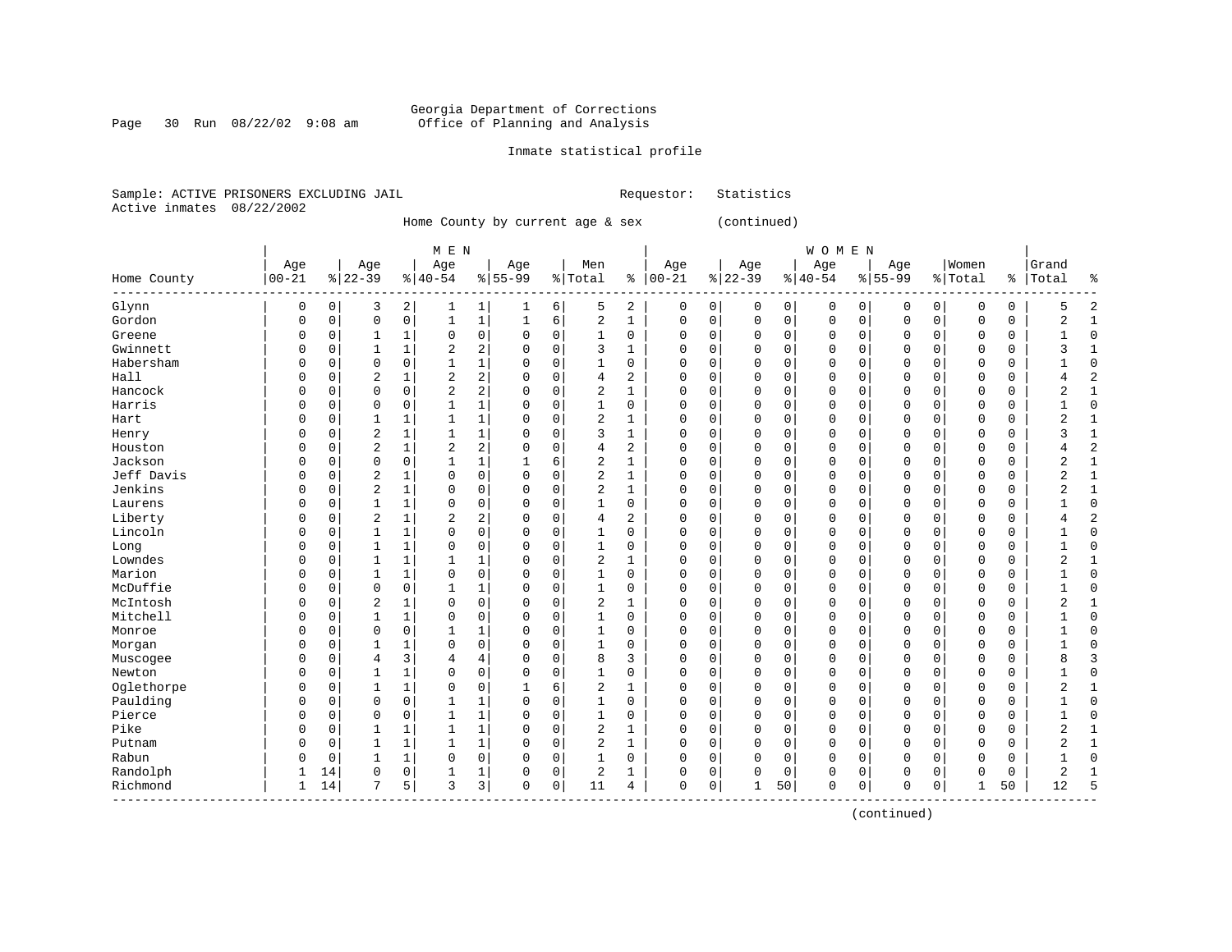Georgia Department of Corrections
Office of Planning and Analysis

Inmate statistical profile

Sample: ACTIVE PRISONERS EXCLUDING JAIL    Requestor: Statistics
Active inmates 08/22/2002

Home County by current age & sex (continued)

| Home County | MEN Age 00-21 | % | Age 22-39 | % | Age 40-54 | % | Age 55-99 | % | Men Total | % | WOMEN Age 00-21 | % | Age 22-39 | % | Age 40-54 | % | Age 55-99 | % | Women Total | % | Grand Total | % |
|---|---|---|---|---|---|---|---|---|---|---|---|---|---|---|---|---|---|---|---|---|---|---|
| Glynn | 0 | 0 | 3 | 2 | 1 | 1 | 1 | 6 | 5 | 2 | 0 | 0 | 0 | 0 | 0 | 0 | 0 | 0 | 0 | 0 | 5 | 2 |
| Gordon | 0 | 0 | 0 | 0 | 1 | 1 | 1 | 6 | 2 | 1 | 0 | 0 | 0 | 0 | 0 | 0 | 0 | 0 | 0 | 0 | 2 | 1 |
| Greene | 0 | 0 | 1 | 1 | 0 | 0 | 0 | 0 | 1 | 0 | 0 | 0 | 0 | 0 | 0 | 0 | 0 | 0 | 0 | 0 | 1 | 0 |
| Gwinnett | 0 | 0 | 1 | 1 | 2 | 2 | 0 | 0 | 3 | 1 | 0 | 0 | 0 | 0 | 0 | 0 | 0 | 0 | 0 | 0 | 3 | 1 |
| Habersham | 0 | 0 | 0 | 0 | 1 | 1 | 0 | 0 | 1 | 0 | 0 | 0 | 0 | 0 | 0 | 0 | 0 | 0 | 0 | 0 | 1 | 0 |
| Hall | 0 | 0 | 2 | 1 | 2 | 2 | 0 | 0 | 4 | 2 | 0 | 0 | 0 | 0 | 0 | 0 | 0 | 0 | 0 | 0 | 4 | 2 |
| Hancock | 0 | 0 | 0 | 0 | 2 | 2 | 0 | 0 | 2 | 1 | 0 | 0 | 0 | 0 | 0 | 0 | 0 | 0 | 0 | 0 | 2 | 1 |
| Harris | 0 | 0 | 0 | 0 | 1 | 1 | 0 | 0 | 1 | 0 | 0 | 0 | 0 | 0 | 0 | 0 | 0 | 0 | 0 | 0 | 1 | 0 |
| Hart | 0 | 0 | 1 | 1 | 1 | 1 | 0 | 0 | 2 | 1 | 0 | 0 | 0 | 0 | 0 | 0 | 0 | 0 | 0 | 0 | 2 | 1 |
| Henry | 0 | 0 | 2 | 1 | 1 | 1 | 0 | 0 | 3 | 1 | 0 | 0 | 0 | 0 | 0 | 0 | 0 | 0 | 0 | 0 | 3 | 1 |
| Houston | 0 | 0 | 2 | 1 | 2 | 2 | 0 | 0 | 4 | 2 | 0 | 0 | 0 | 0 | 0 | 0 | 0 | 0 | 0 | 0 | 4 | 2 |
| Jackson | 0 | 0 | 0 | 0 | 1 | 1 | 1 | 6 | 2 | 1 | 0 | 0 | 0 | 0 | 0 | 0 | 0 | 0 | 0 | 0 | 2 | 1 |
| Jeff Davis | 0 | 0 | 2 | 1 | 0 | 0 | 0 | 0 | 2 | 1 | 0 | 0 | 0 | 0 | 0 | 0 | 0 | 0 | 0 | 0 | 2 | 1 |
| Jenkins | 0 | 0 | 2 | 1 | 0 | 0 | 0 | 0 | 2 | 1 | 0 | 0 | 0 | 0 | 0 | 0 | 0 | 0 | 0 | 0 | 2 | 1 |
| Laurens | 0 | 0 | 1 | 1 | 0 | 0 | 0 | 0 | 1 | 0 | 0 | 0 | 0 | 0 | 0 | 0 | 0 | 0 | 0 | 0 | 1 | 0 |
| Liberty | 0 | 0 | 2 | 1 | 2 | 2 | 0 | 0 | 4 | 2 | 0 | 0 | 0 | 0 | 0 | 0 | 0 | 0 | 0 | 0 | 4 | 2 |
| Lincoln | 0 | 0 | 1 | 1 | 0 | 0 | 0 | 0 | 1 | 0 | 0 | 0 | 0 | 0 | 0 | 0 | 0 | 0 | 0 | 0 | 1 | 0 |
| Long | 0 | 0 | 1 | 1 | 0 | 0 | 0 | 0 | 1 | 0 | 0 | 0 | 0 | 0 | 0 | 0 | 0 | 0 | 0 | 0 | 1 | 0 |
| Lowndes | 0 | 0 | 1 | 1 | 1 | 1 | 0 | 0 | 2 | 1 | 0 | 0 | 0 | 0 | 0 | 0 | 0 | 0 | 0 | 0 | 2 | 1 |
| Marion | 0 | 0 | 1 | 1 | 0 | 0 | 0 | 0 | 1 | 0 | 0 | 0 | 0 | 0 | 0 | 0 | 0 | 0 | 0 | 0 | 1 | 0 |
| McDuffie | 0 | 0 | 0 | 0 | 1 | 1 | 0 | 0 | 1 | 0 | 0 | 0 | 0 | 0 | 0 | 0 | 0 | 0 | 0 | 0 | 1 | 0 |
| McIntosh | 0 | 0 | 2 | 1 | 0 | 0 | 0 | 0 | 2 | 1 | 0 | 0 | 0 | 0 | 0 | 0 | 0 | 0 | 0 | 0 | 2 | 1 |
| Mitchell | 0 | 0 | 1 | 1 | 0 | 0 | 0 | 0 | 1 | 0 | 0 | 0 | 0 | 0 | 0 | 0 | 0 | 0 | 0 | 0 | 1 | 0 |
| Monroe | 0 | 0 | 0 | 0 | 1 | 1 | 0 | 0 | 1 | 0 | 0 | 0 | 0 | 0 | 0 | 0 | 0 | 0 | 0 | 0 | 1 | 0 |
| Morgan | 0 | 0 | 1 | 1 | 0 | 0 | 0 | 0 | 1 | 0 | 0 | 0 | 0 | 0 | 0 | 0 | 0 | 0 | 0 | 0 | 1 | 0 |
| Muscogee | 0 | 0 | 4 | 3 | 4 | 4 | 0 | 0 | 8 | 3 | 0 | 0 | 0 | 0 | 0 | 0 | 0 | 0 | 0 | 0 | 8 | 3 |
| Newton | 0 | 0 | 1 | 1 | 0 | 0 | 0 | 0 | 1 | 0 | 0 | 0 | 0 | 0 | 0 | 0 | 0 | 0 | 0 | 0 | 1 | 0 |
| Oglethorpe | 0 | 0 | 1 | 1 | 0 | 0 | 1 | 6 | 2 | 1 | 0 | 0 | 0 | 0 | 0 | 0 | 0 | 0 | 0 | 0 | 2 | 1 |
| Paulding | 0 | 0 | 0 | 0 | 1 | 1 | 0 | 0 | 1 | 0 | 0 | 0 | 0 | 0 | 0 | 0 | 0 | 0 | 0 | 0 | 1 | 0 |
| Pierce | 0 | 0 | 0 | 0 | 1 | 1 | 0 | 0 | 1 | 0 | 0 | 0 | 0 | 0 | 0 | 0 | 0 | 0 | 0 | 0 | 1 | 0 |
| Pike | 0 | 0 | 1 | 1 | 1 | 1 | 0 | 0 | 2 | 1 | 0 | 0 | 0 | 0 | 0 | 0 | 0 | 0 | 0 | 0 | 2 | 1 |
| Putnam | 0 | 0 | 1 | 1 | 1 | 1 | 0 | 0 | 2 | 1 | 0 | 0 | 0 | 0 | 0 | 0 | 0 | 0 | 0 | 0 | 2 | 1 |
| Rabun | 0 | 0 | 1 | 1 | 0 | 0 | 0 | 0 | 1 | 0 | 0 | 0 | 0 | 0 | 0 | 0 | 0 | 0 | 0 | 0 | 1 | 0 |
| Randolph | 1 | 14 | 0 | 0 | 1 | 1 | 0 | 0 | 2 | 1 | 0 | 0 | 0 | 0 | 0 | 0 | 0 | 0 | 0 | 0 | 2 | 1 |
| Richmond | 1 | 14 | 7 | 5 | 3 | 3 | 0 | 0 | 11 | 4 | 0 | 0 | 1 | 50 | 0 | 0 | 0 | 0 | 1 | 50 | 12 | 5 |

(continued)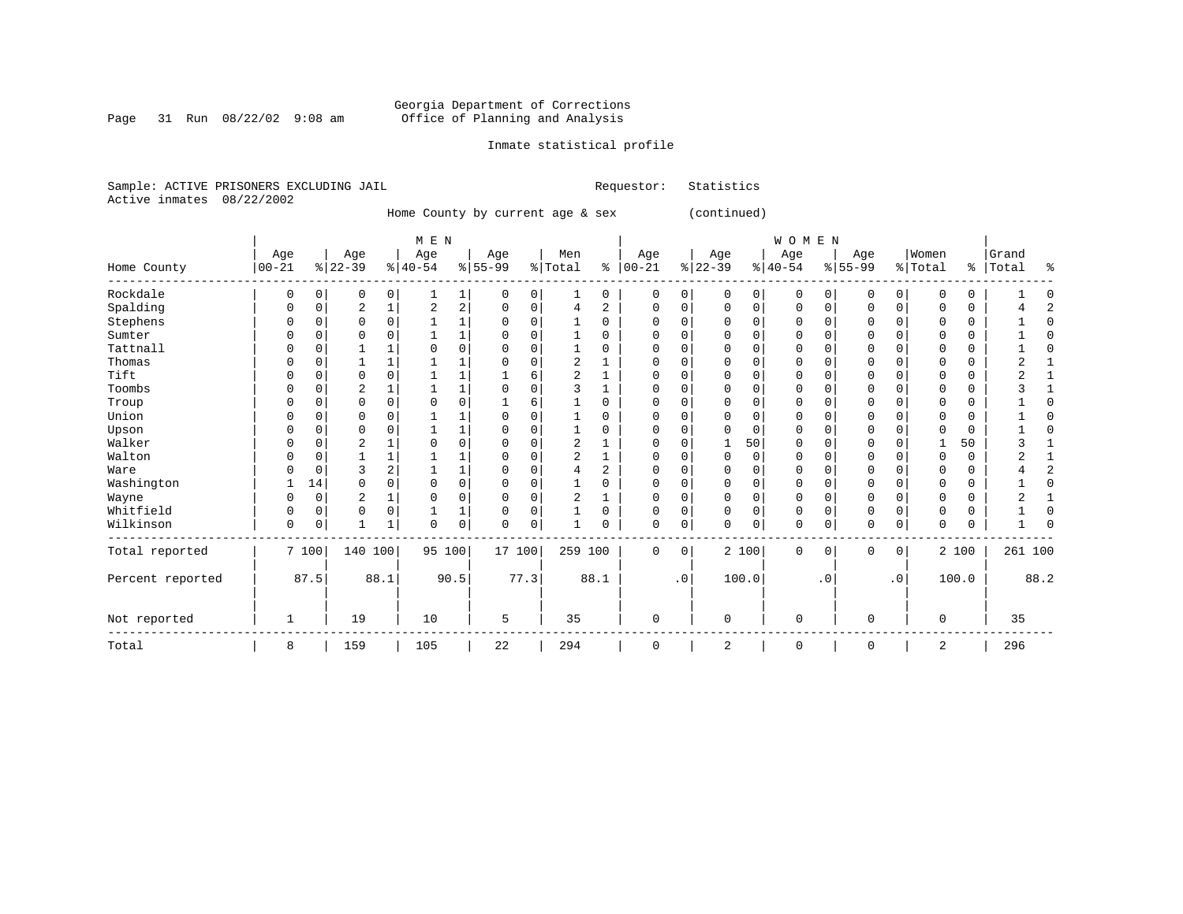Georgia Department of Corrections
Office of Planning and Analysis

Inmate statistical profile

Sample: ACTIVE PRISONERS EXCLUDING JAIL

Requestor: Statistics

Active inmates 08/22/2002

Home County by current age & sex (continued)

| Home County | MEN Age 00-21 | % | Age 22-39 | % | Age 40-54 | % | Age 55-99 | % | Men Total | % | WOMEN Age 00-21 | % | Age 22-39 | % | Age 40-54 | % | Age 55-99 | % | Women Total | % | Grand Total | % |
|---|---|---|---|---|---|---|---|---|---|---|---|---|---|---|---|---|---|---|---|---|---|---|
| Rockdale | 0 | 0 | 0 | 0 | 1 | 1 | 0 | 0 | 1 | 0 | 0 | 0 | 0 | 0 | 0 | 0 | 0 | 0 | 0 | 0 | 1 | 0 |
| Spalding | 0 | 0 | 2 | 1 | 2 | 2 | 0 | 0 | 4 | 2 | 0 | 0 | 0 | 0 | 0 | 0 | 0 | 0 | 0 | 0 | 4 | 2 |
| Stephens | 0 | 0 | 0 | 0 | 1 | 1 | 0 | 0 | 1 | 0 | 0 | 0 | 0 | 0 | 0 | 0 | 0 | 0 | 0 | 0 | 1 | 0 |
| Sumter | 0 | 0 | 0 | 0 | 1 | 1 | 0 | 0 | 1 | 0 | 0 | 0 | 0 | 0 | 0 | 0 | 0 | 0 | 0 | 0 | 1 | 0 |
| Tattnall | 0 | 0 | 1 | 1 | 0 | 0 | 0 | 0 | 1 | 0 | 0 | 0 | 0 | 0 | 0 | 0 | 0 | 0 | 0 | 0 | 1 | 0 |
| Thomas | 0 | 0 | 1 | 1 | 1 | 1 | 0 | 0 | 2 | 1 | 0 | 0 | 0 | 0 | 0 | 0 | 0 | 0 | 0 | 0 | 2 | 1 |
| Tift | 0 | 0 | 0 | 0 | 1 | 1 | 1 | 6 | 2 | 1 | 0 | 0 | 0 | 0 | 0 | 0 | 0 | 0 | 0 | 0 | 2 | 1 |
| Toombs | 0 | 0 | 2 | 1 | 1 | 1 | 0 | 0 | 3 | 1 | 0 | 0 | 0 | 0 | 0 | 0 | 0 | 0 | 0 | 0 | 3 | 1 |
| Troup | 0 | 0 | 0 | 0 | 0 | 0 | 1 | 6 | 1 | 0 | 0 | 0 | 0 | 0 | 0 | 0 | 0 | 0 | 0 | 0 | 1 | 0 |
| Union | 0 | 0 | 0 | 0 | 1 | 1 | 0 | 0 | 1 | 0 | 0 | 0 | 0 | 0 | 0 | 0 | 0 | 0 | 0 | 0 | 1 | 0 |
| Upson | 0 | 0 | 0 | 0 | 1 | 1 | 0 | 0 | 1 | 0 | 0 | 0 | 0 | 0 | 0 | 0 | 0 | 0 | 0 | 0 | 1 | 0 |
| Walker | 0 | 0 | 2 | 1 | 0 | 0 | 0 | 0 | 2 | 1 | 0 | 0 | 1 | 50 | 0 | 0 | 0 | 0 | 1 | 50 | 3 | 1 |
| Walton | 0 | 0 | 1 | 1 | 1 | 1 | 0 | 0 | 2 | 1 | 0 | 0 | 0 | 0 | 0 | 0 | 0 | 0 | 0 | 0 | 2 | 1 |
| Ware | 0 | 0 | 3 | 2 | 1 | 1 | 0 | 0 | 4 | 2 | 0 | 0 | 0 | 0 | 0 | 0 | 0 | 0 | 0 | 0 | 4 | 2 |
| Washington | 1 | 14 | 0 | 0 | 0 | 0 | 0 | 0 | 1 | 0 | 0 | 0 | 0 | 0 | 0 | 0 | 0 | 0 | 0 | 0 | 1 | 0 |
| Wayne | 0 | 0 | 2 | 1 | 0 | 0 | 0 | 0 | 2 | 1 | 0 | 0 | 0 | 0 | 0 | 0 | 0 | 0 | 0 | 0 | 2 | 1 |
| Whitfield | 0 | 0 | 0 | 0 | 1 | 1 | 0 | 0 | 1 | 0 | 0 | 0 | 0 | 0 | 0 | 0 | 0 | 0 | 0 | 0 | 1 | 0 |
| Wilkinson | 0 | 0 | 1 | 1 | 0 | 0 | 0 | 0 | 1 | 0 | 0 | 0 | 0 | 0 | 0 | 0 | 0 | 0 | 0 | 0 | 1 | 0 |
| Total reported | 7 | 100 | 140 | 100 | 95 | 100 | 17 | 100 | 259 | 100 | 0 | 0 | 2 | 100 | 0 | 0 | 0 | 0 | 2 | 100 | 261 | 100 |
| Percent reported | | 87.5 | | 88.1 | | 90.5 | | 77.3 | | 88.1 | | .0 | | 100.0 | | .0 | | .0 | | 100.0 | | 88.2 |
| Not reported | 1 | | 19 | | 10 | | 5 | | 35 | | 0 | | 0 | | 0 | | 0 | | 0 | | 35 | |
| Total | 8 | | 159 | | 105 | | 22 | | 294 | | 0 | | 2 | | 0 | | 0 | | 2 | | 296 | |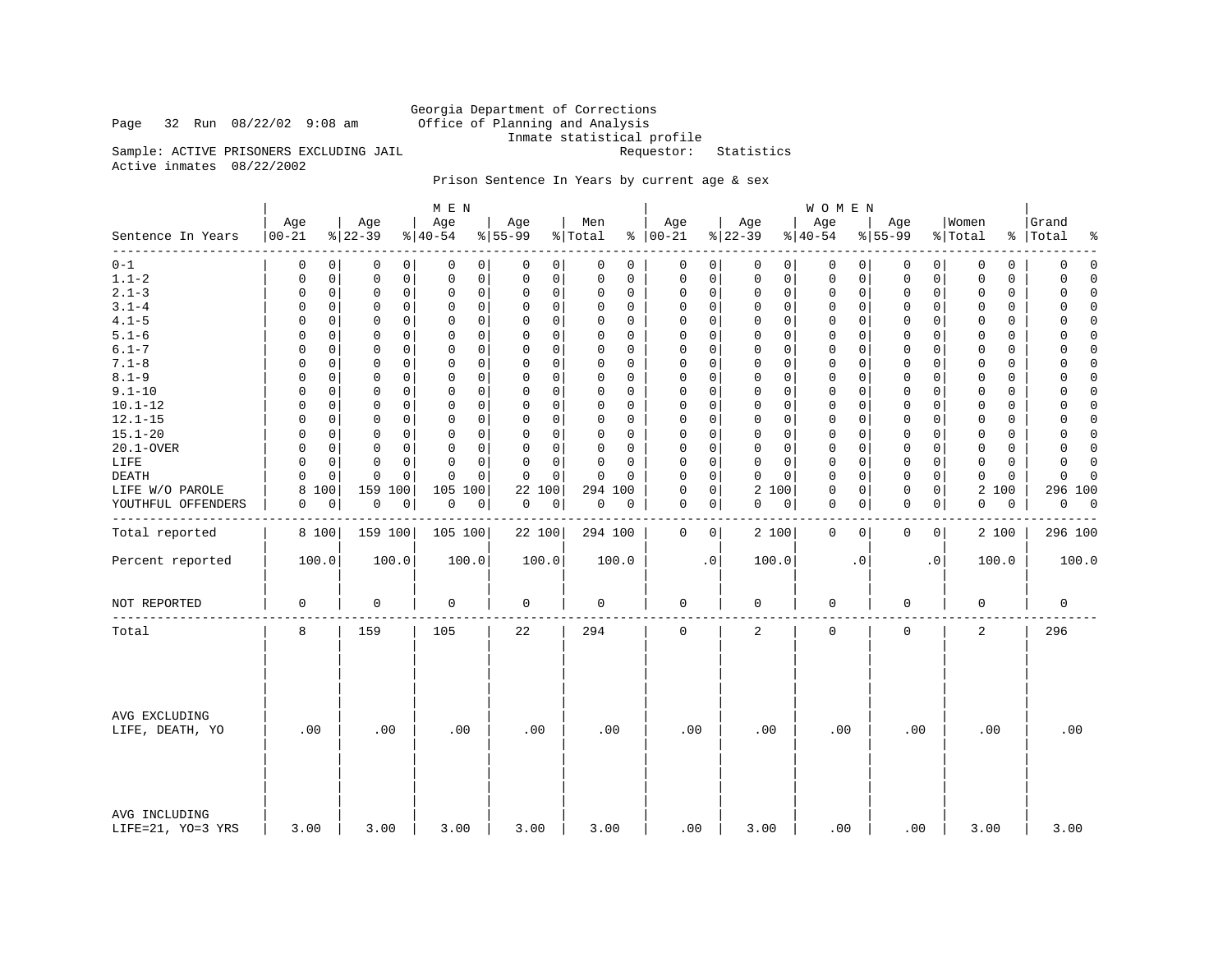Georgia Department of Corrections
Office of Planning and Analysis
Inmate statistical profile

Page 32 Run 08/22/02 9:08 am

Sample: ACTIVE PRISONERS EXCLUDING JAIL    Requestor: Statistics

Active inmates 08/22/2002

Prison Sentence In Years by current age & sex

| Sentence In Years | MEN Age 00-21 | % | Age 22-39 | % | Age 40-54 | % | Age 55-99 | % | Men Total | % | WOMEN Age 00-21 | % | Age 22-39 | % | Age 40-54 | % | Age 55-99 | % | Women Total | % | Grand Total | % |
|---|---|---|---|---|---|---|---|---|---|---|---|---|---|---|---|---|---|---|---|---|---|---|
| 0-1 | 0 | 0 | 0 | 0 | 0 | 0 | 0 | 0 | 0 | 0 | 0 | 0 | 0 | 0 | 0 | 0 | 0 | 0 | 0 | 0 | 0 | 0 |
| 1.1-2 | 0 | 0 | 0 | 0 | 0 | 0 | 0 | 0 | 0 | 0 | 0 | 0 | 0 | 0 | 0 | 0 | 0 | 0 | 0 | 0 | 0 | 0 |
| 2.1-3 | 0 | 0 | 0 | 0 | 0 | 0 | 0 | 0 | 0 | 0 | 0 | 0 | 0 | 0 | 0 | 0 | 0 | 0 | 0 | 0 | 0 | 0 |
| 3.1-4 | 0 | 0 | 0 | 0 | 0 | 0 | 0 | 0 | 0 | 0 | 0 | 0 | 0 | 0 | 0 | 0 | 0 | 0 | 0 | 0 | 0 | 0 |
| 4.1-5 | 0 | 0 | 0 | 0 | 0 | 0 | 0 | 0 | 0 | 0 | 0 | 0 | 0 | 0 | 0 | 0 | 0 | 0 | 0 | 0 | 0 | 0 |
| 5.1-6 | 0 | 0 | 0 | 0 | 0 | 0 | 0 | 0 | 0 | 0 | 0 | 0 | 0 | 0 | 0 | 0 | 0 | 0 | 0 | 0 | 0 | 0 |
| 6.1-7 | 0 | 0 | 0 | 0 | 0 | 0 | 0 | 0 | 0 | 0 | 0 | 0 | 0 | 0 | 0 | 0 | 0 | 0 | 0 | 0 | 0 | 0 |
| 7.1-8 | 0 | 0 | 0 | 0 | 0 | 0 | 0 | 0 | 0 | 0 | 0 | 0 | 0 | 0 | 0 | 0 | 0 | 0 | 0 | 0 | 0 | 0 |
| 8.1-9 | 0 | 0 | 0 | 0 | 0 | 0 | 0 | 0 | 0 | 0 | 0 | 0 | 0 | 0 | 0 | 0 | 0 | 0 | 0 | 0 | 0 | 0 |
| 9.1-10 | 0 | 0 | 0 | 0 | 0 | 0 | 0 | 0 | 0 | 0 | 0 | 0 | 0 | 0 | 0 | 0 | 0 | 0 | 0 | 0 | 0 | 0 |
| 10.1-12 | 0 | 0 | 0 | 0 | 0 | 0 | 0 | 0 | 0 | 0 | 0 | 0 | 0 | 0 | 0 | 0 | 0 | 0 | 0 | 0 | 0 | 0 |
| 12.1-15 | 0 | 0 | 0 | 0 | 0 | 0 | 0 | 0 | 0 | 0 | 0 | 0 | 0 | 0 | 0 | 0 | 0 | 0 | 0 | 0 | 0 | 0 |
| 15.1-20 | 0 | 0 | 0 | 0 | 0 | 0 | 0 | 0 | 0 | 0 | 0 | 0 | 0 | 0 | 0 | 0 | 0 | 0 | 0 | 0 | 0 | 0 |
| 20.1-OVER | 0 | 0 | 0 | 0 | 0 | 0 | 0 | 0 | 0 | 0 | 0 | 0 | 0 | 0 | 0 | 0 | 0 | 0 | 0 | 0 | 0 | 0 |
| LIFE | 0 | 0 | 0 | 0 | 0 | 0 | 0 | 0 | 0 | 0 | 0 | 0 | 0 | 0 | 0 | 0 | 0 | 0 | 0 | 0 | 0 | 0 |
| DEATH | 0 | 0 | 0 | 0 | 0 | 0 | 0 | 0 | 0 | 0 | 0 | 0 | 0 | 0 | 0 | 0 | 0 | 0 | 0 | 0 | 0 | 0 |
| LIFE W/O PAROLE | 8 | 100 | 159 | 100 | 105 | 100 | 22 | 100 | 294 | 100 | 0 | 0 | 2 | 100 | 0 | 0 | 0 | 0 | 2 | 100 | 296 | 100 |
| YOUTHFUL OFFENDERS | 0 | 0 | 0 | 0 | 0 | 0 | 0 | 0 | 0 | 0 | 0 | 0 | 0 | 0 | 0 | 0 | 0 | 0 | 0 | 0 | 0 | 0 |
| Total reported | 8 | 100 | 159 | 100 | 105 | 100 | 22 | 100 | 294 | 100 | 0 | 0 | 2 | 100 | 0 | 0 | 0 | 0 | 2 | 100 | 296 | 100 |
| Percent reported | 100.0 | | 100.0 | | 100.0 | | 100.0 | | 100.0 | | .0 | | 100.0 | | .0 | | .0 | | 100.0 | | 100.0 | |
| NOT REPORTED | 0 | | 0 | | 0 | | 0 | | 0 | | 0 | | 0 | | 0 | | 0 | | 0 | | 0 | |
| Total | 8 | | 159 | | 105 | | 22 | | 294 | | 0 | | 2 | | 0 | | 0 | | 2 | | 296 | |
| AVG EXCLUDING LIFE, DEATH, YO | .00 | | .00 | | .00 | | .00 | | .00 | | .00 | | .00 | | .00 | | .00 | | .00 | | .00 | |
| AVG INCLUDING LIFE=21, YO=3 YRS | 3.00 | | 3.00 | | 3.00 | | 3.00 | | 3.00 | | .00 | | 3.00 | | .00 | | .00 | | 3.00 | | 3.00 | |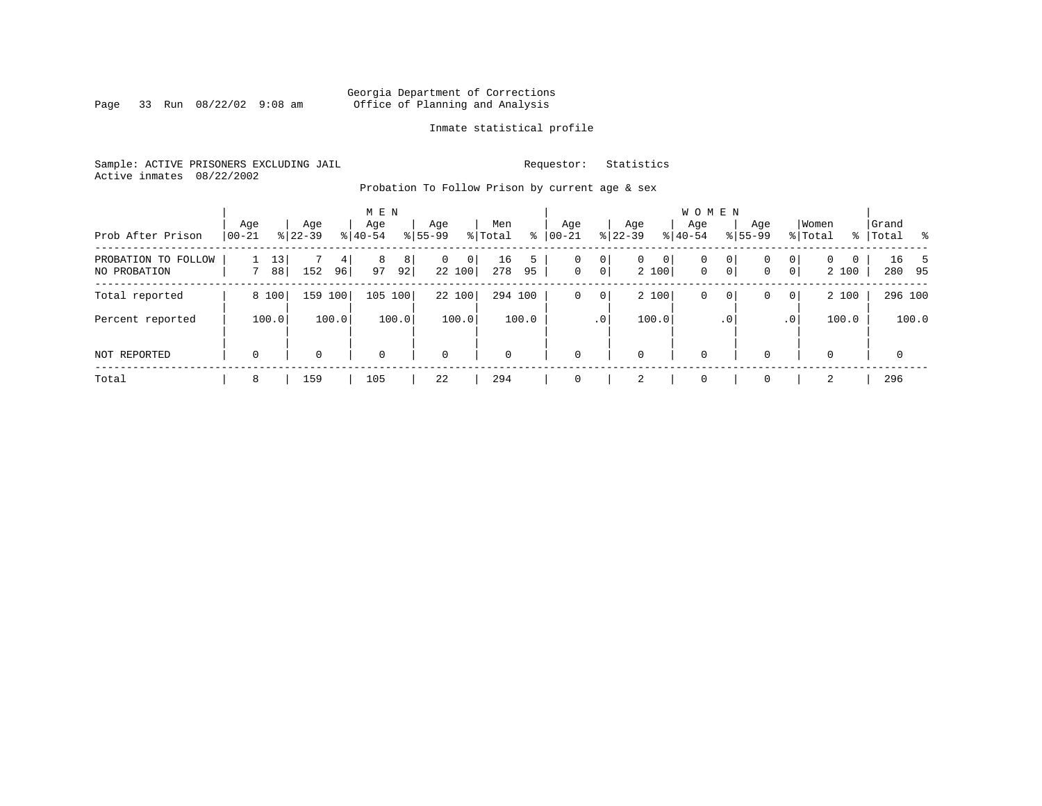Georgia Department of Corrections
Office of Planning and Analysis

Inmate statistical profile

Sample: ACTIVE PRISONERS EXCLUDING JAIL　　　Requestor: Statistics
Active inmates 08/22/2002

Probation To Follow Prison by current age & sex

| Prob After Prison | MEN Age 00-21 | % | Age 22-39 | % | Age 40-54 | % | Age 55-99 | % | Men Total | % | WOMEN Age 00-21 | % | Age 22-39 | % | Age 40-54 | % | Age 55-99 | % | Women Total | % | Grand Total | % |
|---|---|---|---|---|---|---|---|---|---|---|---|---|---|---|---|---|---|---|---|---|---|---|
| PROBATION TO FOLLOW | 1 | 13 | 7 | 4 | 8 | 8 | 0 | 0 | 16 | 5 | 0 | 0 | 0 | 0 | 0 | 0 | 0 | 0 | 0 | 0 | 16 | 5 |
| NO PROBATION | 7 | 88 | 152 | 96 | 97 | 92 | 22 | 100 | 278 | 95 | 0 | 0 | 2 | 100 | 0 | 0 | 0 | 0 | 2 | 100 | 280 | 95 |
| Total reported | 8 | 100 | 159 | 100 | 105 | 100 | 22 | 100 | 294 | 100 | 0 | 0 | 2 | 100 | 0 | 0 | 0 | 0 | 2 | 100 | 296 | 100 |
| Percent reported | 100.0 | | 100.0 | | 100.0 | | 100.0 | | 100.0 | | .0 | | 100.0 | | .0 | | .0 | | 100.0 | | 100.0 | |
| NOT REPORTED | 0 | | 0 | | 0 | | 0 | | 0 | | 0 | | 0 | | 0 | | 0 | | 0 | | 0 | |
| Total | 8 | | 159 | | 105 | | 22 | | 294 | | 0 | | 2 | | 0 | | 0 | | 2 | | 296 | |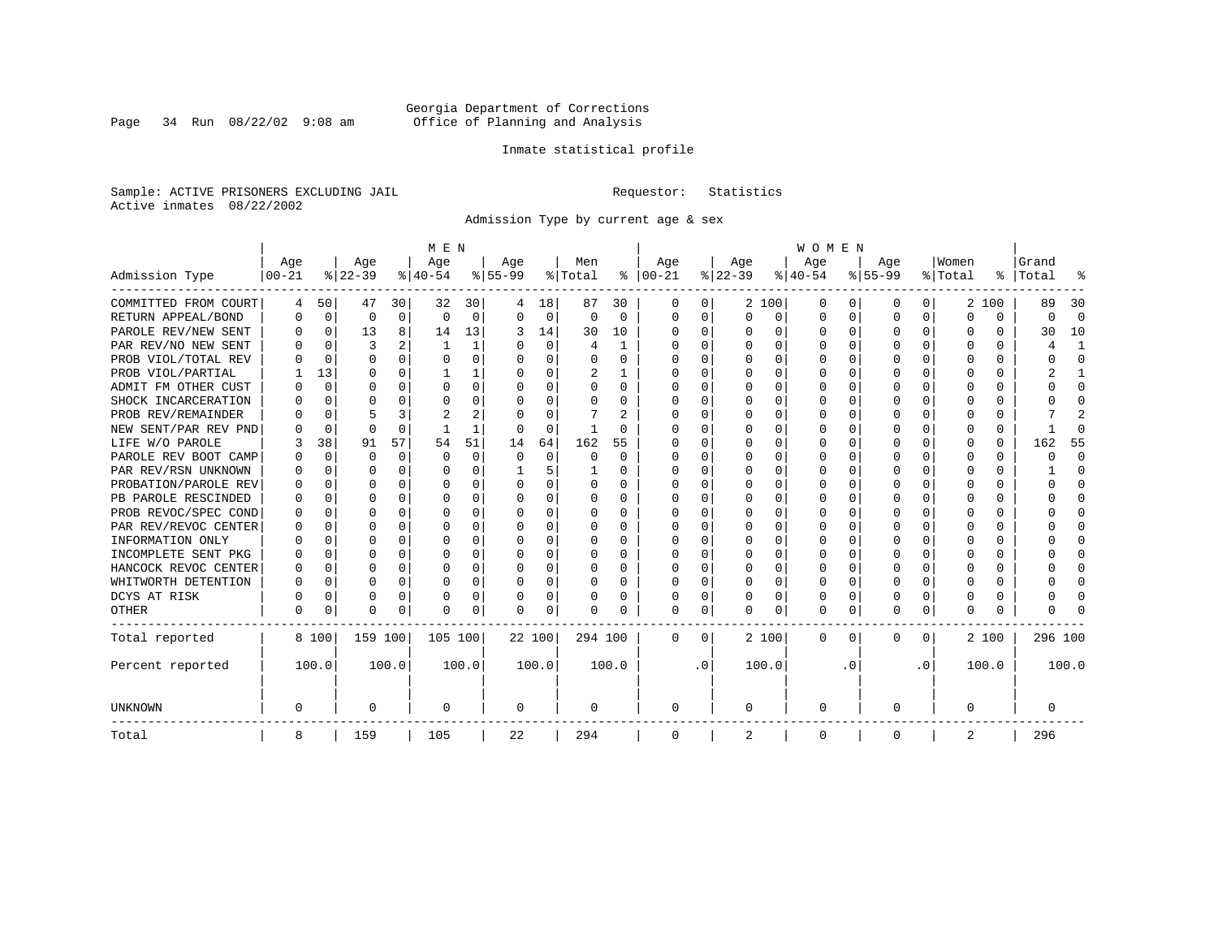Georgia Department of Corrections
Office of Planning and Analysis

Inmate statistical profile

Sample: ACTIVE PRISONERS EXCLUDING JAIL
Active inmates 08/22/2002

Requestor: Statistics

Admission Type by current age & sex

| Admission Type | MEN Age 00-21 | % | Age 22-39 | % | Age 40-54 | % | Age 55-99 | % | Men Total | % | WOMEN Age 00-21 | % | Age 22-39 | % | Age 40-54 | % | Age 55-99 | % | Women Total | % | Grand Total | % |
|---|---|---|---|---|---|---|---|---|---|---|---|---|---|---|---|---|---|---|---|---|---|---|
| COMMITTED FROM COURT | 4 | 50 | 47 | 30 | 32 | 30 | 4 | 18 | 87 | 30 | 0 | 0 | 2 | 100 | 0 | 0 | 0 | 0 | 2 | 100 | 89 | 30 |
| RETURN APPEAL/BOND | 0 | 0 | 0 | 0 | 0 | 0 | 0 | 0 | 0 | 0 | 0 | 0 | 0 | 0 | 0 | 0 | 0 | 0 | 0 | 0 | 0 | 0 |
| PAROLE REV/NEW SENT | 0 | 0 | 13 | 8 | 14 | 13 | 3 | 14 | 30 | 10 | 0 | 0 | 0 | 0 | 0 | 0 | 0 | 0 | 0 | 0 | 30 | 10 |
| PAR REV/NO NEW SENT | 0 | 0 | 3 | 2 | 1 | 1 | 0 | 0 | 4 | 1 | 0 | 0 | 0 | 0 | 0 | 0 | 0 | 0 | 0 | 0 | 4 | 1 |
| PROB VIOL/TOTAL REV | 0 | 0 | 0 | 0 | 0 | 0 | 0 | 0 | 0 | 0 | 0 | 0 | 0 | 0 | 0 | 0 | 0 | 0 | 0 | 0 | 0 | 0 |
| PROB VIOL/PARTIAL | 1 | 13 | 0 | 0 | 1 | 1 | 0 | 0 | 2 | 1 | 0 | 0 | 0 | 0 | 0 | 0 | 0 | 0 | 0 | 0 | 2 | 1 |
| ADMIT FM OTHER CUST | 0 | 0 | 0 | 0 | 0 | 0 | 0 | 0 | 0 | 0 | 0 | 0 | 0 | 0 | 0 | 0 | 0 | 0 | 0 | 0 | 0 | 0 |
| SHOCK INCARCERATION | 0 | 0 | 0 | 0 | 0 | 0 | 0 | 0 | 0 | 0 | 0 | 0 | 0 | 0 | 0 | 0 | 0 | 0 | 0 | 0 | 0 | 0 |
| PROB REV/REMAINDER | 0 | 0 | 5 | 3 | 2 | 2 | 0 | 0 | 7 | 2 | 0 | 0 | 0 | 0 | 0 | 0 | 0 | 0 | 0 | 0 | 7 | 2 |
| NEW SENT/PAR REV PND | 0 | 0 | 0 | 0 | 1 | 1 | 0 | 0 | 1 | 0 | 0 | 0 | 0 | 0 | 0 | 0 | 0 | 0 | 0 | 0 | 1 | 0 |
| LIFE W/O PAROLE | 3 | 38 | 91 | 57 | 54 | 51 | 14 | 64 | 162 | 55 | 0 | 0 | 0 | 0 | 0 | 0 | 0 | 0 | 0 | 0 | 162 | 55 |
| PAROLE REV BOOT CAMP | 0 | 0 | 0 | 0 | 0 | 0 | 0 | 0 | 0 | 0 | 0 | 0 | 0 | 0 | 0 | 0 | 0 | 0 | 0 | 0 | 0 | 0 |
| PAR REV/RSN UNKNOWN | 0 | 0 | 0 | 0 | 0 | 0 | 1 | 5 | 1 | 0 | 0 | 0 | 0 | 0 | 0 | 0 | 0 | 0 | 0 | 0 | 1 | 0 |
| PROBATION/PAROLE REV | 0 | 0 | 0 | 0 | 0 | 0 | 0 | 0 | 0 | 0 | 0 | 0 | 0 | 0 | 0 | 0 | 0 | 0 | 0 | 0 | 0 | 0 |
| PB PAROLE RESCINDED | 0 | 0 | 0 | 0 | 0 | 0 | 0 | 0 | 0 | 0 | 0 | 0 | 0 | 0 | 0 | 0 | 0 | 0 | 0 | 0 | 0 | 0 |
| PROB REVOC/SPEC COND | 0 | 0 | 0 | 0 | 0 | 0 | 0 | 0 | 0 | 0 | 0 | 0 | 0 | 0 | 0 | 0 | 0 | 0 | 0 | 0 | 0 | 0 |
| PAR REV/REVOC CENTER | 0 | 0 | 0 | 0 | 0 | 0 | 0 | 0 | 0 | 0 | 0 | 0 | 0 | 0 | 0 | 0 | 0 | 0 | 0 | 0 | 0 | 0 |
| INFORMATION ONLY | 0 | 0 | 0 | 0 | 0 | 0 | 0 | 0 | 0 | 0 | 0 | 0 | 0 | 0 | 0 | 0 | 0 | 0 | 0 | 0 | 0 | 0 |
| INCOMPLETE SENT PKG | 0 | 0 | 0 | 0 | 0 | 0 | 0 | 0 | 0 | 0 | 0 | 0 | 0 | 0 | 0 | 0 | 0 | 0 | 0 | 0 | 0 | 0 |
| HANCOCK REVOC CENTER | 0 | 0 | 0 | 0 | 0 | 0 | 0 | 0 | 0 | 0 | 0 | 0 | 0 | 0 | 0 | 0 | 0 | 0 | 0 | 0 | 0 | 0 |
| WHITWORTH DETENTION | 0 | 0 | 0 | 0 | 0 | 0 | 0 | 0 | 0 | 0 | 0 | 0 | 0 | 0 | 0 | 0 | 0 | 0 | 0 | 0 | 0 | 0 |
| DCYS AT RISK | 0 | 0 | 0 | 0 | 0 | 0 | 0 | 0 | 0 | 0 | 0 | 0 | 0 | 0 | 0 | 0 | 0 | 0 | 0 | 0 | 0 | 0 |
| OTHER | 0 | 0 | 0 | 0 | 0 | 0 | 0 | 0 | 0 | 0 | 0 | 0 | 0 | 0 | 0 | 0 | 0 | 0 | 0 | 0 | 0 | 0 |
| Total reported | 8 | 100 | 159 | 100 | 105 | 100 | 22 | 100 | 294 | 100 | 0 | 0 | 2 | 100 | 0 | 0 | 0 | 0 | 2 | 100 | 296 | 100 |
| Percent reported | | 100.0 | | 100.0 | | 100.0 | | 100.0 | | 100.0 | | .0 | | 100.0 | | .0 | | .0 | | 100.0 | | 100.0 |
| UNKNOWN | 0 | | 0 | | 0 | | 0 | | 0 | | 0 | | 0 | | 0 | | 0 | | 0 | | 0 | |
| Total | 8 | | 159 | | 105 | | 22 | | 294 | | 0 | | 2 | | 0 | | 0 | | 2 | | 296 | |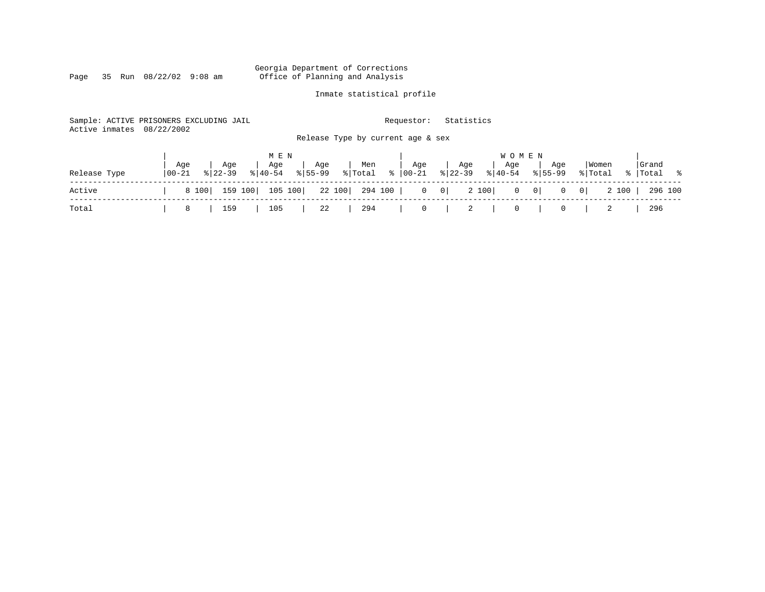Georgia Department of Corrections
Office of Planning and Analysis

Inmate statistical profile

Sample: ACTIVE PRISONERS EXCLUDING JAIL     Requestor: Statistics
Active inmates 08/22/2002

Release Type by current age & sex

| | MEN | | | | | | | | | | WOMEN | | | | | | | | | | | |
|---|---|---|---|---|---|---|---|---|---|---|---|---|---|---|---|---|---|---|---|---|---|---|
| Release Type | Age 00-21 | % | Age 22-39 | % | Age 40-54 | % | Age 55-99 | % | Men Total | % | Age 00-21 | % | Age 22-39 | % | Age 40-54 | % | Age 55-99 | % | Women Total | % | Grand Total | % |
| Active | 8 | 100 | 159 | 100 | 105 | 100 | 22 | 100 | 294 | 100 | 0 | 0 | 2 | 100 | 0 | 0 | 0 | 0 | 2 | 100 | 296 | 100 |
| Total | 8 | | 159 | | 105 | | 22 | | 294 | | 0 | | 2 | | 0 | | 0 | | 2 | | 296 | |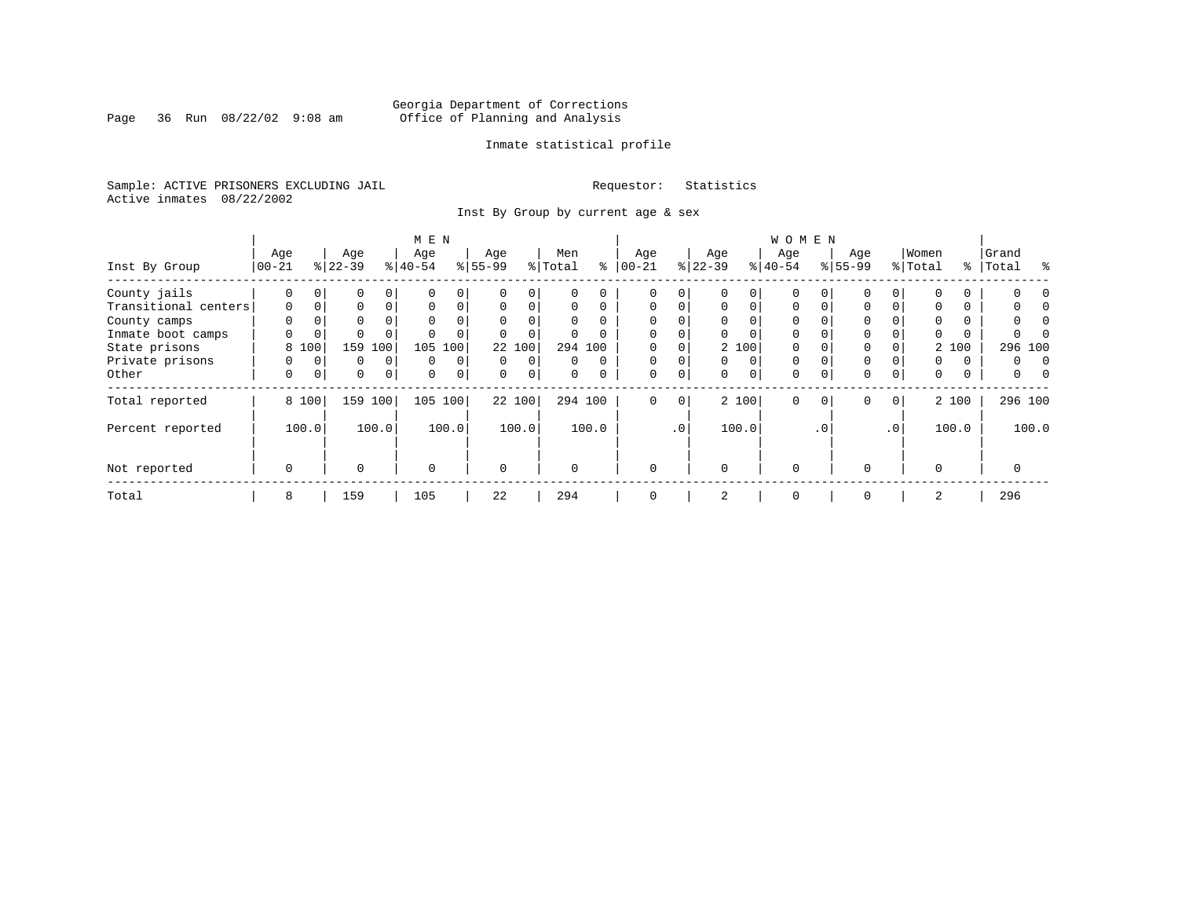Georgia Department of Corrections
Office of Planning and Analysis

Inmate statistical profile

Sample: ACTIVE PRISONERS EXCLUDING JAIL    Requestor: Statistics
Active inmates 08/22/2002

Inst By Group by current age & sex

| Inst By Group | MEN Age 00-21 | % | Age 22-39 | % | Age 40-54 | % | Age 55-99 | % | Men Total | % | WOMEN Age 00-21 | % | Age 22-39 | % | Age 40-54 | % | Age 55-99 | % | Women Total | % | Grand Total | % |
|---|---|---|---|---|---|---|---|---|---|---|---|---|---|---|---|---|---|---|---|---|---|---|
| County jails | 0 | 0 | 0 | 0 | 0 | 0 | 0 | 0 | 0 | 0 | 0 | 0 | 0 | 0 | 0 | 0 | 0 | 0 | 0 | 0 | 0 | 0 |
| Transitional centers | 0 | 0 | 0 | 0 | 0 | 0 | 0 | 0 | 0 | 0 | 0 | 0 | 0 | 0 | 0 | 0 | 0 | 0 | 0 | 0 | 0 | 0 |
| County camps | 0 | 0 | 0 | 0 | 0 | 0 | 0 | 0 | 0 | 0 | 0 | 0 | 0 | 0 | 0 | 0 | 0 | 0 | 0 | 0 | 0 | 0 |
| Inmate boot camps | 0 | 0 | 0 | 0 | 0 | 0 | 0 | 0 | 0 | 0 | 0 | 0 | 0 | 0 | 0 | 0 | 0 | 0 | 0 | 0 | 0 | 0 |
| State prisons | 8 | 100 | 159 | 100 | 105 | 100 | 22 | 100 | 294 | 100 | 0 | 0 | 2 | 100 | 0 | 0 | 0 | 0 | 2 | 100 | 296 | 100 |
| Private prisons | 0 | 0 | 0 | 0 | 0 | 0 | 0 | 0 | 0 | 0 | 0 | 0 | 0 | 0 | 0 | 0 | 0 | 0 | 0 | 0 | 0 | 0 |
| Other | 0 | 0 | 0 | 0 | 0 | 0 | 0 | 0 | 0 | 0 | 0 | 0 | 0 | 0 | 0 | 0 | 0 | 0 | 0 | 0 | 0 | 0 |
| Total reported | 8 | 100 | 159 | 100 | 105 | 100 | 22 | 100 | 294 | 100 | 0 | 0 | 2 | 100 | 0 | 0 | 0 | 0 | 2 | 100 | 296 | 100 |
| Percent reported | | 100.0 | | 100.0 | | 100.0 | | 100.0 | | 100.0 | | .0 | | 100.0 | | .0 | | .0 | | 100.0 | | 100.0 |
| Not reported | 0 | | 0 | | 0 | | 0 | | 0 | | 0 | | 0 | | 0 | | 0 | | 0 | | 0 | |
| Total | 8 | | 159 | | 105 | | 22 | | 294 | | 0 | | 2 | | 0 | | 0 | | 2 | | 296 | |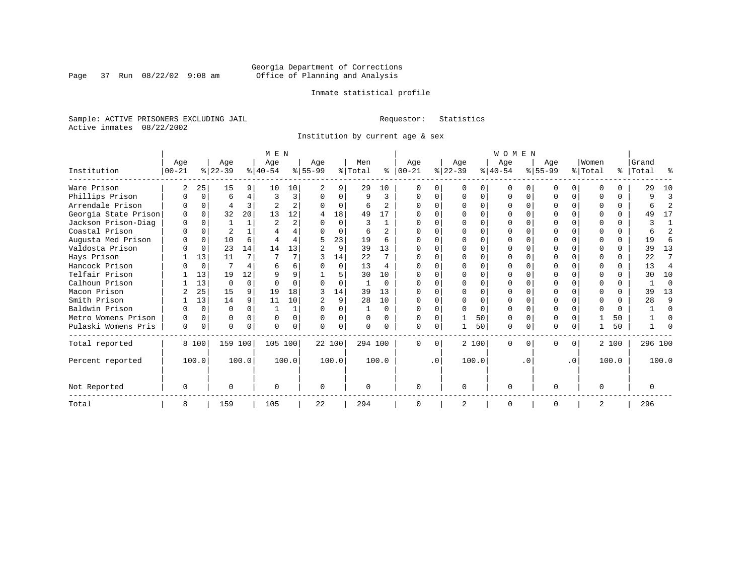Georgia Department of Corrections
Office of Planning and Analysis

Inmate statistical profile

Sample: ACTIVE PRISONERS EXCLUDING JAIL    Requestor: Statistics
Active inmates 08/22/2002

Institution by current age & sex

| Institution | MEN Age 00-21 | % | Age 22-39 | % | Age 40-54 | % | Age 55-99 | % | Men Total | % | WOMEN Age 00-21 | % | Age 22-39 | % | Age 40-54 | % | Age 55-99 | % | Women Total | % | Grand Total | % |
|---|---|---|---|---|---|---|---|---|---|---|---|---|---|---|---|---|---|---|---|---|---|---|
| Ware Prison | 2 | 25 | 15 | 9 | 10 | 10 | 2 | 9 | 29 | 10 | 0 | 0 | 0 | 0 | 0 | 0 | 0 | 0 | 0 | 0 | 29 | 10 |
| Phillips Prison | 0 | 0 | 6 | 4 | 3 | 3 | 0 | 0 | 9 | 3 | 0 | 0 | 0 | 0 | 0 | 0 | 0 | 0 | 0 | 0 | 9 | 3 |
| Arrendale Prison | 0 | 0 | 4 | 3 | 2 | 2 | 0 | 0 | 6 | 2 | 0 | 0 | 0 | 0 | 0 | 0 | 0 | 0 | 0 | 0 | 6 | 2 |
| Georgia State Prison | 0 | 0 | 32 | 20 | 13 | 12 | 4 | 18 | 49 | 17 | 0 | 0 | 0 | 0 | 0 | 0 | 0 | 0 | 0 | 0 | 49 | 17 |
| Jackson Prison-Diag | 0 | 0 | 1 | 1 | 2 | 2 | 0 | 0 | 3 | 1 | 0 | 0 | 0 | 0 | 0 | 0 | 0 | 0 | 0 | 0 | 3 | 1 |
| Coastal Prison | 0 | 0 | 2 | 1 | 4 | 4 | 0 | 0 | 6 | 2 | 0 | 0 | 0 | 0 | 0 | 0 | 0 | 0 | 0 | 0 | 6 | 2 |
| Augusta Med Prison | 0 | 0 | 10 | 6 | 4 | 4 | 5 | 23 | 19 | 6 | 0 | 0 | 0 | 0 | 0 | 0 | 0 | 0 | 0 | 0 | 19 | 6 |
| Valdosta Prison | 0 | 0 | 23 | 14 | 14 | 13 | 2 | 9 | 39 | 13 | 0 | 0 | 0 | 0 | 0 | 0 | 0 | 0 | 0 | 0 | 39 | 13 |
| Hays Prison | 1 | 13 | 11 | 7 | 7 | 7 | 3 | 14 | 22 | 7 | 0 | 0 | 0 | 0 | 0 | 0 | 0 | 0 | 0 | 0 | 22 | 7 |
| Hancock Prison | 0 | 0 | 7 | 4 | 6 | 6 | 0 | 0 | 13 | 4 | 0 | 0 | 0 | 0 | 0 | 0 | 0 | 0 | 0 | 0 | 13 | 4 |
| Telfair Prison | 1 | 13 | 19 | 12 | 9 | 9 | 1 | 5 | 30 | 10 | 0 | 0 | 0 | 0 | 0 | 0 | 0 | 0 | 0 | 0 | 30 | 10 |
| Calhoun Prison | 1 | 13 | 0 | 0 | 0 | 0 | 0 | 0 | 1 | 0 | 0 | 0 | 0 | 0 | 0 | 0 | 0 | 0 | 0 | 0 | 1 | 0 |
| Macon Prison | 2 | 25 | 15 | 9 | 19 | 18 | 3 | 14 | 39 | 13 | 0 | 0 | 0 | 0 | 0 | 0 | 0 | 0 | 0 | 0 | 39 | 13 |
| Smith Prison | 1 | 13 | 14 | 9 | 11 | 10 | 2 | 9 | 28 | 10 | 0 | 0 | 0 | 0 | 0 | 0 | 0 | 0 | 0 | 0 | 28 | 9 |
| Baldwin Prison | 0 | 0 | 0 | 0 | 1 | 1 | 0 | 0 | 1 | 0 | 0 | 0 | 0 | 0 | 0 | 0 | 0 | 0 | 0 | 0 | 1 | 0 |
| Metro Womens Prison | 0 | 0 | 0 | 0 | 0 | 0 | 0 | 0 | 0 | 0 | 0 | 0 | 1 | 50 | 0 | 0 | 0 | 0 | 1 | 50 | 1 | 0 |
| Pulaski Womens Pris | 0 | 0 | 0 | 0 | 0 | 0 | 0 | 0 | 0 | 0 | 0 | 0 | 1 | 50 | 0 | 0 | 0 | 0 | 1 | 50 | 1 | 0 |
| Total reported | 8 | 100 | 159 | 100 | 105 | 100 | 22 | 100 | 294 | 100 | 0 | 0 | 2 | 100 | 0 | 0 | 0 | 0 | 2 | 100 | 296 | 100 |
| Percent reported | | 100.0 | | 100.0 | | 100.0 | | 100.0 | | 100.0 | | .0 | | 100.0 | | .0 | | .0 | | 100.0 | | 100.0 |
| Not Reported | 0 | | 0 | | 0 | | 0 | | 0 | | 0 | | 0 | | 0 | | 0 | | 0 | | 0 | |
| Total | 8 | | 159 | | 105 | | 22 | | 294 | | 0 | | 2 | | 0 | | 0 | | 2 | | 296 | |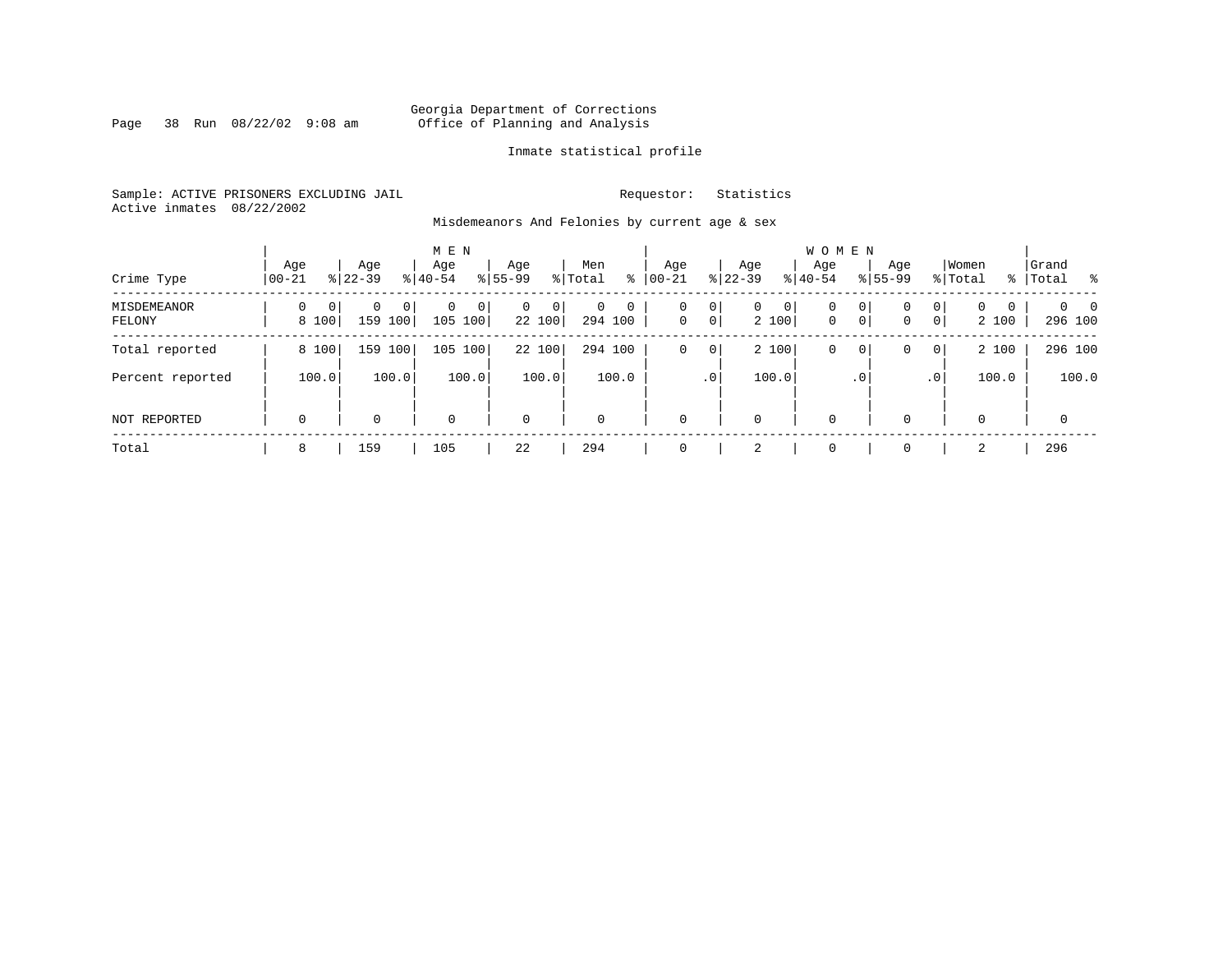Georgia Department of Corrections
Office of Planning and Analysis

Inmate statistical profile

Sample: ACTIVE PRISONERS EXCLUDING JAIL        Requestor: Statistics
Active inmates 08/22/2002

Misdemeanors And Felonies by current age & sex

| Crime Type | MEN Age 00-21 | % | Age 22-39 | % | Age 40-54 | % | Age 55-99 | % | Men Total | % | WOMEN Age 00-21 | % | Age 22-39 | % | Age 40-54 | % | Age 55-99 | % | Women Total | % | Grand Total | % |
|---|---|---|---|---|---|---|---|---|---|---|---|---|---|---|---|---|---|---|---|---|---|---|
| MISDEMEANOR | 0 | 0 | 0 | 0 | 0 | 0 | 0 | 0 | 0 | 0 | 0 | 0 | 0 | 0 | 0 | 0 | 0 | 0 | 0 | 0 | 0 | 0 |
| FELONY | 8 | 100 | 159 | 100 | 105 | 100 | 22 | 100 | 294 | 100 | 0 | 0 | 2 | 100 | 0 | 0 | 0 | 0 | 2 | 100 | 296 | 100 |
| Total reported | 8 | 100 | 159 | 100 | 105 | 100 | 22 | 100 | 294 | 100 | 0 | 0 | 2 | 100 | 0 | 0 | 0 | 0 | 2 | 100 | 296 | 100 |
| Percent reported | | 100.0 | | 100.0 | | 100.0 | | 100.0 | | 100.0 | | .0 | | 100.0 | | .0 | | .0 | | 100.0 | | 100.0 |
| NOT REPORTED | 0 | | 0 | | 0 | | 0 | | 0 | | 0 | | 0 | | 0 | | 0 | | 0 | | 0 | |
| Total | 8 | | 159 | | 105 | | 22 | | 294 | | 0 | | 2 | | 0 | | 0 | | 2 | | 296 | |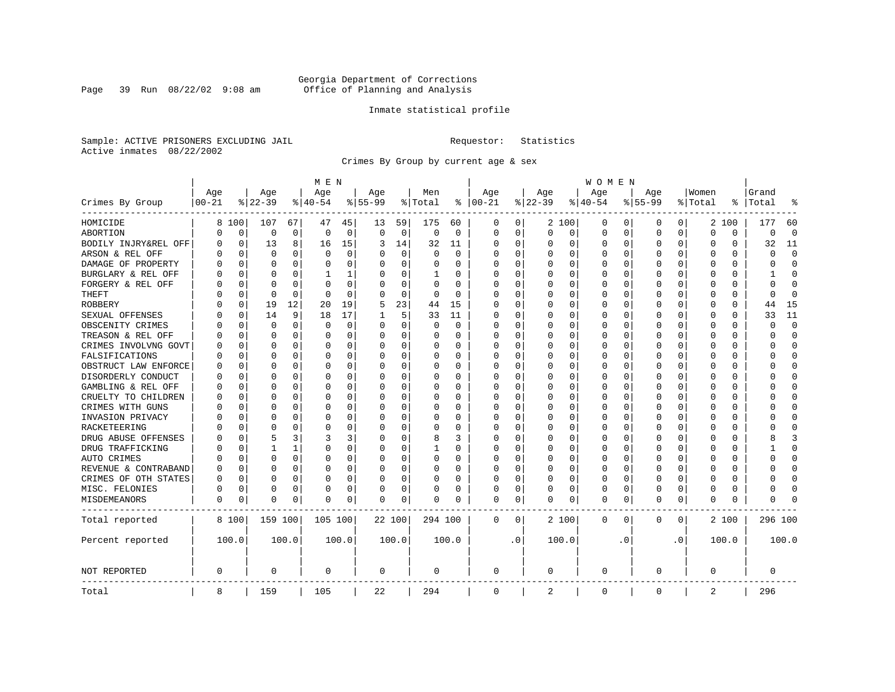Georgia Department of Corrections
Office of Planning and Analysis

Inmate statistical profile

Sample: ACTIVE PRISONERS EXCLUDING JAIL    Requestor: Statistics
Active inmates 08/22/2002

Crimes By Group by current age & sex

| Crimes By Group | MEN Age 00-21 | % | Age 22-39 | % | Age 40-54 | % | Age 55-99 | % | Men Total | % | WOMEN Age 00-21 | % | Age 22-39 | % | Age 40-54 | % | Age 55-99 | % | Women Total | % | Grand Total | % |
|---|---|---|---|---|---|---|---|---|---|---|---|---|---|---|---|---|---|---|---|---|---|---|
| HOMICIDE | 8 | 100 | 107 | 67 | 47 | 45 | 13 | 59 | 175 | 60 | 0 | 0 | 2 | 100 | 0 | 0 | 0 | 0 | 2 | 100 | 177 | 60 |
| ABORTION | 0 | 0 | 0 | 0 | 0 | 0 | 0 | 0 | 0 | 0 | 0 | 0 | 0 | 0 | 0 | 0 | 0 | 0 | 0 | 0 | 0 | 0 |
| BODILY INJRY&REL OFF | 0 | 0 | 13 | 8 | 16 | 15 | 3 | 14 | 32 | 11 | 0 | 0 | 0 | 0 | 0 | 0 | 0 | 0 | 0 | 0 | 32 | 11 |
| ARSON & REL OFF | 0 | 0 | 0 | 0 | 0 | 0 | 0 | 0 | 0 | 0 | 0 | 0 | 0 | 0 | 0 | 0 | 0 | 0 | 0 | 0 | 0 | 0 |
| DAMAGE OF PROPERTY | 0 | 0 | 0 | 0 | 0 | 0 | 0 | 0 | 0 | 0 | 0 | 0 | 0 | 0 | 0 | 0 | 0 | 0 | 0 | 0 | 0 | 0 |
| BURGLARY & REL OFF | 0 | 0 | 0 | 0 | 1 | 1 | 0 | 0 | 1 | 0 | 0 | 0 | 0 | 0 | 0 | 0 | 0 | 0 | 0 | 0 | 1 | 0 |
| FORGERY & REL OFF | 0 | 0 | 0 | 0 | 0 | 0 | 0 | 0 | 0 | 0 | 0 | 0 | 0 | 0 | 0 | 0 | 0 | 0 | 0 | 0 | 0 | 0 |
| THEFT | 0 | 0 | 0 | 0 | 0 | 0 | 0 | 0 | 0 | 0 | 0 | 0 | 0 | 0 | 0 | 0 | 0 | 0 | 0 | 0 | 0 | 0 |
| ROBBERY | 0 | 0 | 19 | 12 | 20 | 19 | 5 | 23 | 44 | 15 | 0 | 0 | 0 | 0 | 0 | 0 | 0 | 0 | 0 | 0 | 44 | 15 |
| SEXUAL OFFENSES | 0 | 0 | 14 | 9 | 18 | 17 | 1 | 5 | 33 | 11 | 0 | 0 | 0 | 0 | 0 | 0 | 0 | 0 | 0 | 0 | 33 | 11 |
| OBSCENITY CRIMES | 0 | 0 | 0 | 0 | 0 | 0 | 0 | 0 | 0 | 0 | 0 | 0 | 0 | 0 | 0 | 0 | 0 | 0 | 0 | 0 | 0 | 0 |
| TREASON & REL OFF | 0 | 0 | 0 | 0 | 0 | 0 | 0 | 0 | 0 | 0 | 0 | 0 | 0 | 0 | 0 | 0 | 0 | 0 | 0 | 0 | 0 | 0 |
| CRIMES INVOLVNG GOVT | 0 | 0 | 0 | 0 | 0 | 0 | 0 | 0 | 0 | 0 | 0 | 0 | 0 | 0 | 0 | 0 | 0 | 0 | 0 | 0 | 0 | 0 |
| FALSIFICATIONS | 0 | 0 | 0 | 0 | 0 | 0 | 0 | 0 | 0 | 0 | 0 | 0 | 0 | 0 | 0 | 0 | 0 | 0 | 0 | 0 | 0 | 0 |
| OBSTRUCT LAW ENFORCE | 0 | 0 | 0 | 0 | 0 | 0 | 0 | 0 | 0 | 0 | 0 | 0 | 0 | 0 | 0 | 0 | 0 | 0 | 0 | 0 | 0 | 0 |
| DISORDERLY CONDUCT | 0 | 0 | 0 | 0 | 0 | 0 | 0 | 0 | 0 | 0 | 0 | 0 | 0 | 0 | 0 | 0 | 0 | 0 | 0 | 0 | 0 | 0 |
| GAMBLING & REL OFF | 0 | 0 | 0 | 0 | 0 | 0 | 0 | 0 | 0 | 0 | 0 | 0 | 0 | 0 | 0 | 0 | 0 | 0 | 0 | 0 | 0 | 0 |
| CRUELTY TO CHILDREN | 0 | 0 | 0 | 0 | 0 | 0 | 0 | 0 | 0 | 0 | 0 | 0 | 0 | 0 | 0 | 0 | 0 | 0 | 0 | 0 | 0 | 0 |
| CRIMES WITH GUNS | 0 | 0 | 0 | 0 | 0 | 0 | 0 | 0 | 0 | 0 | 0 | 0 | 0 | 0 | 0 | 0 | 0 | 0 | 0 | 0 | 0 | 0 |
| INVASION PRIVACY | 0 | 0 | 0 | 0 | 0 | 0 | 0 | 0 | 0 | 0 | 0 | 0 | 0 | 0 | 0 | 0 | 0 | 0 | 0 | 0 | 0 | 0 |
| RACKETEERING | 0 | 0 | 0 | 0 | 0 | 0 | 0 | 0 | 0 | 0 | 0 | 0 | 0 | 0 | 0 | 0 | 0 | 0 | 0 | 0 | 0 | 0 |
| DRUG ABUSE OFFENSES | 0 | 0 | 5 | 3 | 3 | 3 | 0 | 0 | 8 | 3 | 0 | 0 | 0 | 0 | 0 | 0 | 0 | 0 | 0 | 0 | 8 | 3 |
| DRUG TRAFFICKING | 0 | 0 | 1 | 1 | 0 | 0 | 0 | 0 | 1 | 0 | 0 | 0 | 0 | 0 | 0 | 0 | 0 | 0 | 0 | 0 | 1 | 0 |
| AUTO CRIMES | 0 | 0 | 0 | 0 | 0 | 0 | 0 | 0 | 0 | 0 | 0 | 0 | 0 | 0 | 0 | 0 | 0 | 0 | 0 | 0 | 0 | 0 |
| REVENUE & CONTRABAND | 0 | 0 | 0 | 0 | 0 | 0 | 0 | 0 | 0 | 0 | 0 | 0 | 0 | 0 | 0 | 0 | 0 | 0 | 0 | 0 | 0 | 0 |
| CRIMES OF OTH STATES | 0 | 0 | 0 | 0 | 0 | 0 | 0 | 0 | 0 | 0 | 0 | 0 | 0 | 0 | 0 | 0 | 0 | 0 | 0 | 0 | 0 | 0 |
| MISC. FELONIES | 0 | 0 | 0 | 0 | 0 | 0 | 0 | 0 | 0 | 0 | 0 | 0 | 0 | 0 | 0 | 0 | 0 | 0 | 0 | 0 | 0 | 0 |
| MISDEMEANORS | 0 | 0 | 0 | 0 | 0 | 0 | 0 | 0 | 0 | 0 | 0 | 0 | 0 | 0 | 0 | 0 | 0 | 0 | 0 | 0 | 0 | 0 |
| Total reported | 8 | 100 | 159 | 100 | 105 | 100 | 22 | 100 | 294 | 100 | 0 | 0 | 2 | 100 | 0 | 0 | 0 | 0 | 2 | 100 | 296 | 100 |
| Percent reported | 100.0 | | 100.0 | | 100.0 | | 100.0 | | 100.0 | | .0 | | 100.0 | | .0 | | .0 | | 100.0 | | 100.0 | |
| NOT REPORTED | 0 | | 0 | | 0 | | 0 | | 0 | | 0 | | 0 | | 0 | | 0 | | 0 | | 0 | |
| Total | 8 | | 159 | | 105 | | 22 | | 294 | | 0 | | 2 | | 0 | | 0 | | 2 | | 296 | |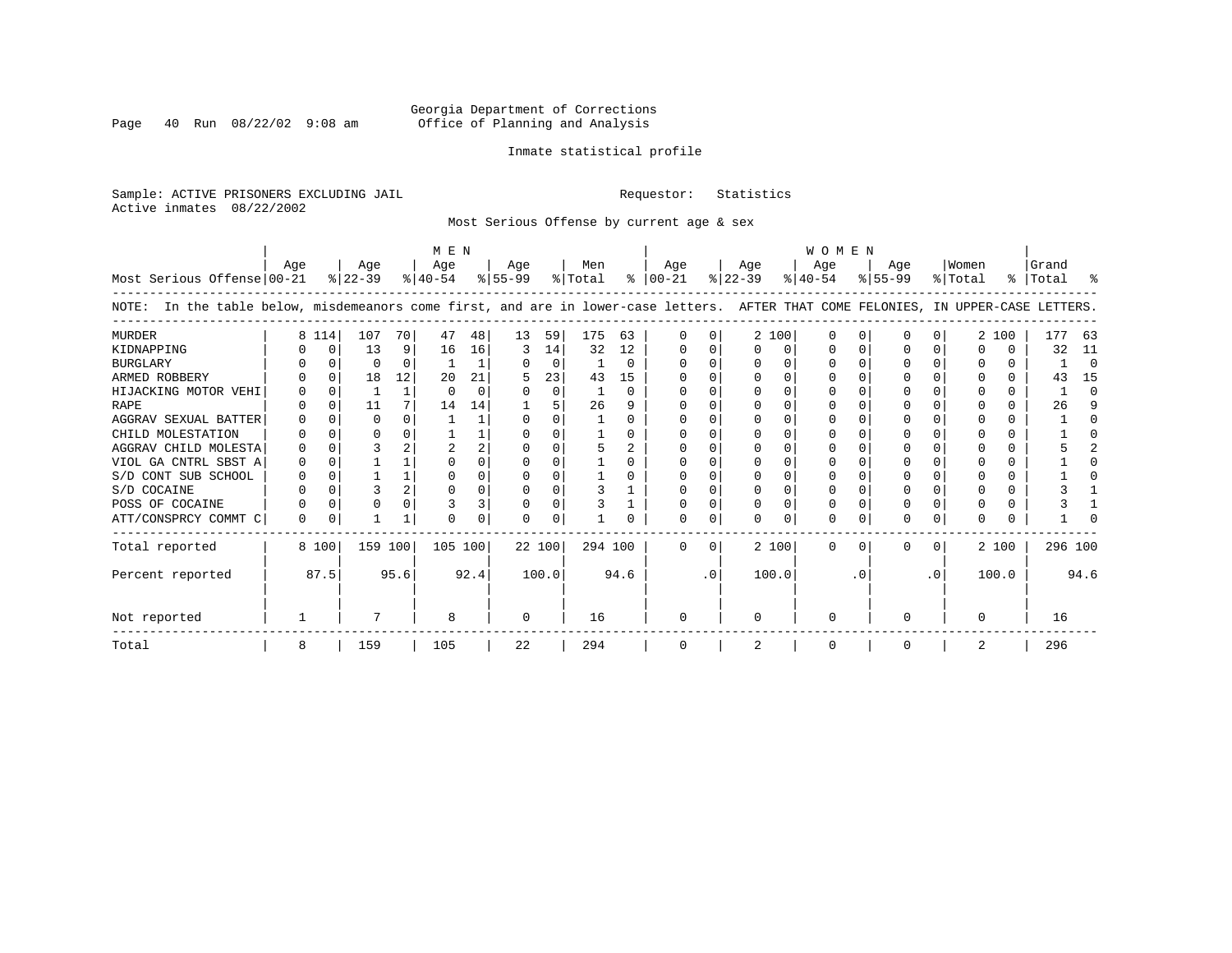Georgia Department of Corrections
Office of Planning and Analysis

Inmate statistical profile

Sample: ACTIVE PRISONERS EXCLUDING JAIL          Requestor: Statistics
Active inmates 08/22/2002

Most Serious Offense by current age & sex

NOTE: In the table below, misdemeanors come first, and are in lower-case letters. AFTER THAT COME FELONIES, IN UPPER-CASE LETTERS.

| Most Serious Offense | MEN Age 00-21 | % | Age 22-39 | % | Age 40-54 | % | Age 55-99 | % | Men Total | % | WOMEN Age 00-21 | % | Age 22-39 | % | Age 40-54 | % | Age 55-99 | % | Women Total | % | Grand Total | % |
|---|---|---|---|---|---|---|---|---|---|---|---|---|---|---|---|---|---|---|---|---|---|---|
| MURDER | 8 | 114 | 107 | 70 | 47 | 48 | 13 | 59 | 175 | 63 | 0 | 0 | 2 | 100 | 0 | 0 | 0 | 0 | 2 | 100 | 177 | 63 |
| KIDNAPPING | 0 | 0 | 13 | 9 | 16 | 16 | 3 | 14 | 32 | 12 | 0 | 0 | 0 | 0 | 0 | 0 | 0 | 0 | 0 | 0 | 32 | 11 |
| BURGLARY | 0 | 0 | 0 | 0 | 1 | 1 | 0 | 0 | 1 | 0 | 0 | 0 | 0 | 0 | 0 | 0 | 0 | 0 | 0 | 0 | 1 | 0 |
| ARMED ROBBERY | 0 | 0 | 18 | 12 | 20 | 21 | 5 | 23 | 43 | 15 | 0 | 0 | 0 | 0 | 0 | 0 | 0 | 0 | 0 | 0 | 43 | 15 |
| HIJACKING MOTOR VEHI | 0 | 0 | 1 | 1 | 0 | 0 | 0 | 0 | 1 | 0 | 0 | 0 | 0 | 0 | 0 | 0 | 0 | 0 | 0 | 0 | 1 | 0 |
| RAPE | 0 | 0 | 11 | 7 | 14 | 14 | 1 | 5 | 26 | 9 | 0 | 0 | 0 | 0 | 0 | 0 | 0 | 0 | 0 | 0 | 26 | 9 |
| AGGRAV SEXUAL BATTER | 0 | 0 | 0 | 0 | 1 | 1 | 0 | 0 | 1 | 0 | 0 | 0 | 0 | 0 | 0 | 0 | 0 | 0 | 0 | 0 | 1 | 0 |
| CHILD MOLESTATION | 0 | 0 | 0 | 0 | 1 | 1 | 0 | 0 | 1 | 0 | 0 | 0 | 0 | 0 | 0 | 0 | 0 | 0 | 0 | 0 | 1 | 0 |
| AGGRAV CHILD MOLESTA | 0 | 0 | 3 | 2 | 2 | 2 | 0 | 0 | 5 | 2 | 0 | 0 | 0 | 0 | 0 | 0 | 0 | 0 | 0 | 0 | 5 | 2 |
| VIOL GA CNTRL SBST A | 0 | 0 | 1 | 1 | 0 | 0 | 0 | 0 | 1 | 0 | 0 | 0 | 0 | 0 | 0 | 0 | 0 | 0 | 0 | 0 | 1 | 0 |
| S/D CONT SUB SCHOOL | 0 | 0 | 1 | 1 | 0 | 0 | 0 | 0 | 1 | 0 | 0 | 0 | 0 | 0 | 0 | 0 | 0 | 0 | 0 | 0 | 1 | 0 |
| S/D COCAINE | 0 | 0 | 3 | 2 | 0 | 0 | 0 | 0 | 3 | 1 | 0 | 0 | 0 | 0 | 0 | 0 | 0 | 0 | 0 | 0 | 3 | 1 |
| POSS OF COCAINE | 0 | 0 | 0 | 0 | 3 | 3 | 0 | 0 | 3 | 1 | 0 | 0 | 0 | 0 | 0 | 0 | 0 | 0 | 0 | 0 | 3 | 1 |
| ATT/CONSPRCY COMMT C | 0 | 0 | 1 | 1 | 0 | 0 | 0 | 0 | 1 | 0 | 0 | 0 | 0 | 0 | 0 | 0 | 0 | 0 | 0 | 0 | 1 | 0 |
| Total reported | 8 | 100 | 159 | 100 | 105 | 100 | 22 | 100 | 294 | 100 | 0 | 0 | 2 | 100 | 0 | 0 | 0 | 0 | 2 | 100 | 296 | 100 |
| Percent reported | | 87.5 | | 95.6 | | 92.4 | | 100.0 | | 94.6 | | .0 | | 100.0 | | .0 | | .0 | | 100.0 | | 94.6 |
| Not reported | 1 | | 7 | | 8 | | 0 | | 16 | | 0 | | 0 | | 0 | | 0 | | 0 | | 16 | |
| Total | 8 | | 159 | | 105 | | 22 | | 294 | | 0 | | 2 | | 0 | | 0 | | 2 | | 296 | |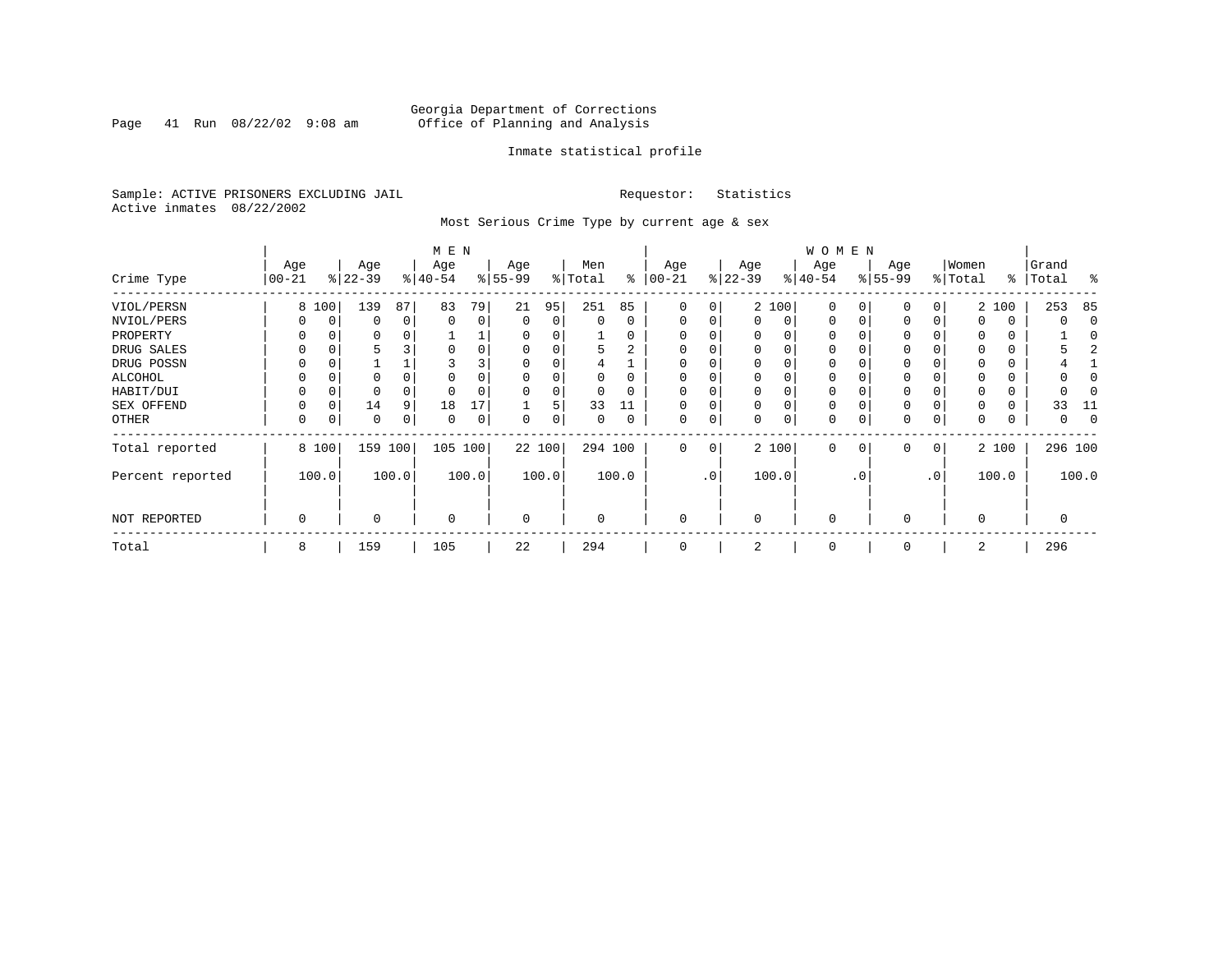Georgia Department of Corrections
Office of Planning and Analysis

Inmate statistical profile

Sample: ACTIVE PRISONERS EXCLUDING JAIL
Active inmates 08/22/2002

Requestor: Statistics

Most Serious Crime Type by current age & sex

| | MEN | | | | | | | | | | WOMEN | | | | | | | | | | | |
|---|---|---|---|---|---|---|---|---|---|---|---|---|---|---|---|---|---|---|---|---|---|---|
| Crime Type | Age 00-21 | % | Age 22-39 | % | Age 40-54 | % | Age 55-99 | % | Men Total | % | Age 00-21 | % | Age 22-39 | % | Age 40-54 | % | Age 55-99 | % | Women Total | % | Grand Total | % |
| VIOL/PERSN | 8 | 100 | 139 | 87 | 83 | 79 | 21 | 95 | 251 | 85 | 0 | 0 | 2 | 100 | 0 | 0 | 0 | 0 | 2 | 100 | 253 | 85 |
| NVIOL/PERS | 0 | 0 | 0 | 0 | 0 | 0 | 0 | 0 | 0 | 0 | 0 | 0 | 0 | 0 | 0 | 0 | 0 | 0 | 0 | 0 | 0 | 0 |
| PROPERTY | 0 | 0 | 0 | 0 | 1 | 1 | 0 | 0 | 1 | 0 | 0 | 0 | 0 | 0 | 0 | 0 | 0 | 0 | 0 | 0 | 1 | 0 |
| DRUG SALES | 0 | 0 | 5 | 3 | 0 | 0 | 0 | 0 | 5 | 2 | 0 | 0 | 0 | 0 | 0 | 0 | 0 | 0 | 0 | 0 | 5 | 2 |
| DRUG POSSN | 0 | 0 | 1 | 1 | 3 | 3 | 0 | 0 | 4 | 1 | 0 | 0 | 0 | 0 | 0 | 0 | 0 | 0 | 0 | 0 | 4 | 1 |
| ALCOHOL | 0 | 0 | 0 | 0 | 0 | 0 | 0 | 0 | 0 | 0 | 0 | 0 | 0 | 0 | 0 | 0 | 0 | 0 | 0 | 0 | 0 | 0 |
| HABIT/DUI | 0 | 0 | 0 | 0 | 0 | 0 | 0 | 0 | 0 | 0 | 0 | 0 | 0 | 0 | 0 | 0 | 0 | 0 | 0 | 0 | 0 | 0 |
| SEX OFFEND | 0 | 0 | 14 | 9 | 18 | 17 | 1 | 5 | 33 | 11 | 0 | 0 | 0 | 0 | 0 | 0 | 0 | 0 | 0 | 0 | 33 | 11 |
| OTHER | 0 | 0 | 0 | 0 | 0 | 0 | 0 | 0 | 0 | 0 | 0 | 0 | 0 | 0 | 0 | 0 | 0 | 0 | 0 | 0 | 0 | 0 |
| Total reported | 8 | 100 | 159 | 100 | 105 | 100 | 22 | 100 | 294 | 100 | 0 | 0 | 2 | 100 | 0 | 0 | 0 | 0 | 2 | 100 | 296 | 100 |
| Percent reported | | 100.0 | | 100.0 | | 100.0 | | 100.0 | | 100.0 | | .0 | | 100.0 | | .0 | | .0 | | 100.0 | | 100.0 |
| NOT REPORTED | 0 | | 0 | | 0 | | 0 | | 0 | | 0 | | 0 | | 0 | | 0 | | 0 | | 0 | |
| Total | 8 | | 159 | | 105 | | 22 | | 294 | | 0 | | 2 | | 0 | | 0 | | 2 | | 296 | |